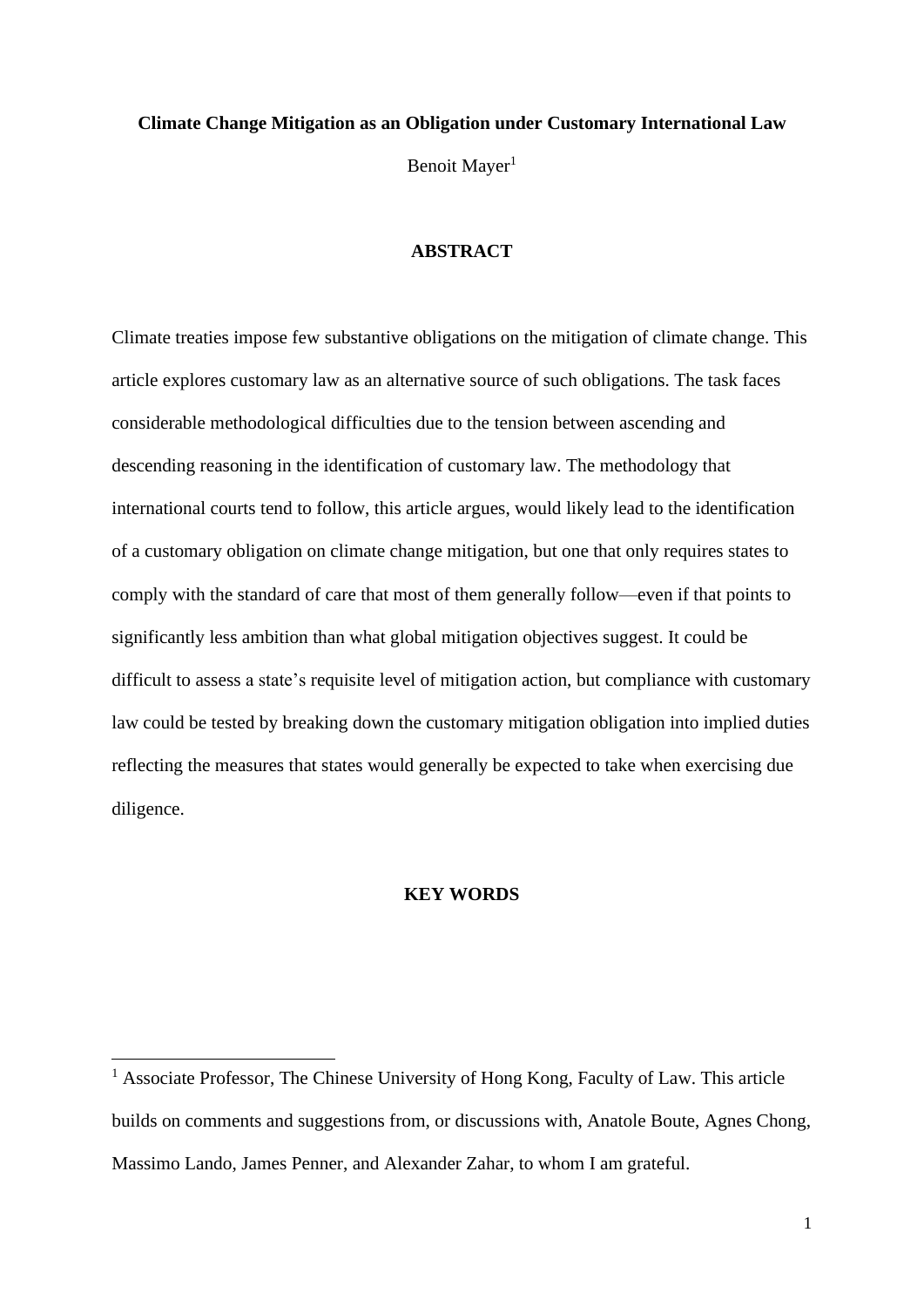# Climate Change Mitigation as an Obligation under Customary International Law

Benoit Mayer[1]

## ABSTRACT

Climate treaties impose few substantive obligations on the mitigation of climate change. This article explores customary law as an alternative source of such obligations. The task faces considerable methodological difficulties due to the tension between ascending and descending reasoning in the identification of customary law. The methodology that international courts tend to follow, this article argues, would likely lead to the identification of a customary obligation on climate change mitigation, but one that only requires states to comply with the standard of care that most of them generally follow—even if that points to significantly less ambition than what global mitigation objectives suggest. It could be difficult to assess a state's requisite level of mitigation action, but compliance with customary law could be tested by breaking down the customary mitigation obligation into implied duties reflecting the measures that states would generally be expected to take when exercising due diligence.

## KEY WORDS

---

[1] Associate Professor, The Chinese University of Hong Kong, Faculty of Law. This article builds on comments and suggestions from, or discussions with, Anatole Boute, Agnes Chong, Massimo Lando, James Penner, and Alexander Zahar, to whom I am grateful.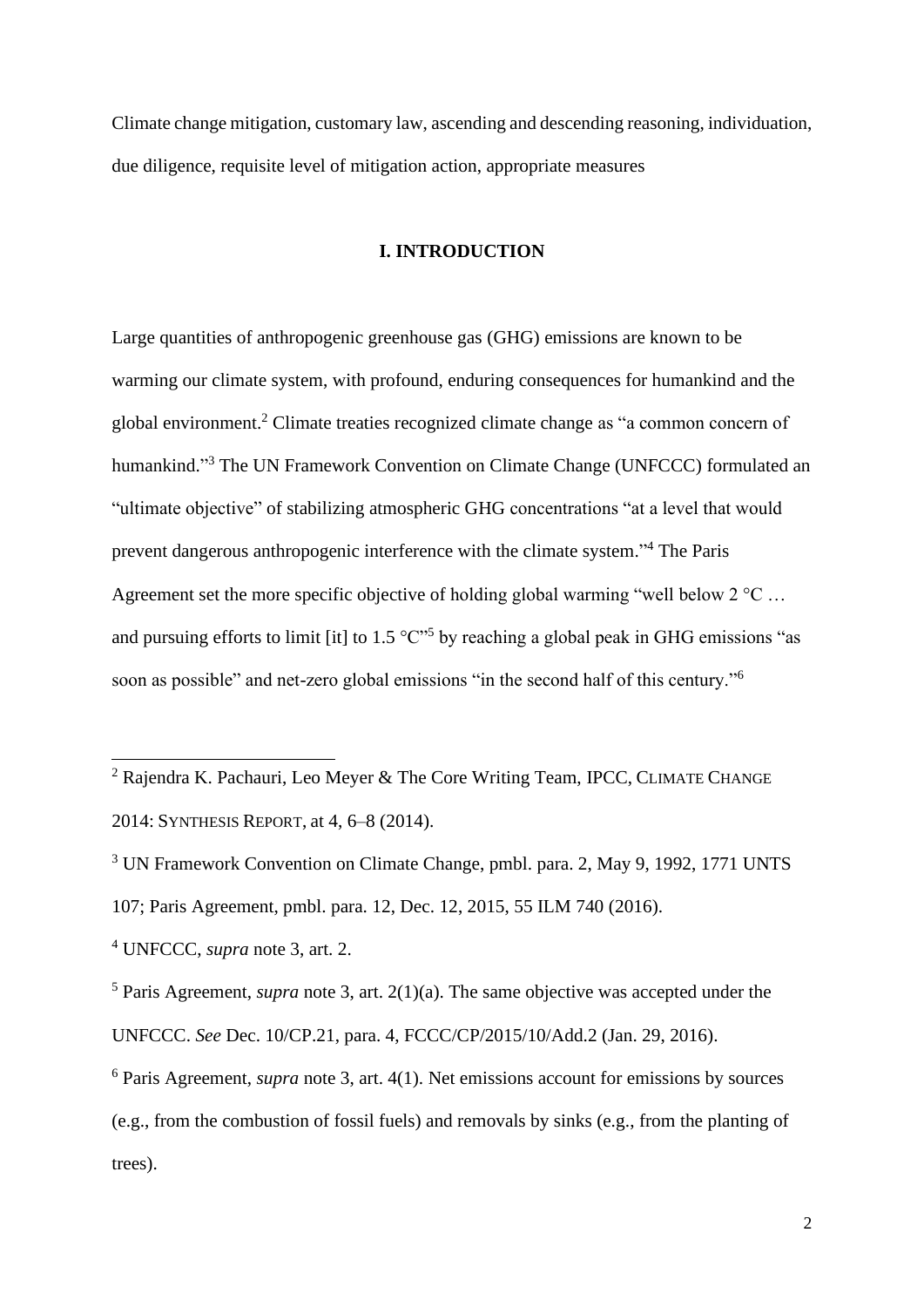Climate change mitigation, customary law, ascending and descending reasoning, individuation, due diligence, requisite level of mitigation action, appropriate measures

## I. INTRODUCTION

Large quantities of anthropogenic greenhouse gas (GHG) emissions are known to be warming our climate system, with profound, enduring consequences for humankind and the global environment.[2] Climate treaties recognized climate change as "a common concern of humankind."[3] The UN Framework Convention on Climate Change (UNFCCC) formulated an "ultimate objective" of stabilizing atmospheric GHG concentrations "at a level that would prevent dangerous anthropogenic interference with the climate system."[4] The Paris Agreement set the more specific objective of holding global warming "well below 2 °C … and pursuing efforts to limit [it] to 1.5 °C"[5] by reaching a global peak in GHG emissions "as soon as possible" and net-zero global emissions "in the second half of this century."[6]

---

[2] Rajendra K. Pachauri, Leo Meyer & The Core Writing Team, IPCC, CLIMATE CHANGE 2014: SYNTHESIS REPORT, at 4, 6–8 (2014).

[3] UN Framework Convention on Climate Change, pmbl. para. 2, May 9, 1992, 1771 UNTS 107; Paris Agreement, pmbl. para. 12, Dec. 12, 2015, 55 ILM 740 (2016).

[4] UNFCCC, *supra* note 3, art. 2.

[5] Paris Agreement, *supra* note 3, art. 2(1)(a). The same objective was accepted under the UNFCCC. *See* Dec. 10/CP.21, para. 4, FCCC/CP/2015/10/Add.2 (Jan. 29, 2016).

[6] Paris Agreement, *supra* note 3, art. 4(1). Net emissions account for emissions by sources (e.g., from the combustion of fossil fuels) and removals by sinks (e.g., from the planting of trees).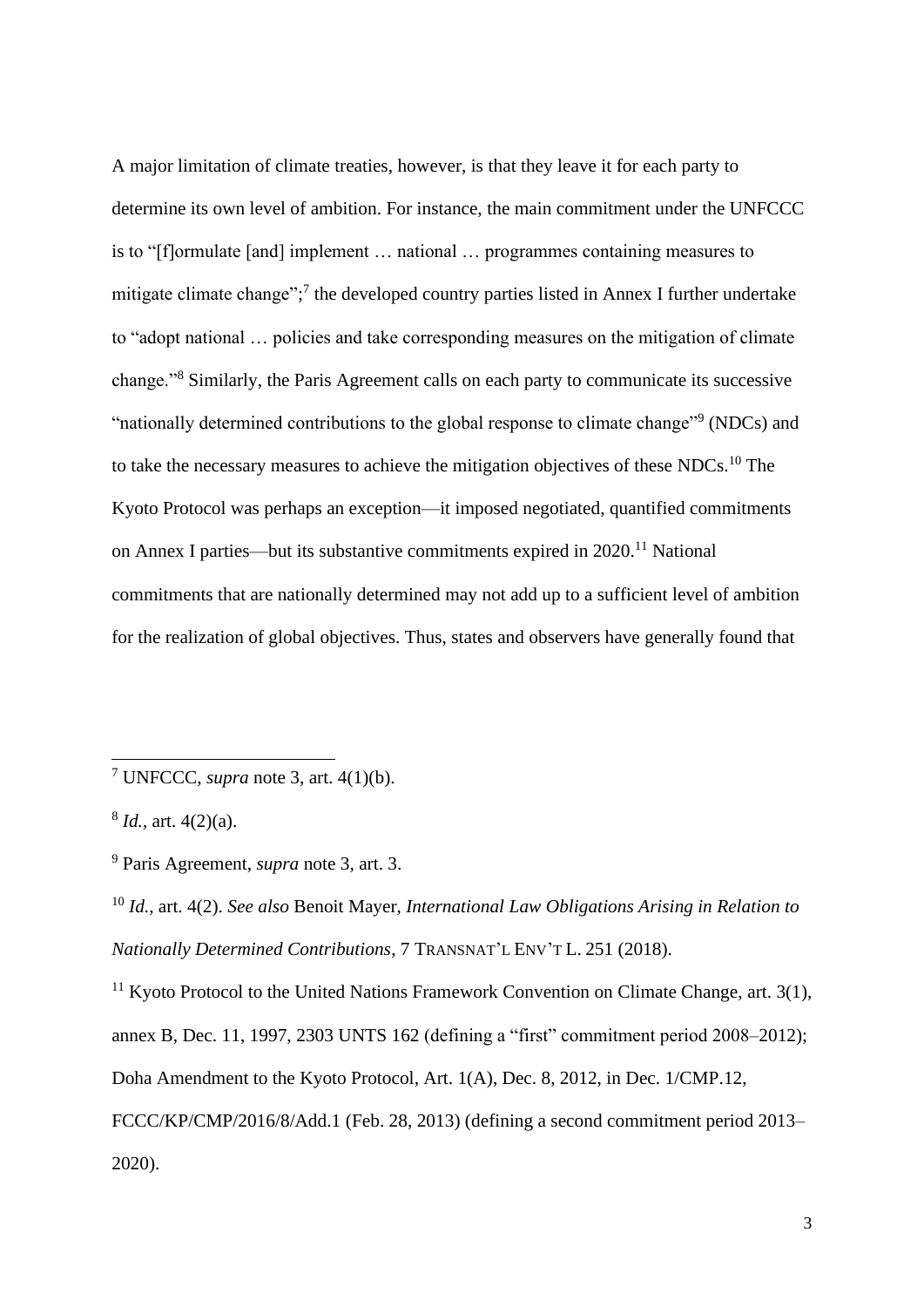A major limitation of climate treaties, however, is that they leave it for each party to determine its own level of ambition. For instance, the main commitment under the UNFCCC is to "[f]ormulate [and] implement … national … programmes containing measures to mitigate climate change";[7] the developed country parties listed in Annex I further undertake to "adopt national … policies and take corresponding measures on the mitigation of climate change."[8] Similarly, the Paris Agreement calls on each party to communicate its successive "nationally determined contributions to the global response to climate change"[9] (NDCs) and to take the necessary measures to achieve the mitigation objectives of these NDCs.[10] The Kyoto Protocol was perhaps an exception—it imposed negotiated, quantified commitments on Annex I parties—but its substantive commitments expired in 2020.[11] National commitments that are nationally determined may not add up to a sufficient level of ambition for the realization of global objectives. Thus, states and observers have generally found that

---

[7] UNFCCC, *supra* note 3, art. 4(1)(b).

[8] *Id.*, art. 4(2)(a).

[9] Paris Agreement, *supra* note 3, art. 3.

[10] *Id.*, art. 4(2). *See also* Benoit Mayer, *International Law Obligations Arising in Relation to Nationally Determined Contributions*, 7 TRANSNAT'L ENV'T L. 251 (2018).

[11] Kyoto Protocol to the United Nations Framework Convention on Climate Change, art. 3(1), annex B, Dec. 11, 1997, 2303 UNTS 162 (defining a "first" commitment period 2008–2012); Doha Amendment to the Kyoto Protocol, Art. 1(A), Dec. 8, 2012, in Dec. 1/CMP.12, FCCC/KP/CMP/2016/8/Add.1 (Feb. 28, 2013) (defining a second commitment period 2013–2020).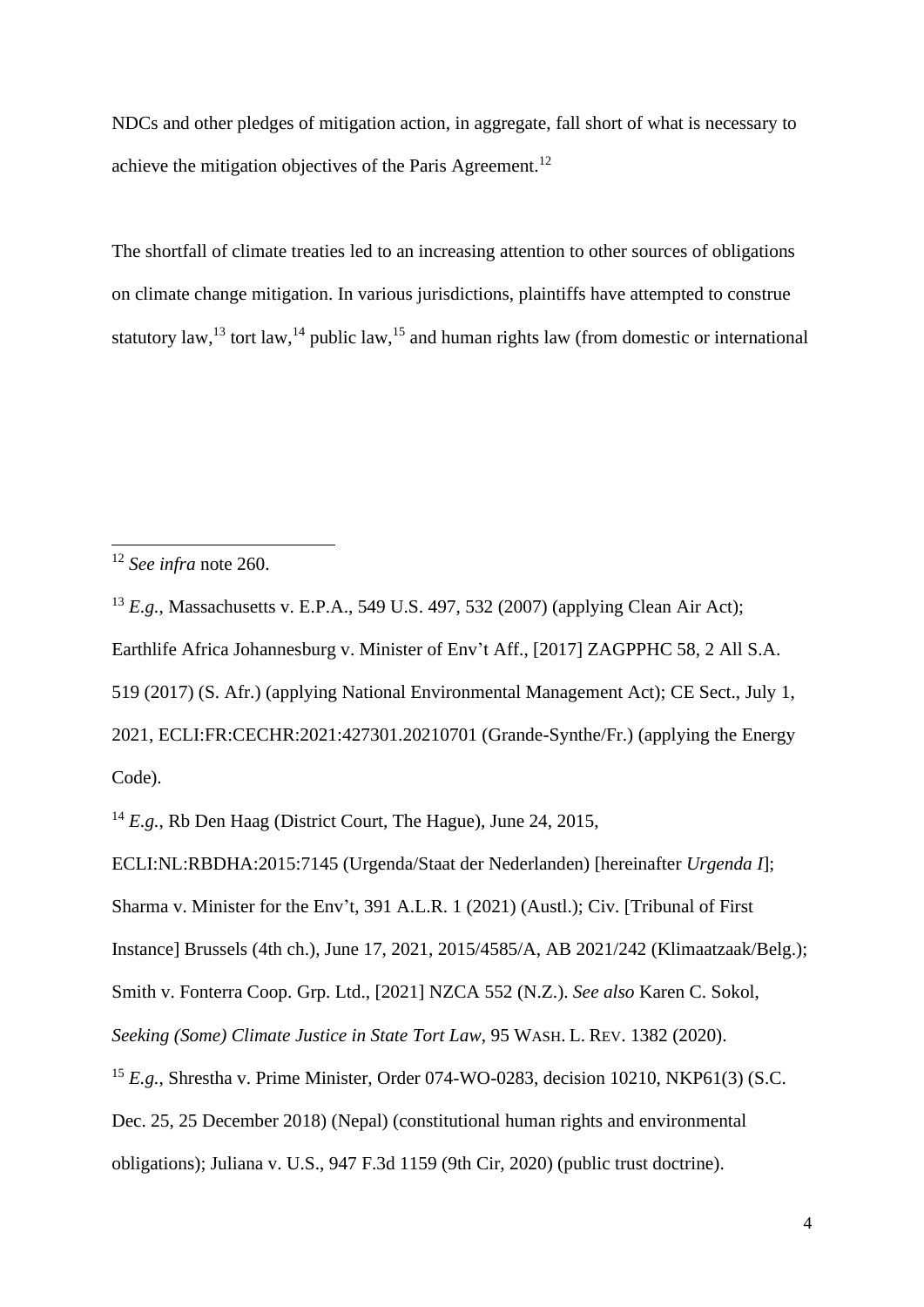NDCs and other pledges of mitigation action, in aggregate, fall short of what is necessary to achieve the mitigation objectives of the Paris Agreement.[12]

The shortfall of climate treaties led to an increasing attention to other sources of obligations on climate change mitigation. In various jurisdictions, plaintiffs have attempted to construe statutory law,[13] tort law,[14] public law,[15] and human rights law (from domestic or international

---

[12] *See infra* note 260.

[13] *E.g.*, Massachusetts v. E.P.A., 549 U.S. 497, 532 (2007) (applying Clean Air Act); Earthlife Africa Johannesburg v. Minister of Env't Aff., [2017] ZAGPPHC 58, 2 All S.A. 519 (2017) (S. Afr.) (applying National Environmental Management Act); CE Sect., July 1, 2021, ECLI:FR:CECHR:2021:427301.20210701 (Grande-Synthe/Fr.) (applying the Energy Code).

[14] *E.g.*, Rb Den Haag (District Court, The Hague), June 24, 2015, ECLI:NL:RBDHA:2015:7145 (Urgenda/Staat der Nederlanden) [hereinafter *Urgenda I*]; Sharma v. Minister for the Env't, 391 A.L.R. 1 (2021) (Austl.); Civ. [Tribunal of First Instance] Brussels (4th ch.), June 17, 2021, 2015/4585/A, AB 2021/242 (Klimaatzaak/Belg.); Smith v. Fonterra Coop. Grp. Ltd., [2021] NZCA 552 (N.Z.). *See also* Karen C. Sokol, *Seeking (Some) Climate Justice in State Tort Law*, 95 WASH. L. REV. 1382 (2020).

[15] *E.g.*, Shrestha v. Prime Minister, Order 074-WO-0283, decision 10210, NKP61(3) (S.C. Dec. 25, 25 December 2018) (Nepal) (constitutional human rights and environmental obligations); Juliana v. U.S., 947 F.3d 1159 (9th Cir, 2020) (public trust doctrine).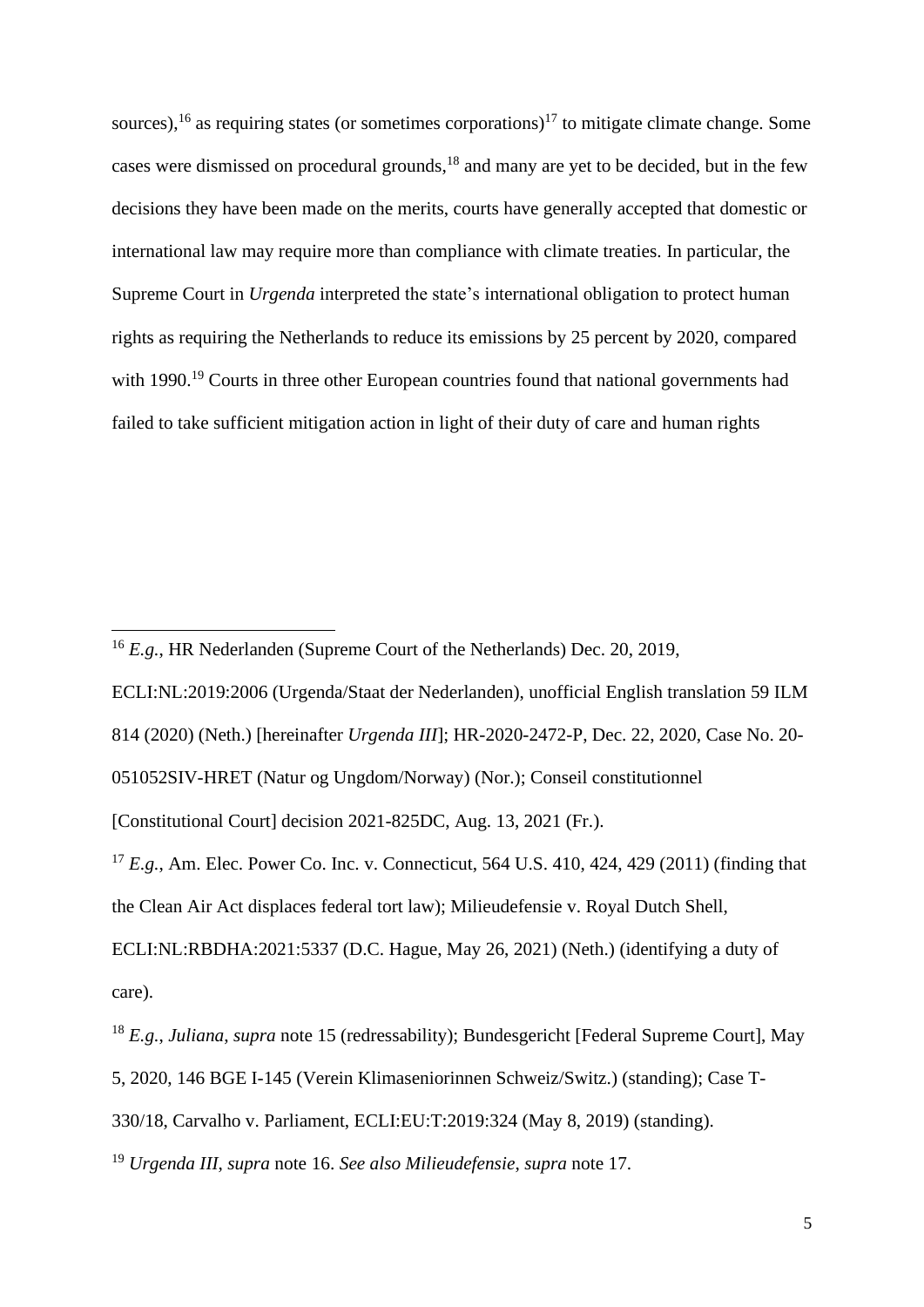sources),[16] as requiring states (or sometimes corporations)[17] to mitigate climate change. Some cases were dismissed on procedural grounds,[18] and many are yet to be decided, but in the few decisions they have been made on the merits, courts have generally accepted that domestic or international law may require more than compliance with climate treaties. In particular, the Supreme Court in *Urgenda* interpreted the state's international obligation to protect human rights as requiring the Netherlands to reduce its emissions by 25 percent by 2020, compared with 1990.[19] Courts in three other European countries found that national governments had failed to take sufficient mitigation action in light of their duty of care and human rights

---

[16] *E.g.*, HR Nederlanden (Supreme Court of the Netherlands) Dec. 20, 2019, ECLI:NL:2019:2006 (Urgenda/Staat der Nederlanden), unofficial English translation 59 ILM 814 (2020) (Neth.) [hereinafter *Urgenda III*]; HR-2020-2472-P, Dec. 22, 2020, Case No. 20-051052SIV-HRET (Natur og Ungdom/Norway) (Nor.); Conseil constitutionnel [Constitutional Court] decision 2021-825DC, Aug. 13, 2021 (Fr.).

[17] *E.g.*, Am. Elec. Power Co. Inc. v. Connecticut, 564 U.S. 410, 424, 429 (2011) (finding that the Clean Air Act displaces federal tort law); Milieudefensie v. Royal Dutch Shell, ECLI:NL:RBDHA:2021:5337 (D.C. Hague, May 26, 2021) (Neth.) (identifying a duty of care).

[18] *E.g.*, *Juliana*, *supra* note 15 (redressability); Bundesgericht [Federal Supreme Court], May 5, 2020, 146 BGE I-145 (Verein Klimaseniorinnen Schweiz/Switz.) (standing); Case T-330/18, Carvalho v. Parliament, ECLI:EU:T:2019:324 (May 8, 2019) (standing).

[19] *Urgenda III*, *supra* note 16. *See also Milieudefensie*, *supra* note 17.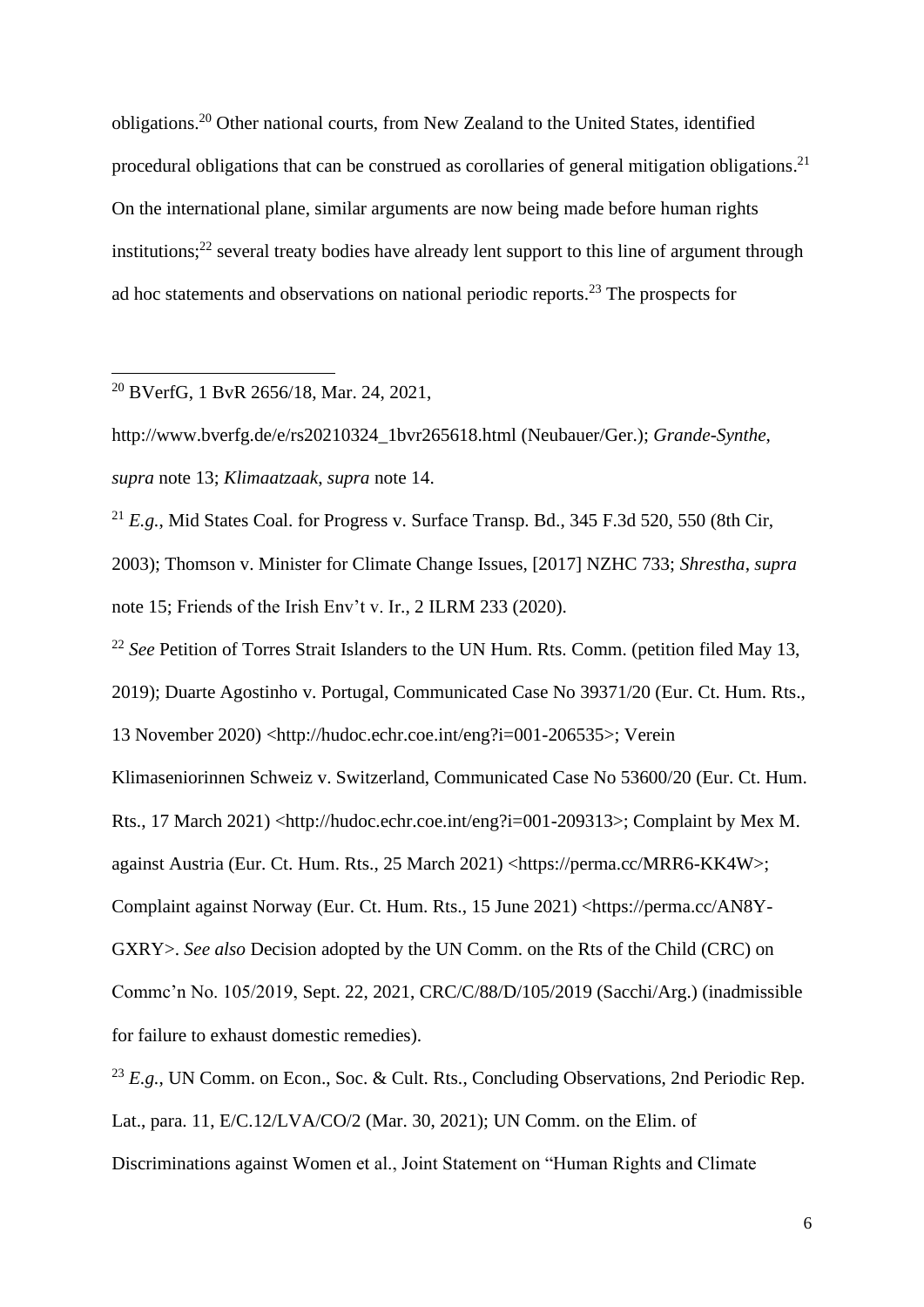obligations.[20] Other national courts, from New Zealand to the United States, identified procedural obligations that can be construed as corollaries of general mitigation obligations.[21] On the international plane, similar arguments are now being made before human rights institutions;[22] several treaty bodies have already lent support to this line of argument through ad hoc statements and observations on national periodic reports.[23] The prospects for

---

[20] BVerfG, 1 BvR 2656/18, Mar. 24, 2021, http://www.bverfg.de/e/rs20210324_1bvr265618.html (Neubauer/Ger.); *Grande-Synthe*, *supra* note 13; *Klimaatzaak*, *supra* note 14.

[21] *E.g.*, Mid States Coal. for Progress v. Surface Transp. Bd., 345 F.3d 520, 550 (8th Cir, 2003); Thomson v. Minister for Climate Change Issues, [2017] NZHC 733; *Shrestha*, *supra* note 15; Friends of the Irish Env't v. Ir., 2 ILRM 233 (2020).

[22] *See* Petition of Torres Strait Islanders to the UN Hum. Rts. Comm. (petition filed May 13, 2019); Duarte Agostinho v. Portugal, Communicated Case No 39371/20 (Eur. Ct. Hum. Rts., 13 November 2020) <http://hudoc.echr.coe.int/eng?i=001-206535>; Verein Klimaseniorinnen Schweiz v. Switzerland, Communicated Case No 53600/20 (Eur. Ct. Hum. Rts., 17 March 2021) <http://hudoc.echr.coe.int/eng?i=001-209313>; Complaint by Mex M. against Austria (Eur. Ct. Hum. Rts., 25 March 2021) <https://perma.cc/MRR6-KK4W>; Complaint against Norway (Eur. Ct. Hum. Rts., 15 June 2021) <https://perma.cc/AN8Y-GXRY>. *See also* Decision adopted by the UN Comm. on the Rts of the Child (CRC) on Commc'n No. 105/2019, Sept. 22, 2021, CRC/C/88/D/105/2019 (Sacchi/Arg.) (inadmissible for failure to exhaust domestic remedies).

[23] *E.g.*, UN Comm. on Econ., Soc. & Cult. Rts., Concluding Observations, 2nd Periodic Rep. Lat., para. 11, E/C.12/LVA/CO/2 (Mar. 30, 2021); UN Comm. on the Elim. of Discriminations against Women et al., Joint Statement on "Human Rights and Climate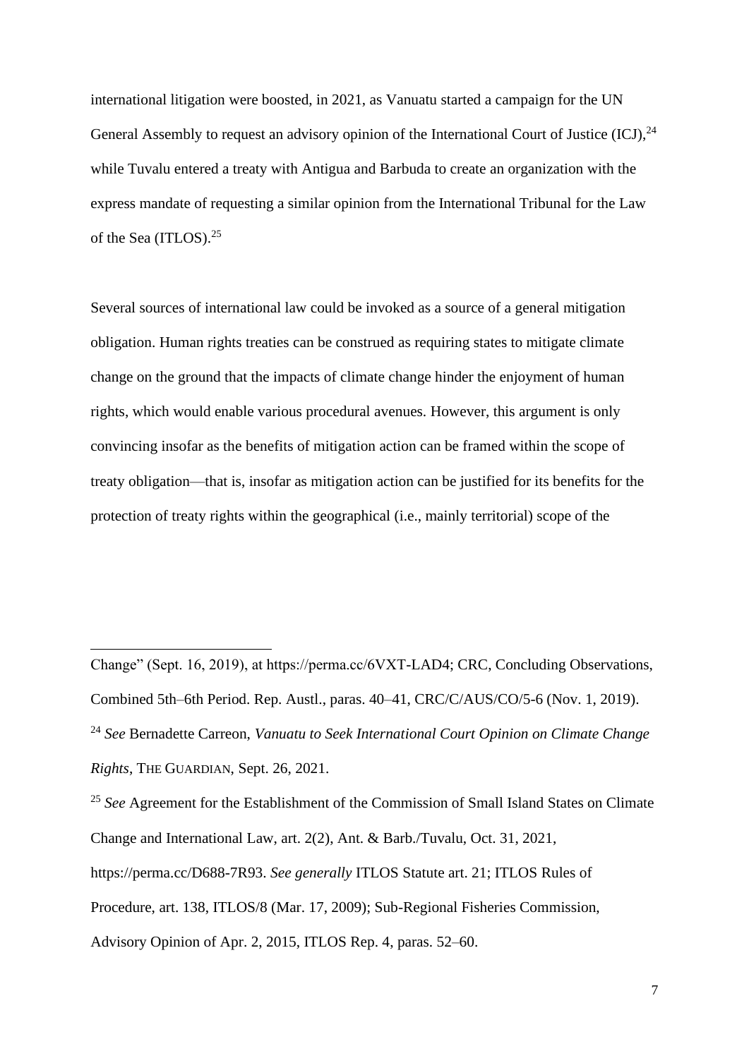international litigation were boosted, in 2021, as Vanuatu started a campaign for the UN General Assembly to request an advisory opinion of the International Court of Justice (ICJ),[24] while Tuvalu entered a treaty with Antigua and Barbuda to create an organization with the express mandate of requesting a similar opinion from the International Tribunal for the Law of the Sea (ITLOS).[25]

Several sources of international law could be invoked as a source of a general mitigation obligation. Human rights treaties can be construed as requiring states to mitigate climate change on the ground that the impacts of climate change hinder the enjoyment of human rights, which would enable various procedural avenues. However, this argument is only convincing insofar as the benefits of mitigation action can be framed within the scope of treaty obligation—that is, insofar as mitigation action can be justified for its benefits for the protection of treaty rights within the geographical (i.e., mainly territorial) scope of the

---

Change" (Sept. 16, 2019), at https://perma.cc/6VXT-LAD4; CRC, Concluding Observations, Combined 5th–6th Period. Rep. Austl., paras. 40–41, CRC/C/AUS/CO/5-6 (Nov. 1, 2019).

[24] *See* Bernadette Carreon, *Vanuatu to Seek International Court Opinion on Climate Change Rights*, THE GUARDIAN, Sept. 26, 2021.

[25] *See* Agreement for the Establishment of the Commission of Small Island States on Climate Change and International Law, art. 2(2), Ant. & Barb./Tuvalu, Oct. 31, 2021, https://perma.cc/D688-7R93. *See generally* ITLOS Statute art. 21; ITLOS Rules of Procedure, art. 138, ITLOS/8 (Mar. 17, 2009); Sub-Regional Fisheries Commission, Advisory Opinion of Apr. 2, 2015, ITLOS Rep. 4, paras. 52–60.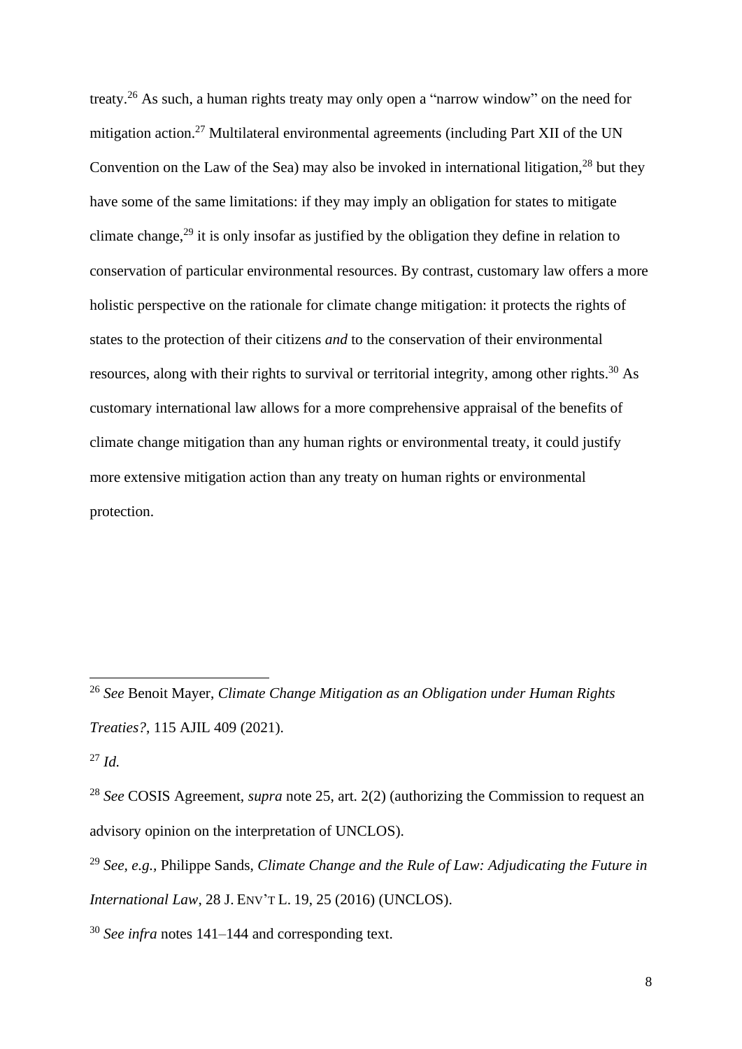treaty.[26] As such, a human rights treaty may only open a "narrow window" on the need for mitigation action.[27] Multilateral environmental agreements (including Part XII of the UN Convention on the Law of the Sea) may also be invoked in international litigation,[28] but they have some of the same limitations: if they may imply an obligation for states to mitigate climate change,[29] it is only insofar as justified by the obligation they define in relation to conservation of particular environmental resources. By contrast, customary law offers a more holistic perspective on the rationale for climate change mitigation: it protects the rights of states to the protection of their citizens *and* to the conservation of their environmental resources, along with their rights to survival or territorial integrity, among other rights.[30] As customary international law allows for a more comprehensive appraisal of the benefits of climate change mitigation than any human rights or environmental treaty, it could justify more extensive mitigation action than any treaty on human rights or environmental protection.

---

[26] *See* Benoit Mayer, *Climate Change Mitigation as an Obligation under Human Rights Treaties?*, 115 AJIL 409 (2021).

[27] *Id.*

[28] *See* COSIS Agreement, *supra* note 25, art. 2(2) (authorizing the Commission to request an advisory opinion on the interpretation of UNCLOS).

[29] *See, e.g.*, Philippe Sands, *Climate Change and the Rule of Law: Adjudicating the Future in International Law*, 28 J. ENV'T L. 19, 25 (2016) (UNCLOS).

[30] *See infra* notes 141–144 and corresponding text.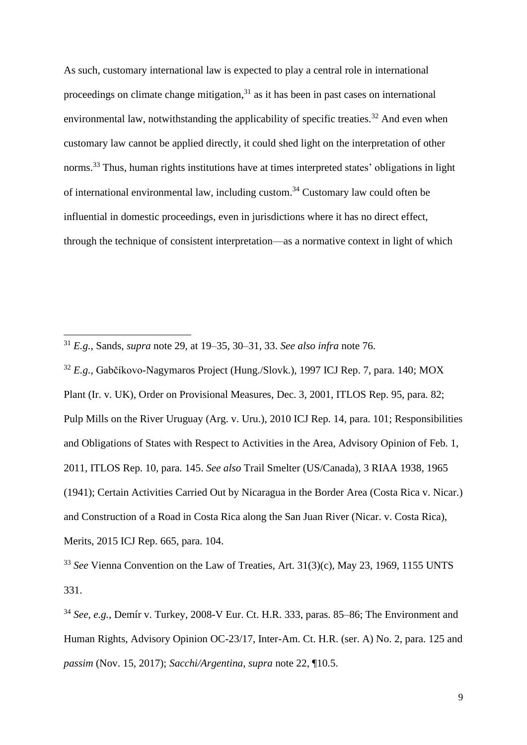As such, customary international law is expected to play a central role in international proceedings on climate change mitigation,[31] as it has been in past cases on international environmental law, notwithstanding the applicability of specific treaties.[32] And even when customary law cannot be applied directly, it could shed light on the interpretation of other norms.[33] Thus, human rights institutions have at times interpreted states' obligations in light of international environmental law, including custom.[34] Customary law could often be influential in domestic proceedings, even in jurisdictions where it has no direct effect, through the technique of consistent interpretation—as a normative context in light of which

---

[31] *E.g.*, Sands, *supra* note 29, at 19–35, 30–31, 33. *See also infra* note 76.

[32] *E.g.*, Gabčíkovo-Nagymaros Project (Hung./Slovk.), 1997 ICJ Rep. 7, para. 140; MOX Plant (Ir. v. UK), Order on Provisional Measures, Dec. 3, 2001, ITLOS Rep. 95, para. 82; Pulp Mills on the River Uruguay (Arg. v. Uru.), 2010 ICJ Rep. 14, para. 101; Responsibilities and Obligations of States with Respect to Activities in the Area, Advisory Opinion of Feb. 1, 2011, ITLOS Rep. 10, para. 145. *See also* Trail Smelter (US/Canada), 3 RIAA 1938, 1965 (1941); Certain Activities Carried Out by Nicaragua in the Border Area (Costa Rica v. Nicar.) and Construction of a Road in Costa Rica along the San Juan River (Nicar. v. Costa Rica), Merits, 2015 ICJ Rep. 665, para. 104.

[33] *See* Vienna Convention on the Law of Treaties, Art. 31(3)(c), May 23, 1969, 1155 UNTS 331.

[34] *See, e.g.*, Demír v. Turkey, 2008-V Eur. Ct. H.R. 333, paras. 85–86; The Environment and Human Rights, Advisory Opinion OC-23/17, Inter-Am. Ct. H.R. (ser. A) No. 2, para. 125 and *passim* (Nov. 15, 2017); *Sacchi/Argentina*, *supra* note 22, ¶10.5.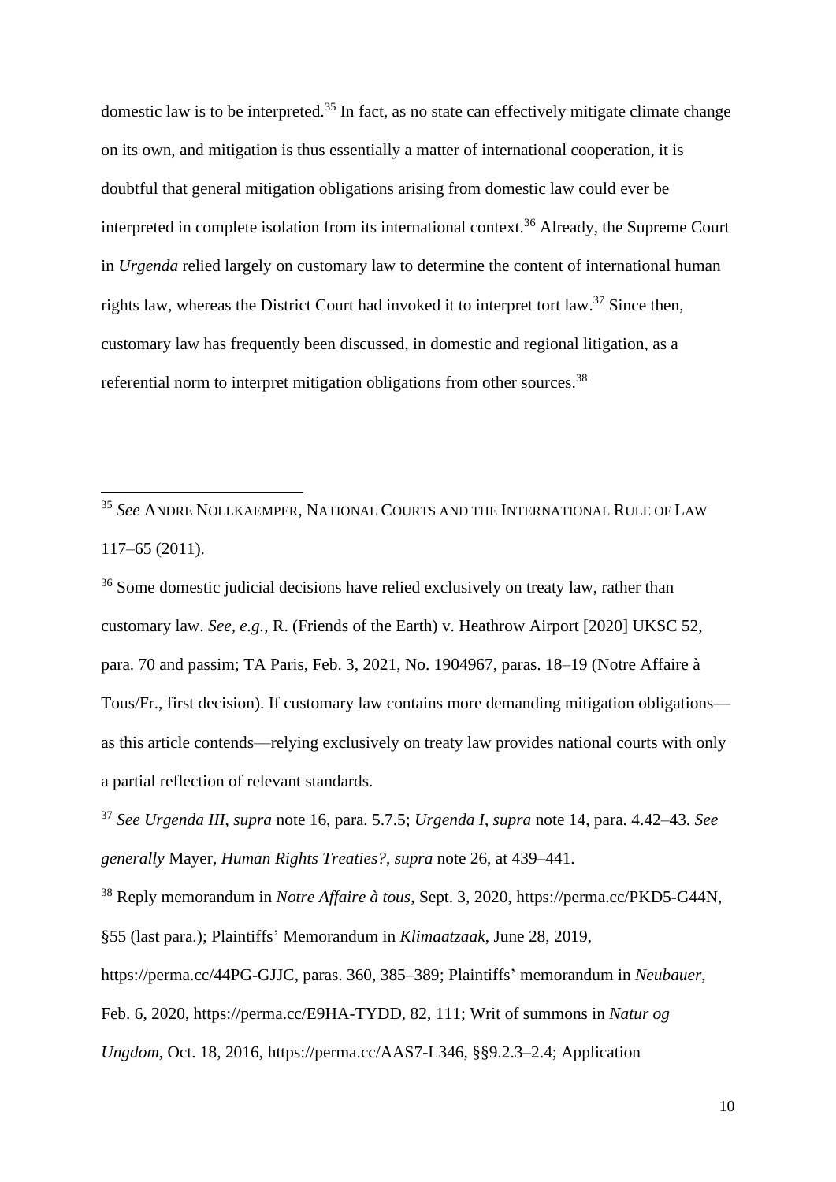domestic law is to be interpreted.[35] In fact, as no state can effectively mitigate climate change on its own, and mitigation is thus essentially a matter of international cooperation, it is doubtful that general mitigation obligations arising from domestic law could ever be interpreted in complete isolation from its international context.[36] Already, the Supreme Court in *Urgenda* relied largely on customary law to determine the content of international human rights law, whereas the District Court had invoked it to interpret tort law.[37] Since then, customary law has frequently been discussed, in domestic and regional litigation, as a referential norm to interpret mitigation obligations from other sources.[38]

---

[35] *See* ANDRE NOLLKAEMPER, NATIONAL COURTS AND THE INTERNATIONAL RULE OF LAW 117–65 (2011).

[36] Some domestic judicial decisions have relied exclusively on treaty law, rather than customary law. *See, e.g.*, R. (Friends of the Earth) v. Heathrow Airport [2020] UKSC 52, para. 70 and passim; TA Paris, Feb. 3, 2021, No. 1904967, paras. 18–19 (Notre Affaire à Tous/Fr., first decision). If customary law contains more demanding mitigation obligations—as this article contends—relying exclusively on treaty law provides national courts with only a partial reflection of relevant standards.

[37] *See Urgenda III*, *supra* note 16, para. 5.7.5; *Urgenda I*, *supra* note 14, para. 4.42–43. *See generally* Mayer, *Human Rights Treaties?*, *supra* note 26, at 439–441.

[38] Reply memorandum in *Notre Affaire à tous*, Sept. 3, 2020, https://perma.cc/PKD5-G44N, §55 (last para.); Plaintiffs' Memorandum in *Klimaatzaak*, June 28, 2019, https://perma.cc/44PG-GJJC, paras. 360, 385–389; Plaintiffs' memorandum in *Neubauer*, Feb. 6, 2020, https://perma.cc/E9HA-TYDD, 82, 111; Writ of summons in *Natur og Ungdom*, Oct. 18, 2016, https://perma.cc/AAS7-L346, §§9.2.3–2.4; Application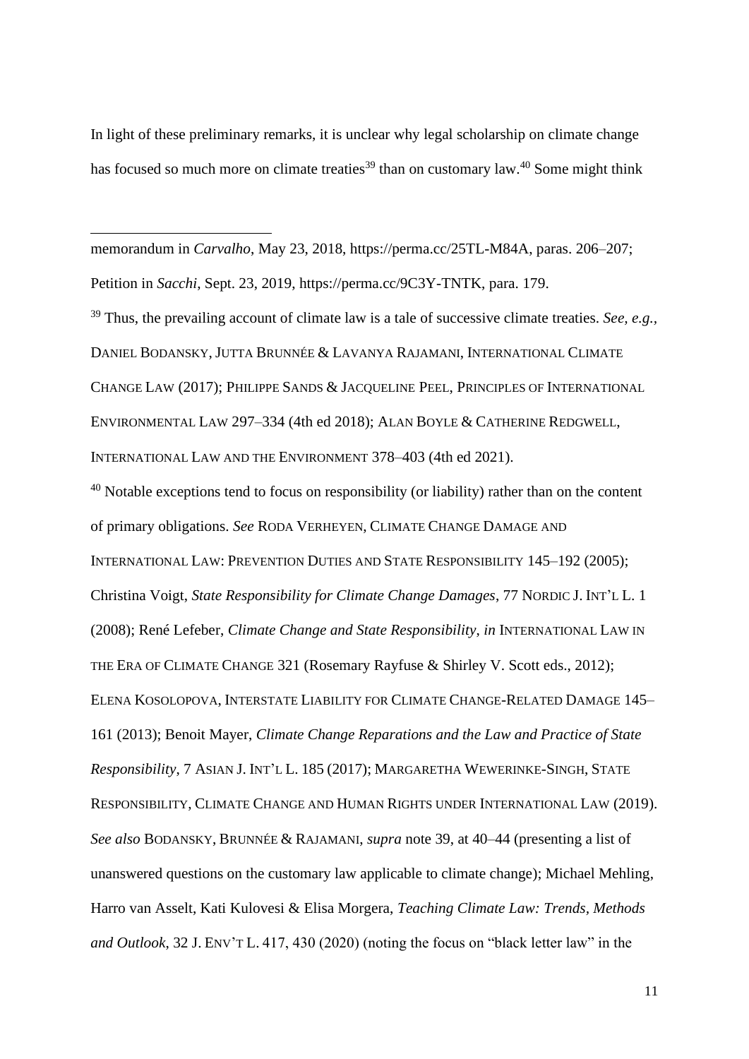In light of these preliminary remarks, it is unclear why legal scholarship on climate change has focused so much more on climate treaties[39] than on customary law.[40] Some might think

---

memorandum in *Carvalho*, May 23, 2018, https://perma.cc/25TL-M84A, paras. 206–207; Petition in *Sacchi*, Sept. 23, 2019, https://perma.cc/9C3Y-TNTK, para. 179.

[39] Thus, the prevailing account of climate law is a tale of successive climate treaties. *See, e.g.*, DANIEL BODANSKY, JUTTA BRUNNÉE & LAVANYA RAJAMANI, INTERNATIONAL CLIMATE CHANGE LAW (2017); PHILIPPE SANDS & JACQUELINE PEEL, PRINCIPLES OF INTERNATIONAL ENVIRONMENTAL LAW 297–334 (4th ed 2018); ALAN BOYLE & CATHERINE REDGWELL, INTERNATIONAL LAW AND THE ENVIRONMENT 378–403 (4th ed 2021).

[40] Notable exceptions tend to focus on responsibility (or liability) rather than on the content of primary obligations. *See* RODA VERHEYEN, CLIMATE CHANGE DAMAGE AND INTERNATIONAL LAW: PREVENTION DUTIES AND STATE RESPONSIBILITY 145–192 (2005); Christina Voigt, *State Responsibility for Climate Change Damages*, 77 NORDIC J. INT'L L. 1 (2008); René Lefeber, *Climate Change and State Responsibility*, *in* INTERNATIONAL LAW IN THE ERA OF CLIMATE CHANGE 321 (Rosemary Rayfuse & Shirley V. Scott eds., 2012); ELENA KOSOLOPOVA, INTERSTATE LIABILITY FOR CLIMATE CHANGE-RELATED DAMAGE 145–161 (2013); Benoit Mayer, *Climate Change Reparations and the Law and Practice of State Responsibility*, 7 ASIAN J. INT'L L. 185 (2017); MARGARETHA WEWERINKE-SINGH, STATE RESPONSIBILITY, CLIMATE CHANGE AND HUMAN RIGHTS UNDER INTERNATIONAL LAW (2019). *See also* BODANSKY, BRUNNÉE & RAJAMANI, *supra* note 39, at 40–44 (presenting a list of unanswered questions on the customary law applicable to climate change); Michael Mehling, Harro van Asselt, Kati Kulovesi & Elisa Morgera, *Teaching Climate Law: Trends, Methods and Outlook*, 32 J. ENV'T L. 417, 430 (2020) (noting the focus on "black letter law" in the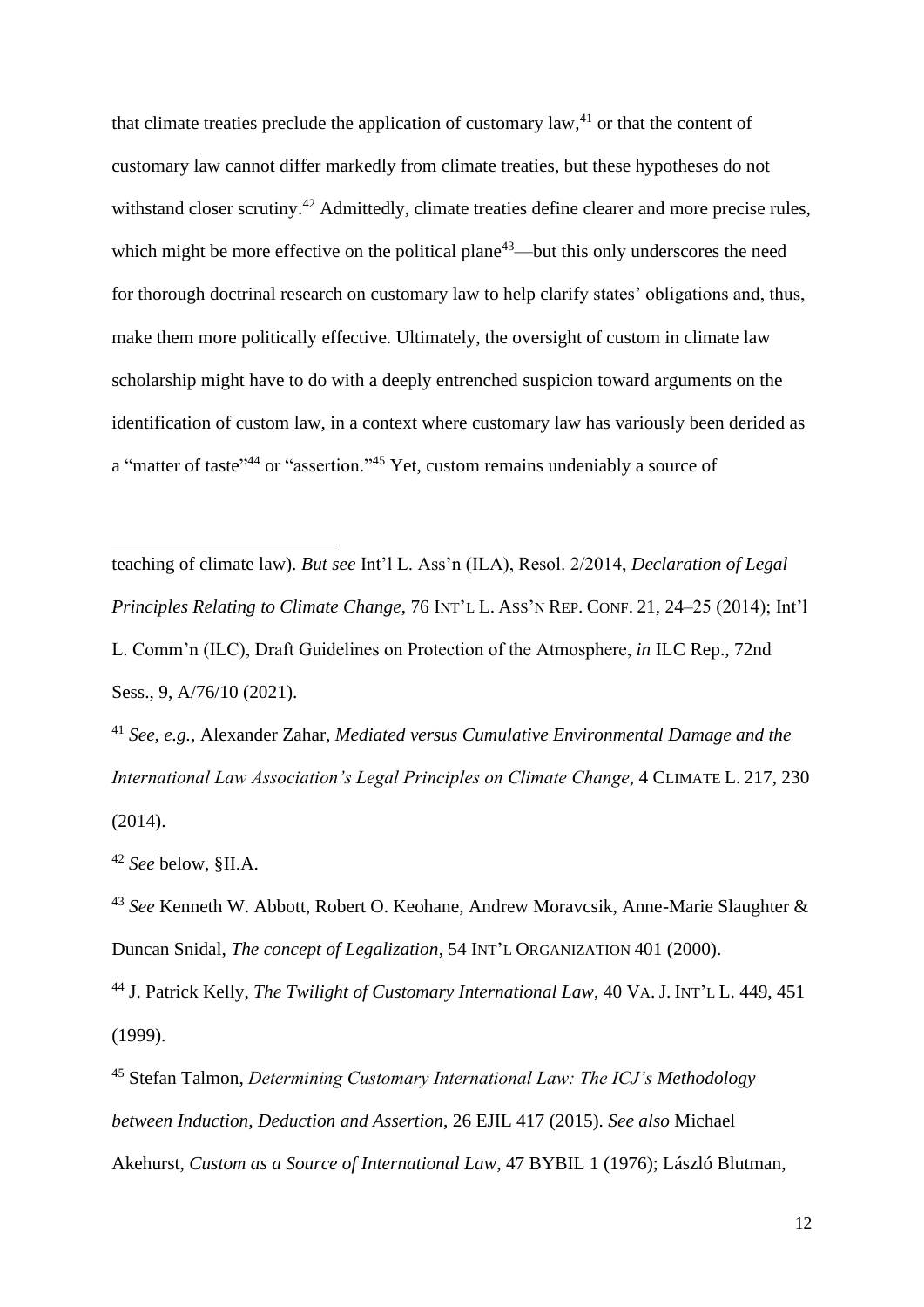that climate treaties preclude the application of customary law,[41] or that the content of customary law cannot differ markedly from climate treaties, but these hypotheses do not withstand closer scrutiny.[42] Admittedly, climate treaties define clearer and more precise rules, which might be more effective on the political plane[43]—but this only underscores the need for thorough doctrinal research on customary law to help clarify states' obligations and, thus, make them more politically effective. Ultimately, the oversight of custom in climate law scholarship might have to do with a deeply entrenched suspicion toward arguments on the identification of custom law, in a context where customary law has variously been derided as a "matter of taste"[44] or "assertion."[45] Yet, custom remains undeniably a source of

---

teaching of climate law). *But see* Int'l L. Ass'n (ILA), Resol. 2/2014, *Declaration of Legal Principles Relating to Climate Change*, 76 INT'L L. ASS'N REP. CONF. 21, 24–25 (2014); Int'l L. Comm'n (ILC), Draft Guidelines on Protection of the Atmosphere, *in* ILC Rep., 72nd Sess., 9, A/76/10 (2021).

[41] *See, e.g.,* Alexander Zahar, *Mediated versus Cumulative Environmental Damage and the International Law Association's Legal Principles on Climate Change*, 4 CLIMATE L. 217, 230 (2014).

[42] *See* below, §II.A.

[43] *See* Kenneth W. Abbott, Robert O. Keohane, Andrew Moravcsik, Anne-Marie Slaughter & Duncan Snidal, *The concept of Legalization*, 54 INT'L ORGANIZATION 401 (2000).

[44] J. Patrick Kelly, *The Twilight of Customary International Law*, 40 VA. J. INT'L L. 449, 451 (1999).

[45] Stefan Talmon, *Determining Customary International Law: The ICJ's Methodology between Induction, Deduction and Assertion*, 26 EJIL 417 (2015). *See also* Michael Akehurst, *Custom as a Source of International Law*, 47 BYBIL 1 (1976); László Blutman,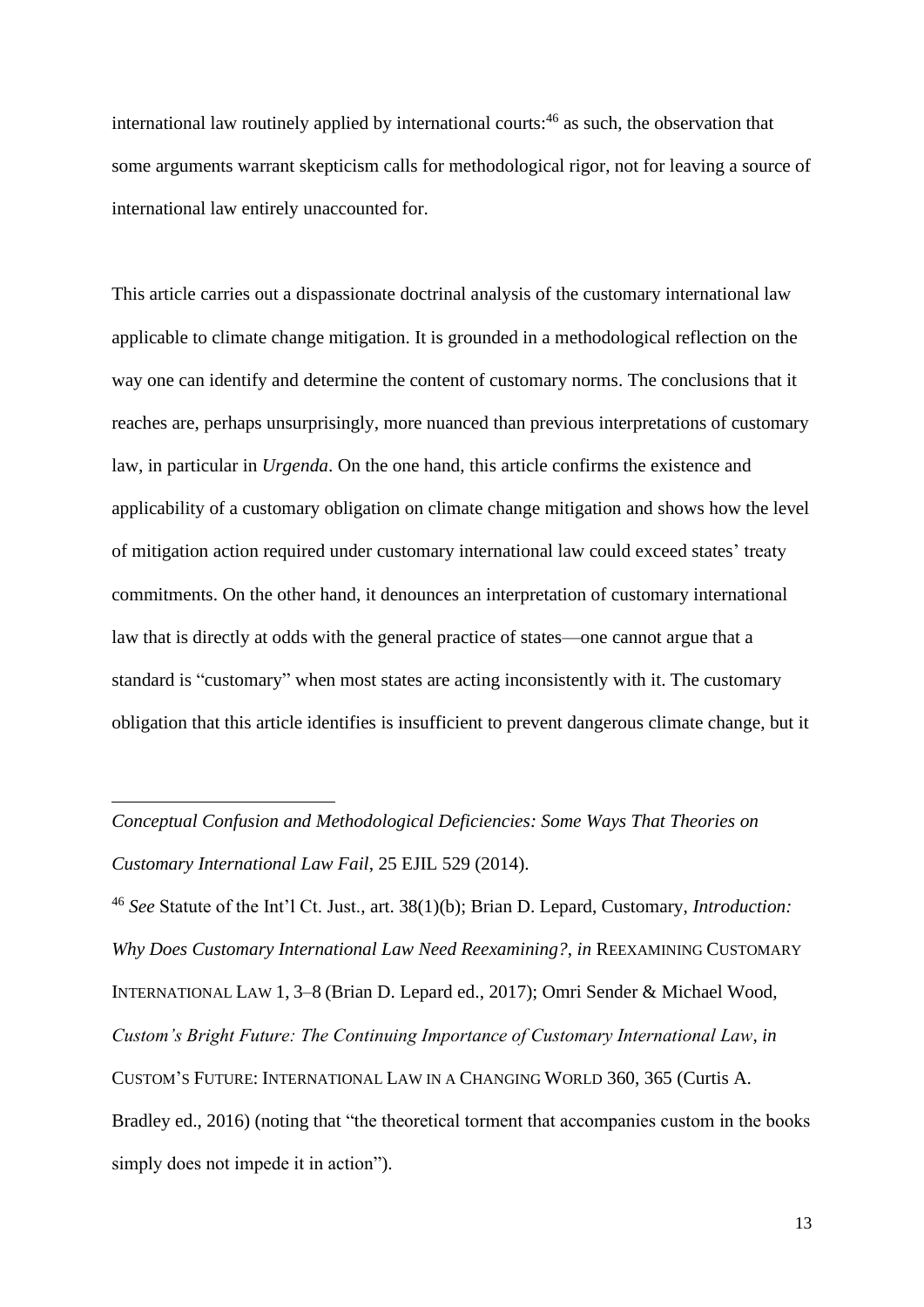international law routinely applied by international courts:[46] as such, the observation that some arguments warrant skepticism calls for methodological rigor, not for leaving a source of international law entirely unaccounted for.

This article carries out a dispassionate doctrinal analysis of the customary international law applicable to climate change mitigation. It is grounded in a methodological reflection on the way one can identify and determine the content of customary norms. The conclusions that it reaches are, perhaps unsurprisingly, more nuanced than previous interpretations of customary law, in particular in *Urgenda*. On the one hand, this article confirms the existence and applicability of a customary obligation on climate change mitigation and shows how the level of mitigation action required under customary international law could exceed states' treaty commitments. On the other hand, it denounces an interpretation of customary international law that is directly at odds with the general practice of states—one cannot argue that a standard is "customary" when most states are acting inconsistently with it. The customary obligation that this article identifies is insufficient to prevent dangerous climate change, but it

---

*Conceptual Confusion and Methodological Deficiencies: Some Ways That Theories on Customary International Law Fail*, 25 EJIL 529 (2014).

[46] *See* Statute of the Int'l Ct. Just., art. 38(1)(b); Brian D. Lepard, Customary, *Introduction: Why Does Customary International Law Need Reexamining?*, *in* REEXAMINING CUSTOMARY INTERNATIONAL LAW 1, 3–8 (Brian D. Lepard ed., 2017); Omri Sender & Michael Wood, *Custom's Bright Future: The Continuing Importance of Customary International Law*, *in* CUSTOM'S FUTURE: INTERNATIONAL LAW IN A CHANGING WORLD 360, 365 (Curtis A. Bradley ed., 2016) (noting that "the theoretical torment that accompanies custom in the books simply does not impede it in action").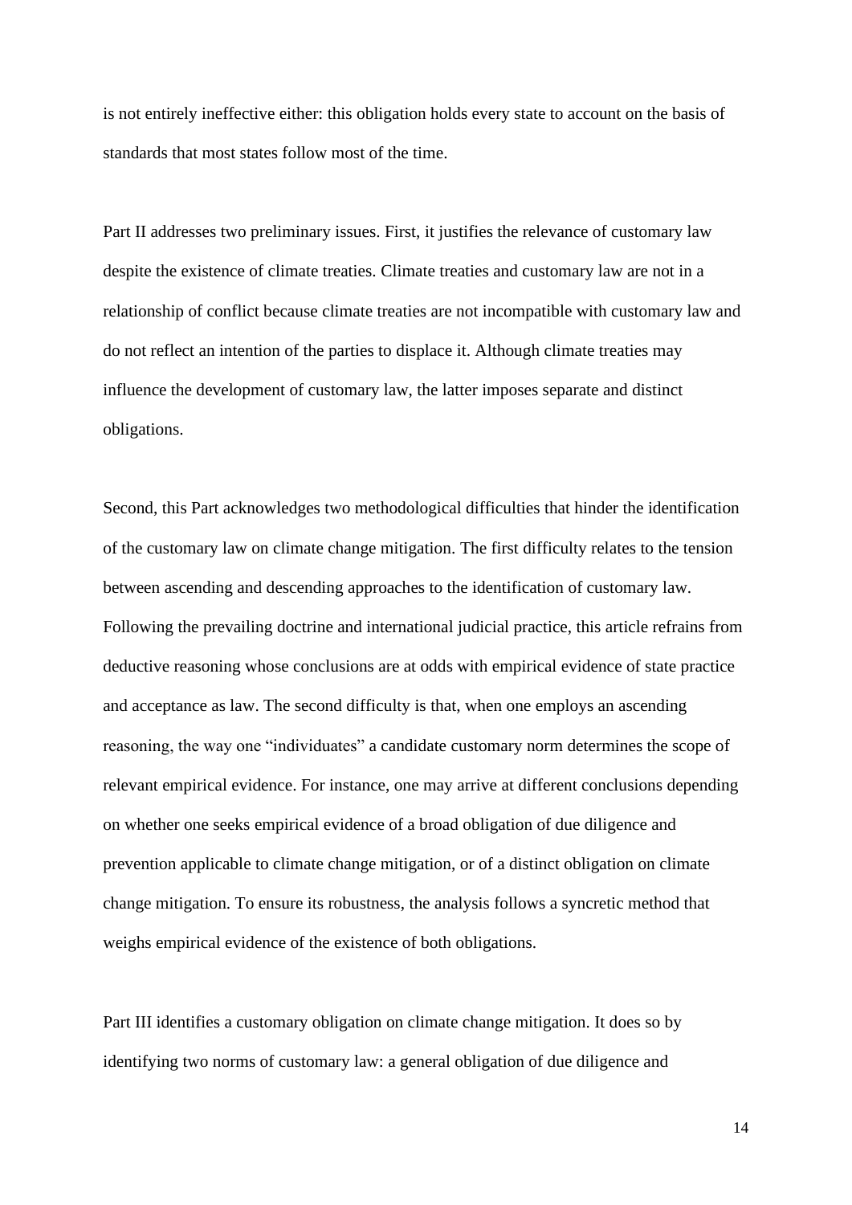is not entirely ineffective either: this obligation holds every state to account on the basis of standards that most states follow most of the time.

Part II addresses two preliminary issues. First, it justifies the relevance of customary law despite the existence of climate treaties. Climate treaties and customary law are not in a relationship of conflict because climate treaties are not incompatible with customary law and do not reflect an intention of the parties to displace it. Although climate treaties may influence the development of customary law, the latter imposes separate and distinct obligations.

Second, this Part acknowledges two methodological difficulties that hinder the identification of the customary law on climate change mitigation. The first difficulty relates to the tension between ascending and descending approaches to the identification of customary law. Following the prevailing doctrine and international judicial practice, this article refrains from deductive reasoning whose conclusions are at odds with empirical evidence of state practice and acceptance as law. The second difficulty is that, when one employs an ascending reasoning, the way one "individuates" a candidate customary norm determines the scope of relevant empirical evidence. For instance, one may arrive at different conclusions depending on whether one seeks empirical evidence of a broad obligation of due diligence and prevention applicable to climate change mitigation, or of a distinct obligation on climate change mitigation. To ensure its robustness, the analysis follows a syncretic method that weighs empirical evidence of the existence of both obligations.

Part III identifies a customary obligation on climate change mitigation. It does so by identifying two norms of customary law: a general obligation of due diligence and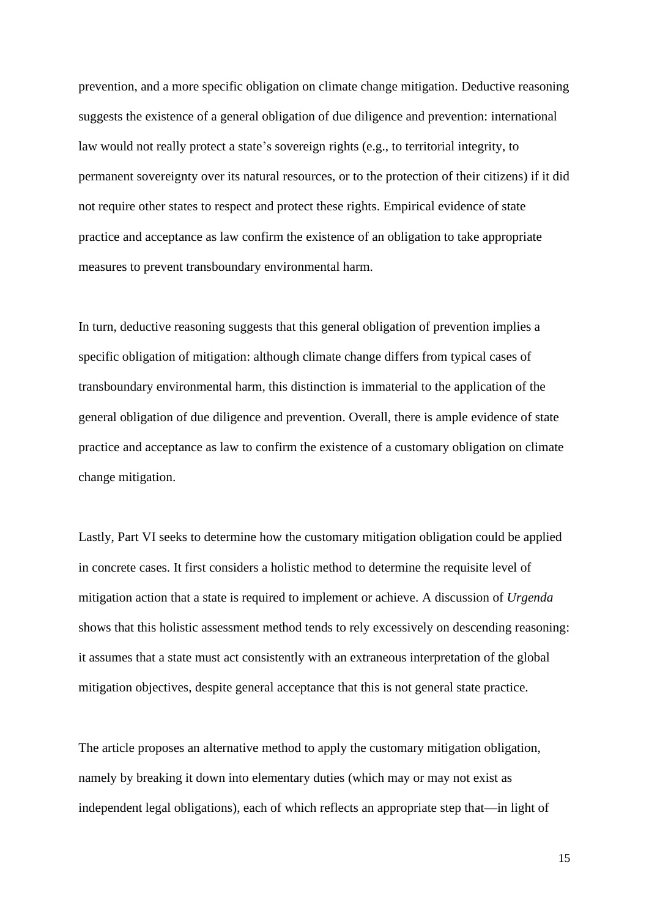prevention, and a more specific obligation on climate change mitigation. Deductive reasoning suggests the existence of a general obligation of due diligence and prevention: international law would not really protect a state's sovereign rights (e.g., to territorial integrity, to permanent sovereignty over its natural resources, or to the protection of their citizens) if it did not require other states to respect and protect these rights. Empirical evidence of state practice and acceptance as law confirm the existence of an obligation to take appropriate measures to prevent transboundary environmental harm.

In turn, deductive reasoning suggests that this general obligation of prevention implies a specific obligation of mitigation: although climate change differs from typical cases of transboundary environmental harm, this distinction is immaterial to the application of the general obligation of due diligence and prevention. Overall, there is ample evidence of state practice and acceptance as law to confirm the existence of a customary obligation on climate change mitigation.

Lastly, Part VI seeks to determine how the customary mitigation obligation could be applied in concrete cases. It first considers a holistic method to determine the requisite level of mitigation action that a state is required to implement or achieve. A discussion of *Urgenda* shows that this holistic assessment method tends to rely excessively on descending reasoning: it assumes that a state must act consistently with an extraneous interpretation of the global mitigation objectives, despite general acceptance that this is not general state practice.

The article proposes an alternative method to apply the customary mitigation obligation, namely by breaking it down into elementary duties (which may or may not exist as independent legal obligations), each of which reflects an appropriate step that—in light of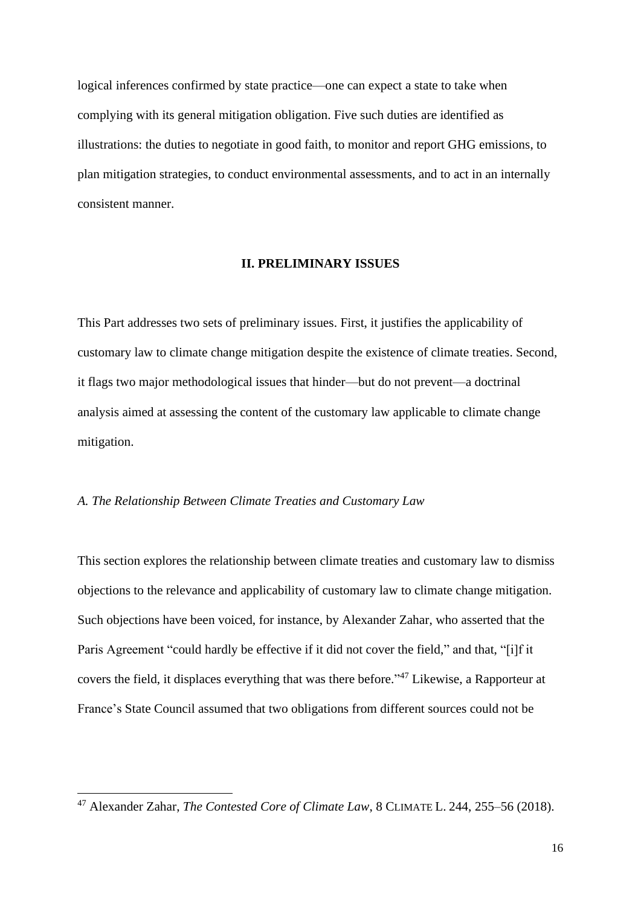logical inferences confirmed by state practice—one can expect a state to take when complying with its general mitigation obligation. Five such duties are identified as illustrations: the duties to negotiate in good faith, to monitor and report GHG emissions, to plan mitigation strategies, to conduct environmental assessments, and to act in an internally consistent manner.

## II. PRELIMINARY ISSUES

This Part addresses two sets of preliminary issues. First, it justifies the applicability of customary law to climate change mitigation despite the existence of climate treaties. Second, it flags two major methodological issues that hinder—but do not prevent—a doctrinal analysis aimed at assessing the content of the customary law applicable to climate change mitigation.

### *A. The Relationship Between Climate Treaties and Customary Law*

This section explores the relationship between climate treaties and customary law to dismiss objections to the relevance and applicability of customary law to climate change mitigation. Such objections have been voiced, for instance, by Alexander Zahar, who asserted that the Paris Agreement "could hardly be effective if it did not cover the field," and that, "[i]f it covers the field, it displaces everything that was there before."[47] Likewise, a Rapporteur at France's State Council assumed that two obligations from different sources could not be

---

[47] Alexander Zahar, *The Contested Core of Climate Law*, 8 CLIMATE L. 244, 255–56 (2018).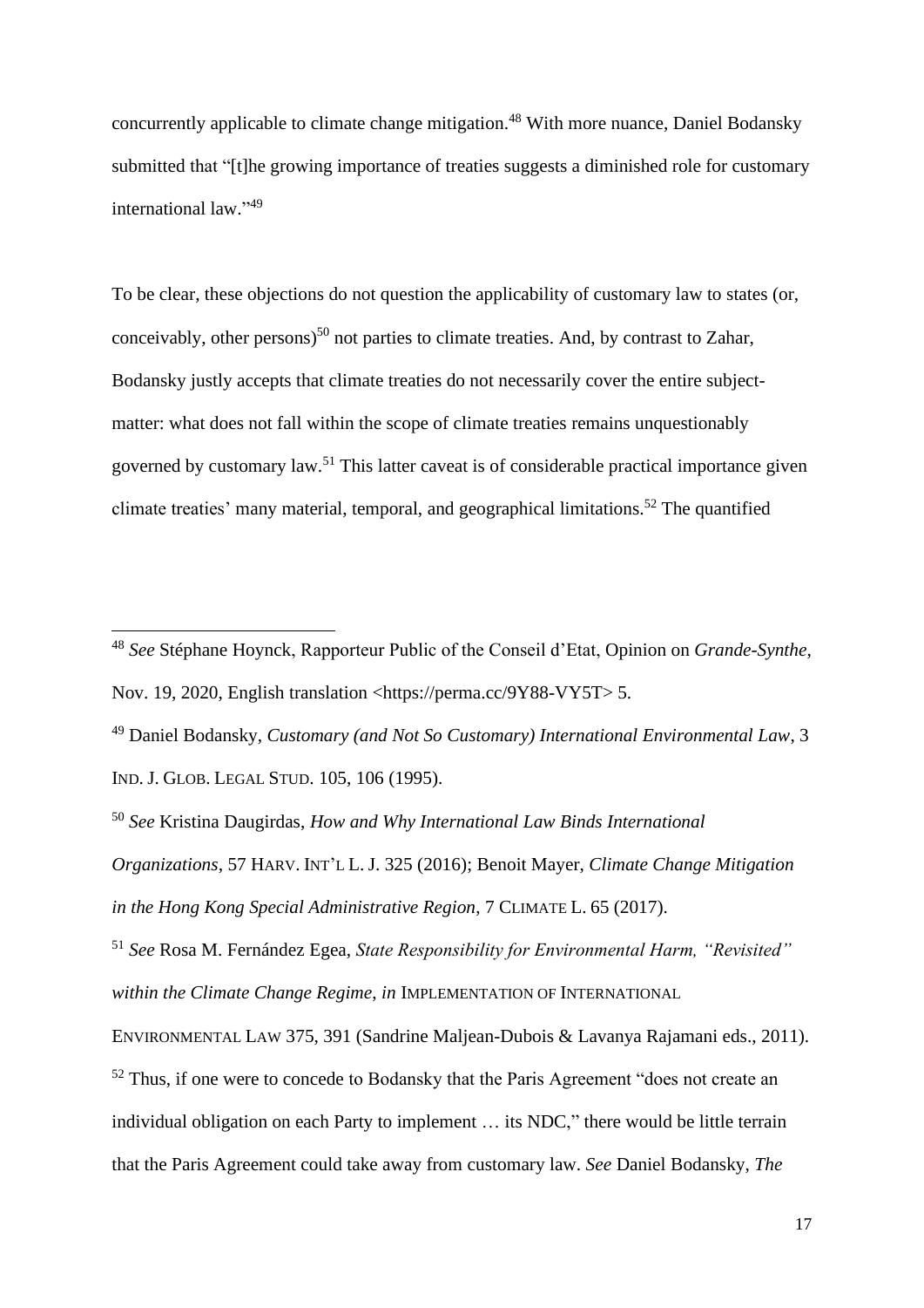concurrently applicable to climate change mitigation.[48] With more nuance, Daniel Bodansky submitted that "[t]he growing importance of treaties suggests a diminished role for customary international law."[49]

To be clear, these objections do not question the applicability of customary law to states (or, conceivably, other persons)[50] not parties to climate treaties. And, by contrast to Zahar, Bodansky justly accepts that climate treaties do not necessarily cover the entire subject-matter: what does not fall within the scope of climate treaties remains unquestionably governed by customary law.[51] This latter caveat is of considerable practical importance given climate treaties' many material, temporal, and geographical limitations.[52] The quantified

---

[48] *See* Stéphane Hoynck, Rapporteur Public of the Conseil d'Etat, Opinion on *Grande-Synthe*, Nov. 19, 2020, English translation <https://perma.cc/9Y88-VY5T> 5.

[49] Daniel Bodansky, *Customary (and Not So Customary) International Environmental Law*, 3 IND. J. GLOB. LEGAL STUD. 105, 106 (1995).

[50] *See* Kristina Daugirdas, *How and Why International Law Binds International Organizations*, 57 HARV. INT'L L. J. 325 (2016); Benoit Mayer, *Climate Change Mitigation in the Hong Kong Special Administrative Region*, 7 CLIMATE L. 65 (2017).

[51] *See* Rosa M. Fernández Egea, *State Responsibility for Environmental Harm, "Revisited" within the Climate Change Regime*, *in* IMPLEMENTATION OF INTERNATIONAL ENVIRONMENTAL LAW 375, 391 (Sandrine Maljean-Dubois & Lavanya Rajamani eds., 2011).

[52] Thus, if one were to concede to Bodansky that the Paris Agreement "does not create an individual obligation on each Party to implement … its NDC," there would be little terrain that the Paris Agreement could take away from customary law. *See* Daniel Bodansky, *The*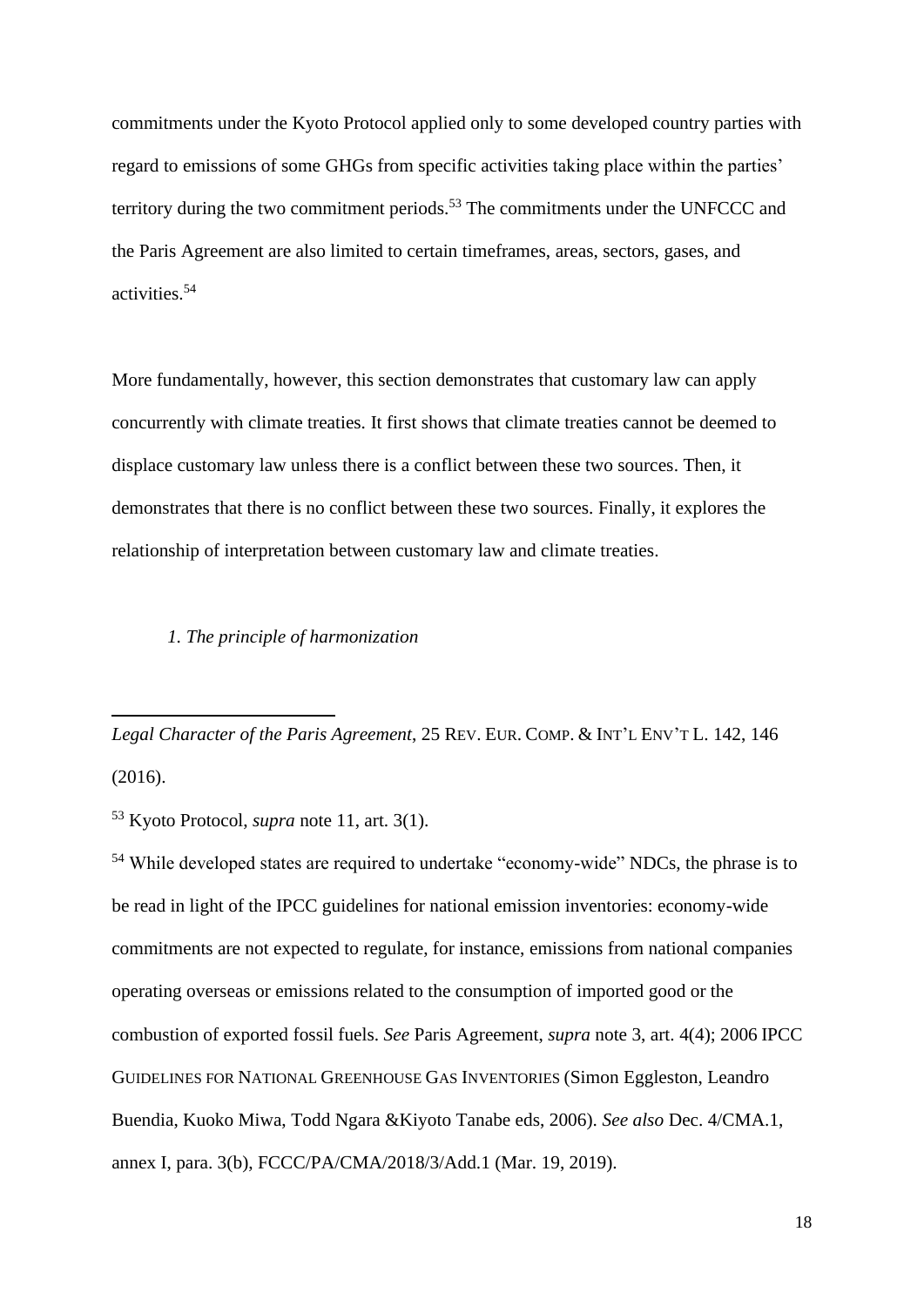commitments under the Kyoto Protocol applied only to some developed country parties with regard to emissions of some GHGs from specific activities taking place within the parties' territory during the two commitment periods.[53] The commitments under the UNFCCC and the Paris Agreement are also limited to certain timeframes, areas, sectors, gases, and activities.[54]

More fundamentally, however, this section demonstrates that customary law can apply concurrently with climate treaties. It first shows that climate treaties cannot be deemed to displace customary law unless there is a conflict between these two sources. Then, it demonstrates that there is no conflict between these two sources. Finally, it explores the relationship of interpretation between customary law and climate treaties.

### *1. The principle of harmonization*

---

*Legal Character of the Paris Agreement*, 25 REV. EUR. COMP. & INT'L ENV'T L. 142, 146 (2016).

[53] Kyoto Protocol, *supra* note 11, art. 3(1).

[54] While developed states are required to undertake "economy-wide" NDCs, the phrase is to be read in light of the IPCC guidelines for national emission inventories: economy-wide commitments are not expected to regulate, for instance, emissions from national companies operating overseas or emissions related to the consumption of imported good or the combustion of exported fossil fuels. *See* Paris Agreement, *supra* note 3, art. 4(4); 2006 IPCC GUIDELINES FOR NATIONAL GREENHOUSE GAS INVENTORIES (Simon Eggleston, Leandro Buendia, Kuoko Miwa, Todd Ngara &Kiyoto Tanabe eds, 2006). *See also* Dec. 4/CMA.1, annex I, para. 3(b), FCCC/PA/CMA/2018/3/Add.1 (Mar. 19, 2019).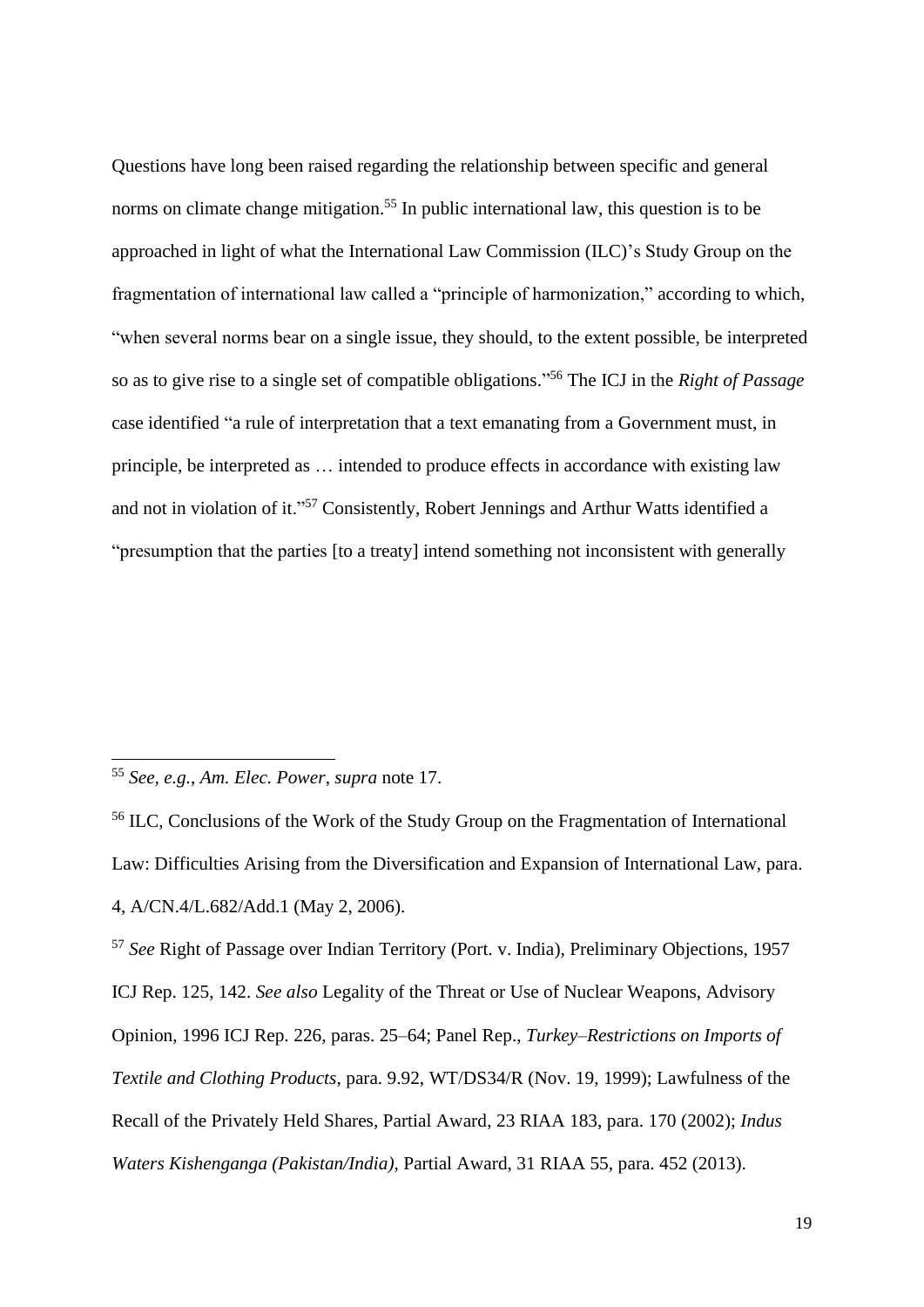Questions have long been raised regarding the relationship between specific and general norms on climate change mitigation.[55] In public international law, this question is to be approached in light of what the International Law Commission (ILC)'s Study Group on the fragmentation of international law called a "principle of harmonization," according to which, "when several norms bear on a single issue, they should, to the extent possible, be interpreted so as to give rise to a single set of compatible obligations."[56] The ICJ in the *Right of Passage* case identified "a rule of interpretation that a text emanating from a Government must, in principle, be interpreted as … intended to produce effects in accordance with existing law and not in violation of it."[57] Consistently, Robert Jennings and Arthur Watts identified a "presumption that the parties [to a treaty] intend something not inconsistent with generally

---

[55] *See, e.g.*, *Am. Elec. Power*, *supra* note 17.

[56] ILC, Conclusions of the Work of the Study Group on the Fragmentation of International Law: Difficulties Arising from the Diversification and Expansion of International Law, para. 4, A/CN.4/L.682/Add.1 (May 2, 2006).

[57] *See* Right of Passage over Indian Territory (Port. v. India), Preliminary Objections, 1957 ICJ Rep. 125, 142. *See also* Legality of the Threat or Use of Nuclear Weapons, Advisory Opinion, 1996 ICJ Rep. 226, paras. 25–64; Panel Rep., *Turkey–Restrictions on Imports of Textile and Clothing Products*, para. 9.92, WT/DS34/R (Nov. 19, 1999); Lawfulness of the Recall of the Privately Held Shares, Partial Award, 23 RIAA 183, para. 170 (2002); *Indus Waters Kishenganga (Pakistan/India)*, Partial Award, 31 RIAA 55, para. 452 (2013).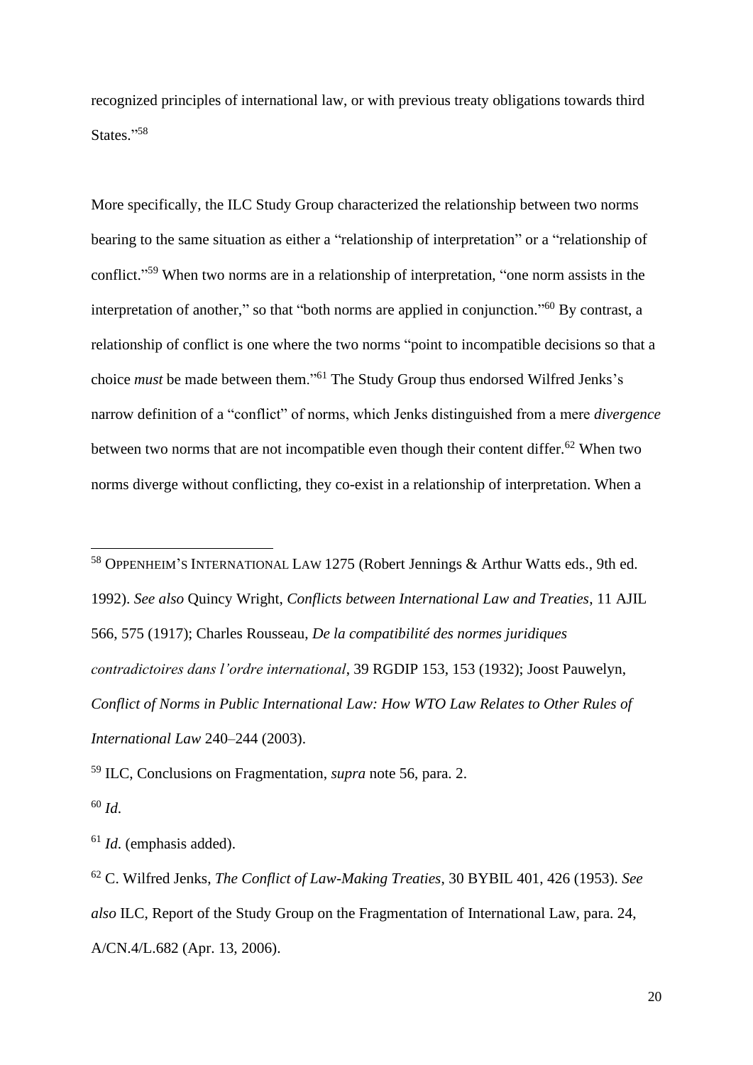recognized principles of international law, or with previous treaty obligations towards third States."[58]

More specifically, the ILC Study Group characterized the relationship between two norms bearing to the same situation as either a "relationship of interpretation" or a "relationship of conflict."[59] When two norms are in a relationship of interpretation, "one norm assists in the interpretation of another," so that "both norms are applied in conjunction."[60] By contrast, a relationship of conflict is one where the two norms "point to incompatible decisions so that a choice *must* be made between them."[61] The Study Group thus endorsed Wilfred Jenks's narrow definition of a "conflict" of norms, which Jenks distinguished from a mere *divergence* between two norms that are not incompatible even though their content differ.[62] When two norms diverge without conflicting, they co-exist in a relationship of interpretation. When a

---

[58] OPPENHEIM'S INTERNATIONAL LAW 1275 (Robert Jennings & Arthur Watts eds., 9th ed. 1992). *See also* Quincy Wright, *Conflicts between International Law and Treaties*, 11 AJIL 566, 575 (1917); Charles Rousseau, *De la compatibilité des normes juridiques contradictoires dans l'ordre international*, 39 RGDIP 153, 153 (1932); Joost Pauwelyn, *Conflict of Norms in Public International Law: How WTO Law Relates to Other Rules of International Law* 240–244 (2003).

[59] ILC, Conclusions on Fragmentation, *supra* note 56, para. 2.

[60] *Id.*

[61] *Id.* (emphasis added).

[62] C. Wilfred Jenks, *The Conflict of Law-Making Treaties*, 30 BYBIL 401, 426 (1953). *See also* ILC, Report of the Study Group on the Fragmentation of International Law, para. 24, A/CN.4/L.682 (Apr. 13, 2006).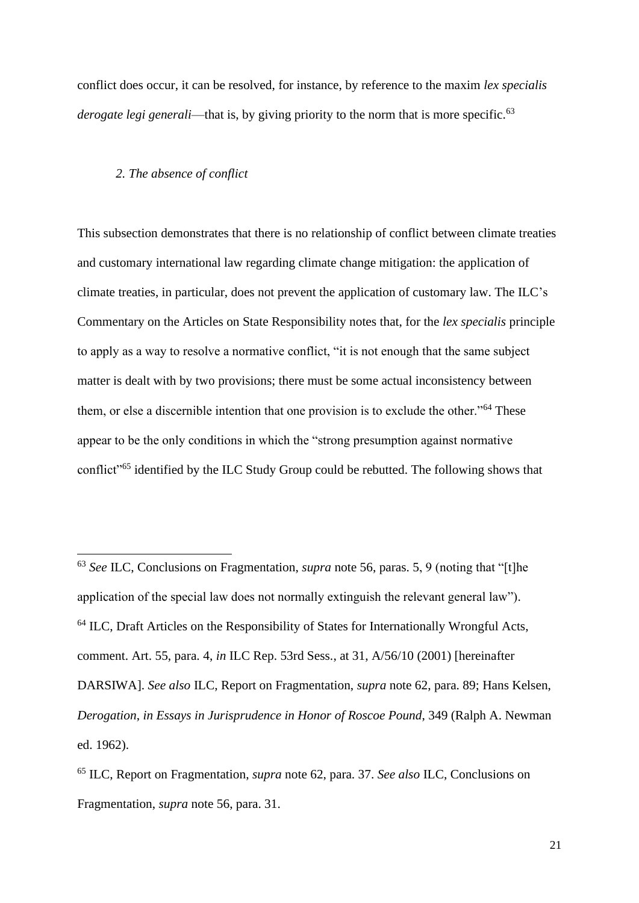conflict does occur, it can be resolved, for instance, by reference to the maxim *lex specialis derogate legi generali*—that is, by giving priority to the norm that is more specific.[63]

*2. The absence of conflict*

This subsection demonstrates that there is no relationship of conflict between climate treaties and customary international law regarding climate change mitigation: the application of climate treaties, in particular, does not prevent the application of customary law. The ILC's Commentary on the Articles on State Responsibility notes that, for the *lex specialis* principle to apply as a way to resolve a normative conflict, "it is not enough that the same subject matter is dealt with by two provisions; there must be some actual inconsistency between them, or else a discernible intention that one provision is to exclude the other."[64] These appear to be the only conditions in which the "strong presumption against normative conflict"[65] identified by the ILC Study Group could be rebutted. The following shows that

---

[63] *See* ILC, Conclusions on Fragmentation, *supra* note 56, paras. 5, 9 (noting that "[t]he application of the special law does not normally extinguish the relevant general law").

[64] ILC, Draft Articles on the Responsibility of States for Internationally Wrongful Acts, comment. Art. 55, para. 4, *in* ILC Rep. 53rd Sess., at 31, A/56/10 (2001) [hereinafter DARSIWA]. *See also* ILC, Report on Fragmentation, *supra* note 62, para. 89; Hans Kelsen, *Derogation*, *in Essays in Jurisprudence in Honor of Roscoe Pound*, 349 (Ralph A. Newman ed. 1962).

[65] ILC, Report on Fragmentation, *supra* note 62, para. 37. *See also* ILC, Conclusions on Fragmentation, *supra* note 56, para. 31.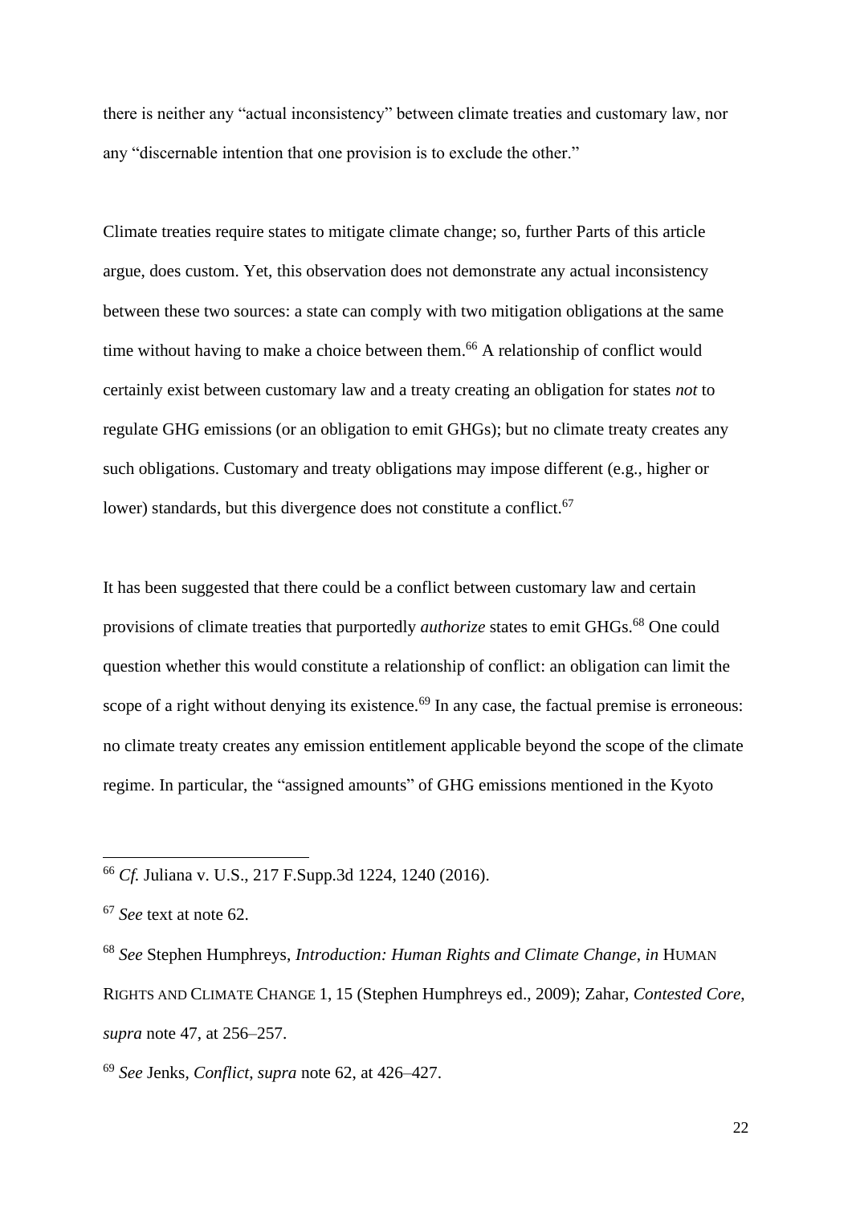there is neither any "actual inconsistency" between climate treaties and customary law, nor any "discernable intention that one provision is to exclude the other."

Climate treaties require states to mitigate climate change; so, further Parts of this article argue, does custom. Yet, this observation does not demonstrate any actual inconsistency between these two sources: a state can comply with two mitigation obligations at the same time without having to make a choice between them.[66] A relationship of conflict would certainly exist between customary law and a treaty creating an obligation for states *not* to regulate GHG emissions (or an obligation to emit GHGs); but no climate treaty creates any such obligations. Customary and treaty obligations may impose different (e.g., higher or lower) standards, but this divergence does not constitute a conflict.[67]

It has been suggested that there could be a conflict between customary law and certain provisions of climate treaties that purportedly *authorize* states to emit GHGs.[68] One could question whether this would constitute a relationship of conflict: an obligation can limit the scope of a right without denying its existence.[69] In any case, the factual premise is erroneous: no climate treaty creates any emission entitlement applicable beyond the scope of the climate regime. In particular, the "assigned amounts" of GHG emissions mentioned in the Kyoto

---

[66] *Cf.* Juliana v. U.S., 217 F.Supp.3d 1224, 1240 (2016).

[67] *See* text at note 62.

[68] *See* Stephen Humphreys, *Introduction: Human Rights and Climate Change*, *in* HUMAN RIGHTS AND CLIMATE CHANGE 1, 15 (Stephen Humphreys ed., 2009); Zahar, *Contested Core*, *supra* note 47, at 256–257.

[69] *See* Jenks, *Conflict*, *supra* note 62, at 426–427.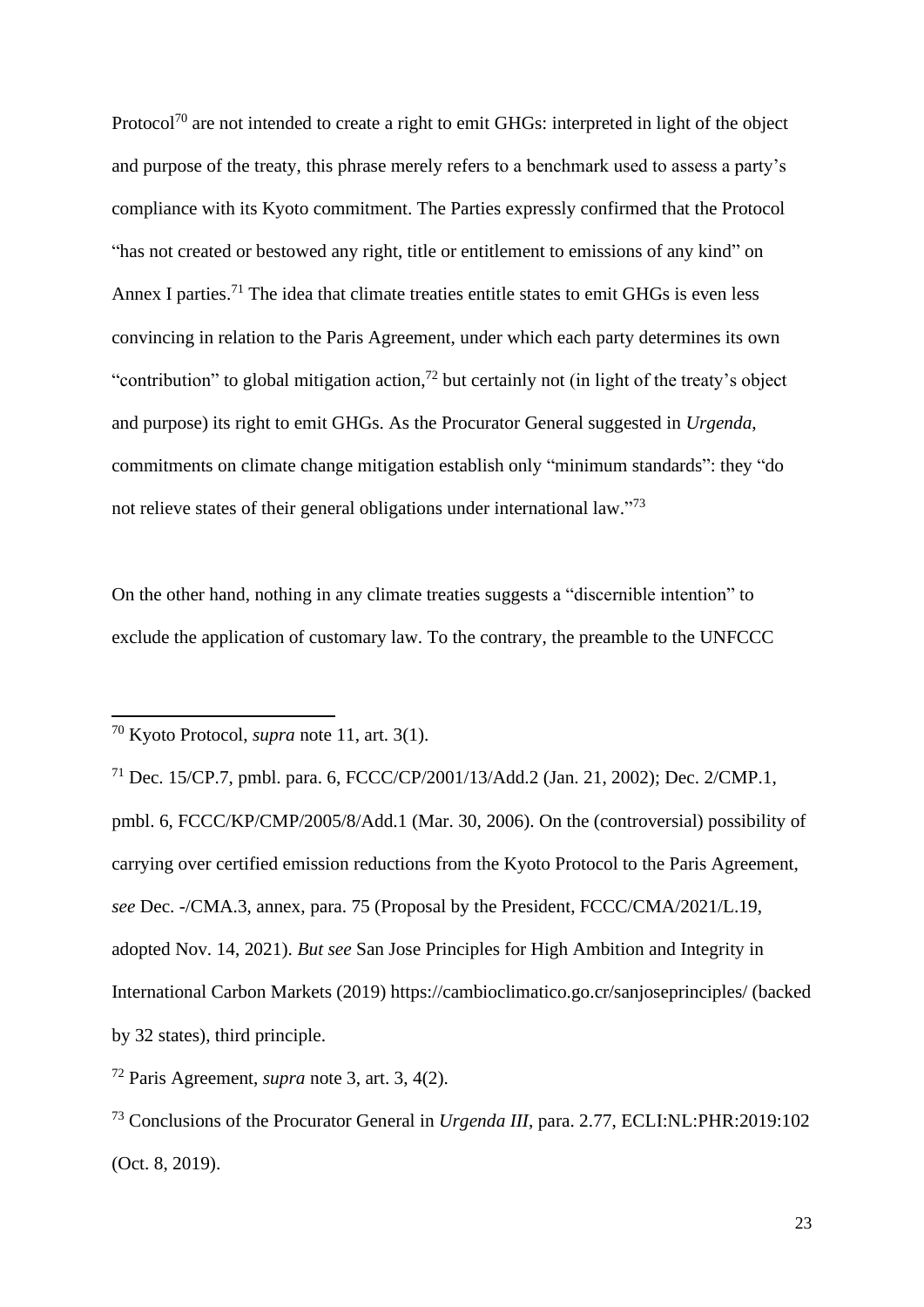Protocol[70] are not intended to create a right to emit GHGs: interpreted in light of the object and purpose of the treaty, this phrase merely refers to a benchmark used to assess a party's compliance with its Kyoto commitment. The Parties expressly confirmed that the Protocol "has not created or bestowed any right, title or entitlement to emissions of any kind" on Annex I parties.[71] The idea that climate treaties entitle states to emit GHGs is even less convincing in relation to the Paris Agreement, under which each party determines its own "contribution" to global mitigation action,[72] but certainly not (in light of the treaty's object and purpose) its right to emit GHGs. As the Procurator General suggested in *Urgenda*, commitments on climate change mitigation establish only "minimum standards": they "do not relieve states of their general obligations under international law."[73]

On the other hand, nothing in any climate treaties suggests a "discernible intention" to exclude the application of customary law. To the contrary, the preamble to the UNFCCC

---

[70] Kyoto Protocol, *supra* note 11, art. 3(1).

[71] Dec. 15/CP.7, pmbl. para. 6, FCCC/CP/2001/13/Add.2 (Jan. 21, 2002); Dec. 2/CMP.1, pmbl. 6, FCCC/KP/CMP/2005/8/Add.1 (Mar. 30, 2006). On the (controversial) possibility of carrying over certified emission reductions from the Kyoto Protocol to the Paris Agreement, *see* Dec. -/CMA.3, annex, para. 75 (Proposal by the President, FCCC/CMA/2021/L.19, adopted Nov. 14, 2021). *But see* San Jose Principles for High Ambition and Integrity in International Carbon Markets (2019) https://cambioclimatico.go.cr/sanjoseprinciples/ (backed by 32 states), third principle.

[72] Paris Agreement, *supra* note 3, art. 3, 4(2).

[73] Conclusions of the Procurator General in *Urgenda III*, para. 2.77, ECLI:NL:PHR:2019:102 (Oct. 8, 2019).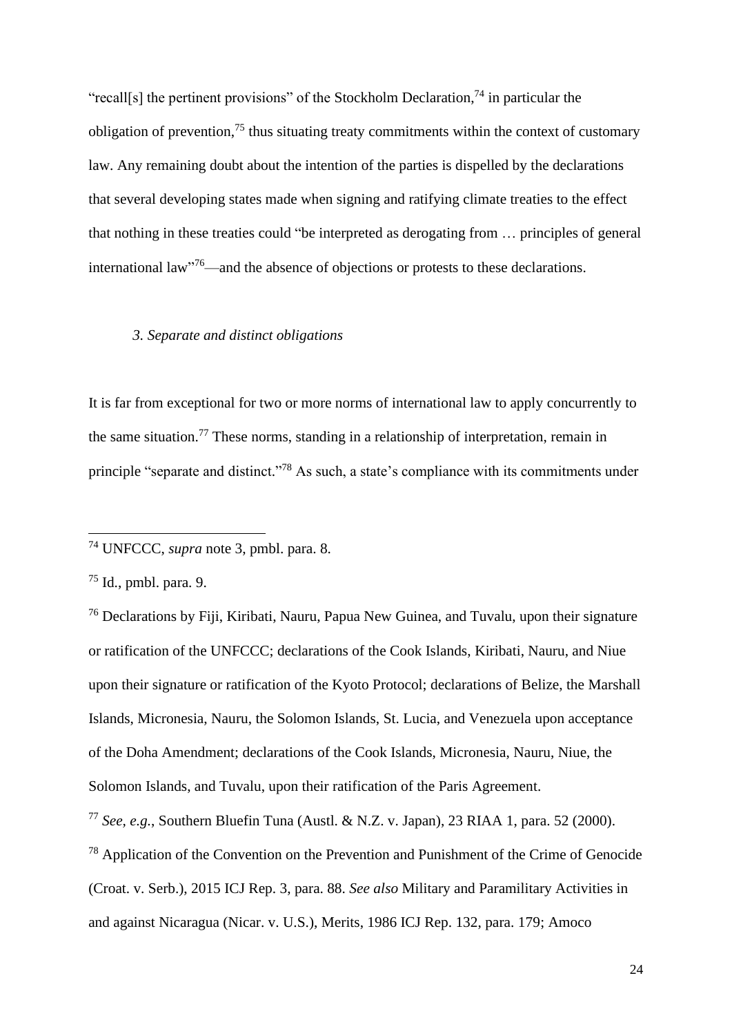"recall[s] the pertinent provisions" of the Stockholm Declaration,[74] in particular the obligation of prevention,[75] thus situating treaty commitments within the context of customary law. Any remaining doubt about the intention of the parties is dispelled by the declarations that several developing states made when signing and ratifying climate treaties to the effect that nothing in these treaties could "be interpreted as derogating from … principles of general international law"[76]—and the absence of objections or protests to these declarations.

### *3. Separate and distinct obligations*

It is far from exceptional for two or more norms of international law to apply concurrently to the same situation.[77] These norms, standing in a relationship of interpretation, remain in principle "separate and distinct."[78] As such, a state's compliance with its commitments under

---

[74] UNFCCC, *supra* note 3, pmbl. para. 8.

[75] Id., pmbl. para. 9.

[76] Declarations by Fiji, Kiribati, Nauru, Papua New Guinea, and Tuvalu, upon their signature or ratification of the UNFCCC; declarations of the Cook Islands, Kiribati, Nauru, and Niue upon their signature or ratification of the Kyoto Protocol; declarations of Belize, the Marshall Islands, Micronesia, Nauru, the Solomon Islands, St. Lucia, and Venezuela upon acceptance of the Doha Amendment; declarations of the Cook Islands, Micronesia, Nauru, Niue, the Solomon Islands, and Tuvalu, upon their ratification of the Paris Agreement.

[77] *See, e.g.*, Southern Bluefin Tuna (Austl. & N.Z. v. Japan), 23 RIAA 1, para. 52 (2000).

[78] Application of the Convention on the Prevention and Punishment of the Crime of Genocide (Croat. v. Serb.), 2015 ICJ Rep. 3, para. 88. *See also* Military and Paramilitary Activities in and against Nicaragua (Nicar. v. U.S.), Merits, 1986 ICJ Rep. 132, para. 179; Amoco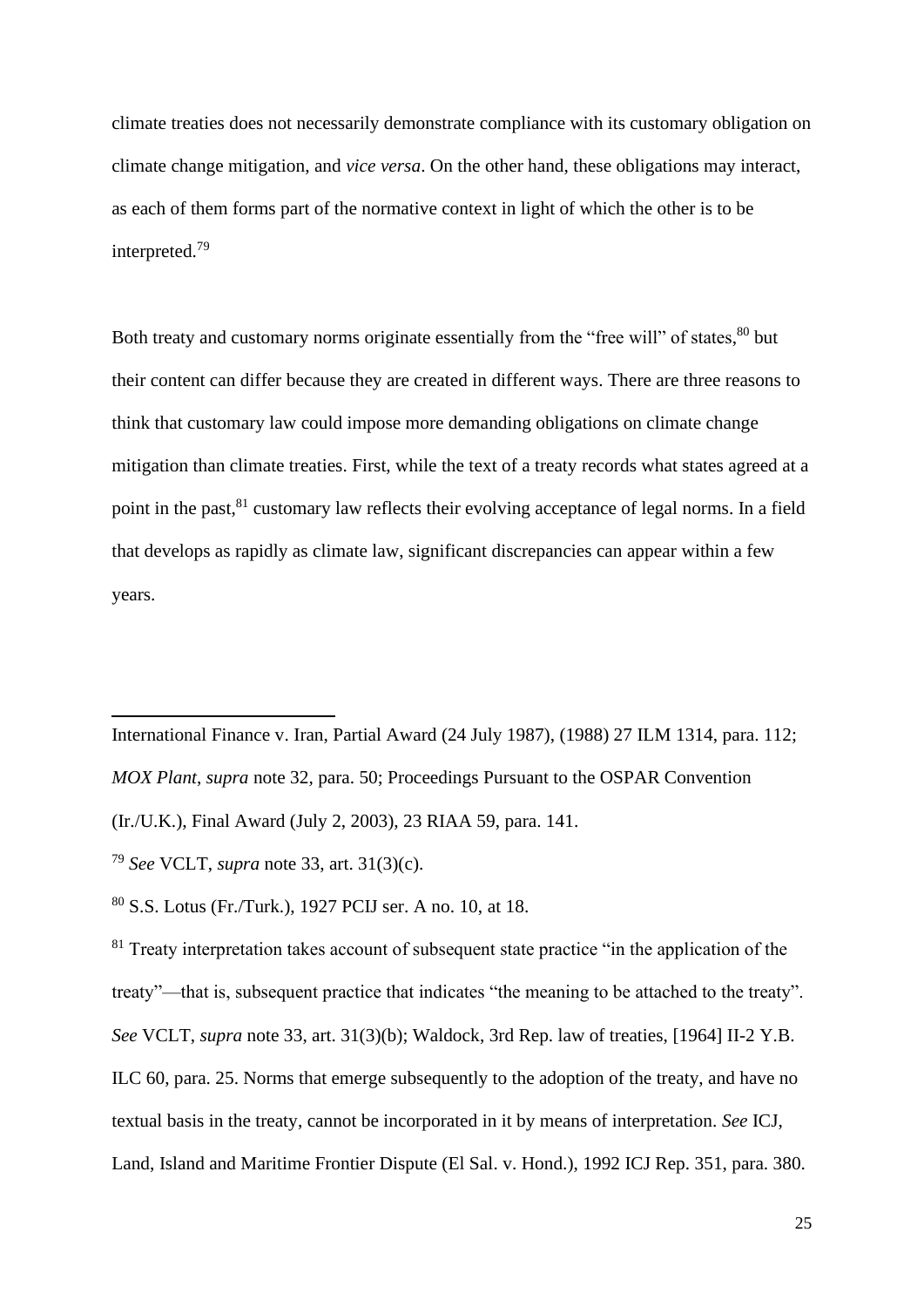climate treaties does not necessarily demonstrate compliance with its customary obligation on climate change mitigation, and *vice versa*. On the other hand, these obligations may interact, as each of them forms part of the normative context in light of which the other is to be interpreted.[79]

Both treaty and customary norms originate essentially from the "free will" of states,[80] but their content can differ because they are created in different ways. There are three reasons to think that customary law could impose more demanding obligations on climate change mitigation than climate treaties. First, while the text of a treaty records what states agreed at a point in the past,[81] customary law reflects their evolving acceptance of legal norms. In a field that develops as rapidly as climate law, significant discrepancies can appear within a few years.

---

International Finance v. Iran, Partial Award (24 July 1987), (1988) 27 ILM 1314, para. 112; *MOX Plant*, *supra* note 32, para. 50; Proceedings Pursuant to the OSPAR Convention (Ir./U.K.), Final Award (July 2, 2003), 23 RIAA 59, para. 141.

[79] *See* VCLT, *supra* note 33, art. 31(3)(c).

[80] S.S. Lotus (Fr./Turk.), 1927 PCIJ ser. A no. 10, at 18.

[81] Treaty interpretation takes account of subsequent state practice "in the application of the treaty"—that is, subsequent practice that indicates "the meaning to be attached to the treaty". *See* VCLT, *supra* note 33, art. 31(3)(b); Waldock, 3rd Rep. law of treaties, [1964] II-2 Y.B. ILC 60, para. 25. Norms that emerge subsequently to the adoption of the treaty, and have no textual basis in the treaty, cannot be incorporated in it by means of interpretation. *See* ICJ, Land, Island and Maritime Frontier Dispute (El Sal. v. Hond.), 1992 ICJ Rep. 351, para. 380.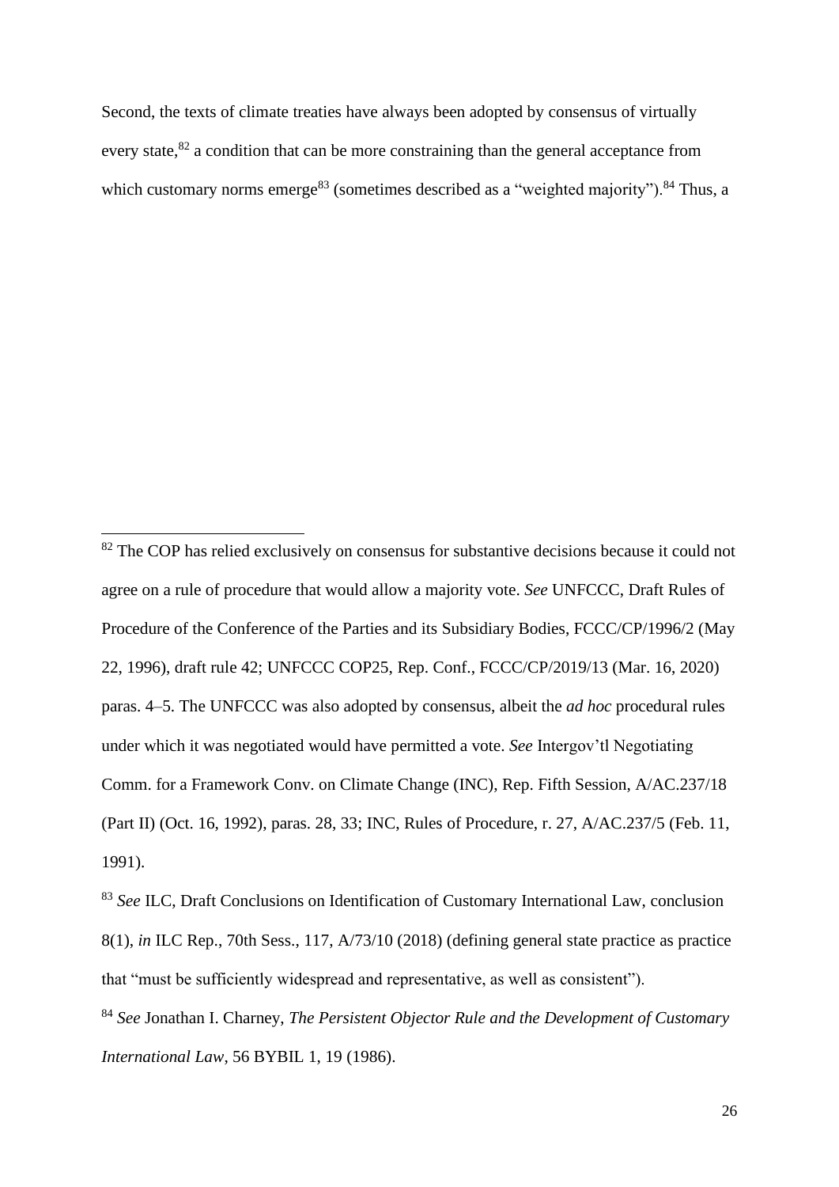Second, the texts of climate treaties have always been adopted by consensus of virtually every state,[82] a condition that can be more constraining than the general acceptance from which customary norms emerge[83] (sometimes described as a "weighted majority").[84] Thus, a

---

[82] The COP has relied exclusively on consensus for substantive decisions because it could not agree on a rule of procedure that would allow a majority vote. *See* UNFCCC, Draft Rules of Procedure of the Conference of the Parties and its Subsidiary Bodies, FCCC/CP/1996/2 (May 22, 1996), draft rule 42; UNFCCC COP25, Rep. Conf., FCCC/CP/2019/13 (Mar. 16, 2020) paras. 4–5. The UNFCCC was also adopted by consensus, albeit the *ad hoc* procedural rules under which it was negotiated would have permitted a vote. *See* Intergov'tl Negotiating Comm. for a Framework Conv. on Climate Change (INC), Rep. Fifth Session, A/AC.237/18 (Part II) (Oct. 16, 1992), paras. 28, 33; INC, Rules of Procedure, r. 27, A/AC.237/5 (Feb. 11, 1991).

[83] *See* ILC, Draft Conclusions on Identification of Customary International Law, conclusion 8(1), *in* ILC Rep., 70th Sess., 117, A/73/10 (2018) (defining general state practice as practice that "must be sufficiently widespread and representative, as well as consistent").

[84] *See* Jonathan I. Charney, *The Persistent Objector Rule and the Development of Customary International Law*, 56 BYBIL 1, 19 (1986).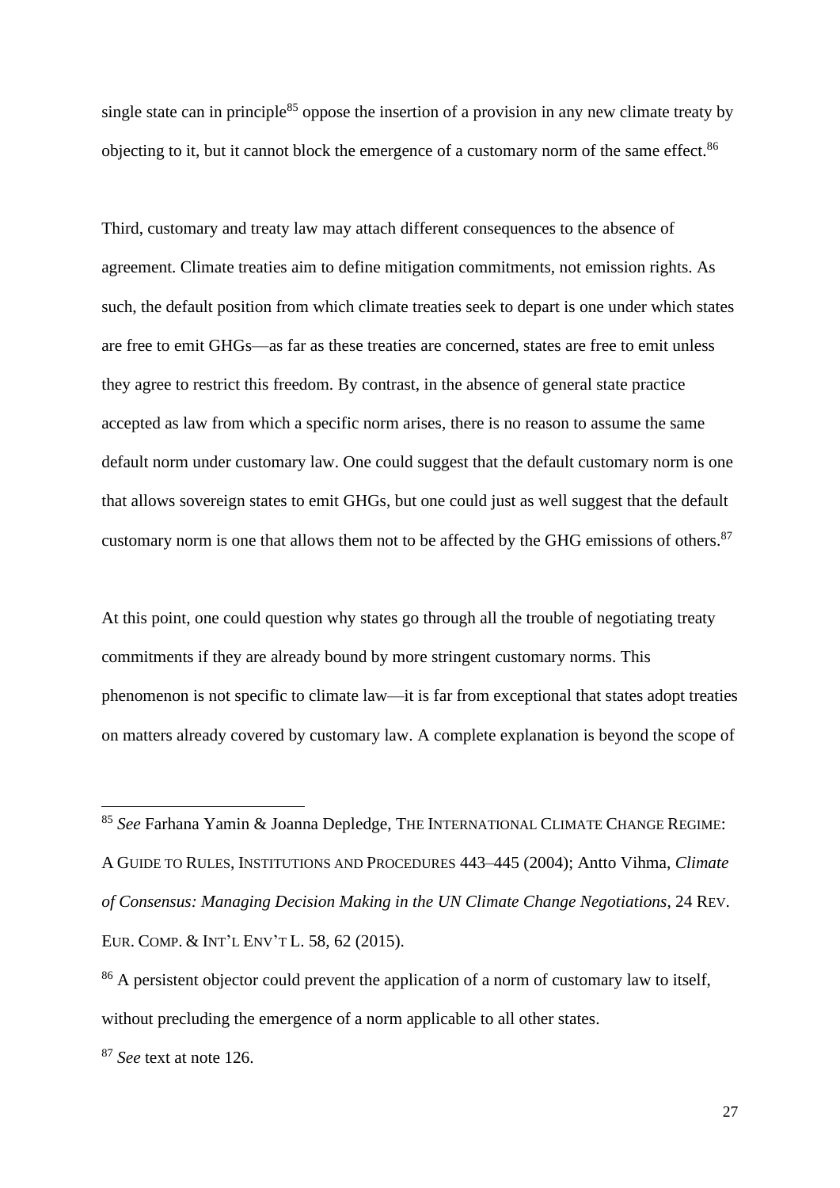single state can in principle[85] oppose the insertion of a provision in any new climate treaty by objecting to it, but it cannot block the emergence of a customary norm of the same effect.[86]

Third, customary and treaty law may attach different consequences to the absence of agreement. Climate treaties aim to define mitigation commitments, not emission rights. As such, the default position from which climate treaties seek to depart is one under which states are free to emit GHGs—as far as these treaties are concerned, states are free to emit unless they agree to restrict this freedom. By contrast, in the absence of general state practice accepted as law from which a specific norm arises, there is no reason to assume the same default norm under customary law. One could suggest that the default customary norm is one that allows sovereign states to emit GHGs, but one could just as well suggest that the default customary norm is one that allows them not to be affected by the GHG emissions of others.[87]

At this point, one could question why states go through all the trouble of negotiating treaty commitments if they are already bound by more stringent customary norms. This phenomenon is not specific to climate law—it is far from exceptional that states adopt treaties on matters already covered by customary law. A complete explanation is beyond the scope of

---

[85] *See* Farhana Yamin & Joanna Depledge, THE INTERNATIONAL CLIMATE CHANGE REGIME: A GUIDE TO RULES, INSTITUTIONS AND PROCEDURES 443–445 (2004); Antto Vihma, *Climate of Consensus: Managing Decision Making in the UN Climate Change Negotiations*, 24 REV. EUR. COMP. & INT'L ENV'T L. 58, 62 (2015).

[86] A persistent objector could prevent the application of a norm of customary law to itself, without precluding the emergence of a norm applicable to all other states.

[87] *See* text at note 126.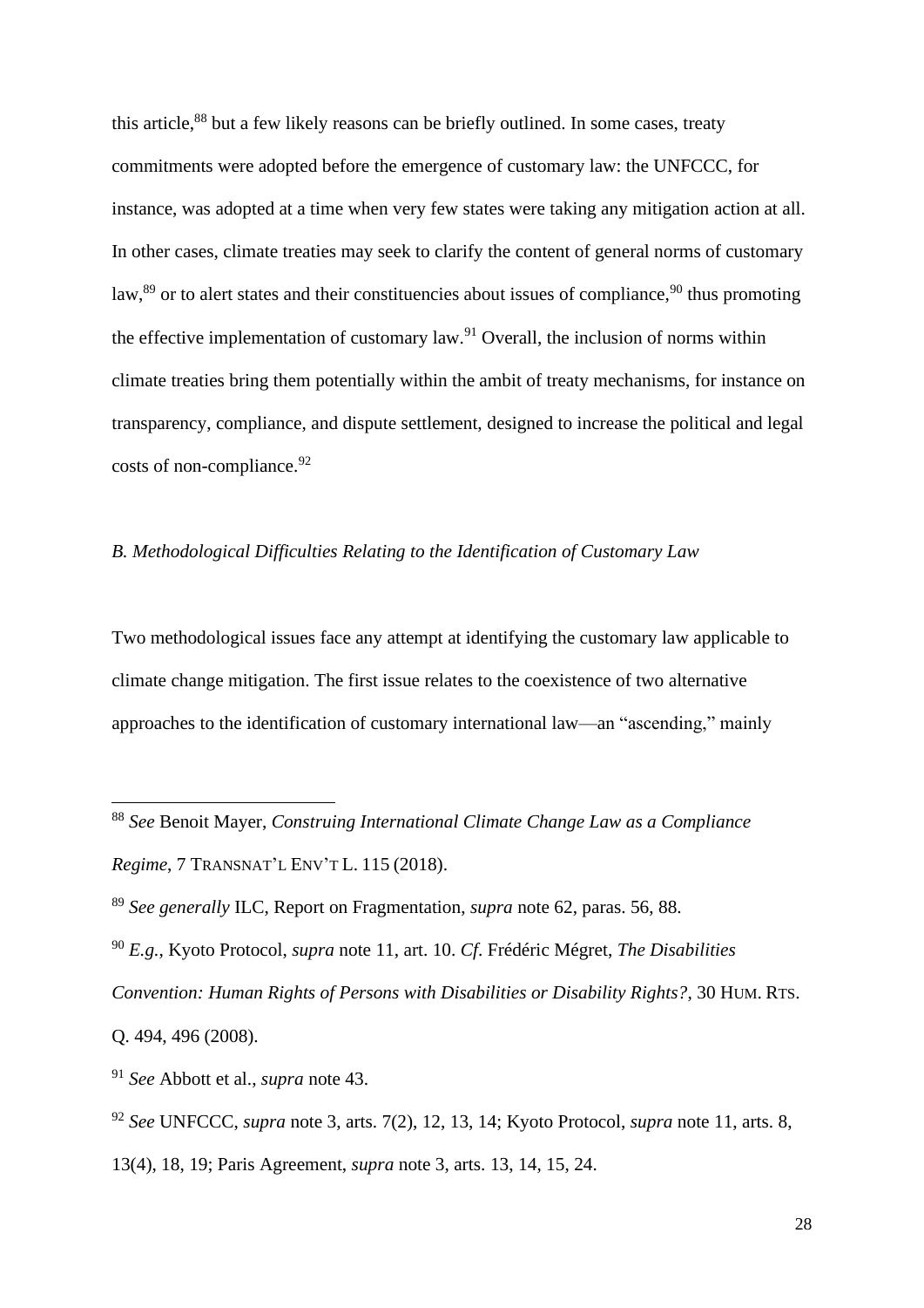this article,[88] but a few likely reasons can be briefly outlined. In some cases, treaty commitments were adopted before the emergence of customary law: the UNFCCC, for instance, was adopted at a time when very few states were taking any mitigation action at all. In other cases, climate treaties may seek to clarify the content of general norms of customary law,[89] or to alert states and their constituencies about issues of compliance,[90] thus promoting the effective implementation of customary law.[91] Overall, the inclusion of norms within climate treaties bring them potentially within the ambit of treaty mechanisms, for instance on transparency, compliance, and dispute settlement, designed to increase the political and legal costs of non-compliance.[92]

*B. Methodological Difficulties Relating to the Identification of Customary Law*

Two methodological issues face any attempt at identifying the customary law applicable to climate change mitigation. The first issue relates to the coexistence of two alternative approaches to the identification of customary international law—an "ascending," mainly

---

[88] *See* Benoit Mayer, *Construing International Climate Change Law as a Compliance Regime*, 7 TRANSNAT'L ENV'T L. 115 (2018).

[89] *See generally* ILC, Report on Fragmentation, *supra* note 62, paras. 56, 88.

[90] *E.g.*, Kyoto Protocol, *supra* note 11, art. 10. *Cf.* Frédéric Mégret, *The Disabilities Convention: Human Rights of Persons with Disabilities or Disability Rights?*, 30 HUM. RTS. Q. 494, 496 (2008).

[91] *See* Abbott et al., *supra* note 43.

[92] *See* UNFCCC, *supra* note 3, arts. 7(2), 12, 13, 14; Kyoto Protocol, *supra* note 11, arts. 8, 13(4), 18, 19; Paris Agreement, *supra* note 3, arts. 13, 14, 15, 24.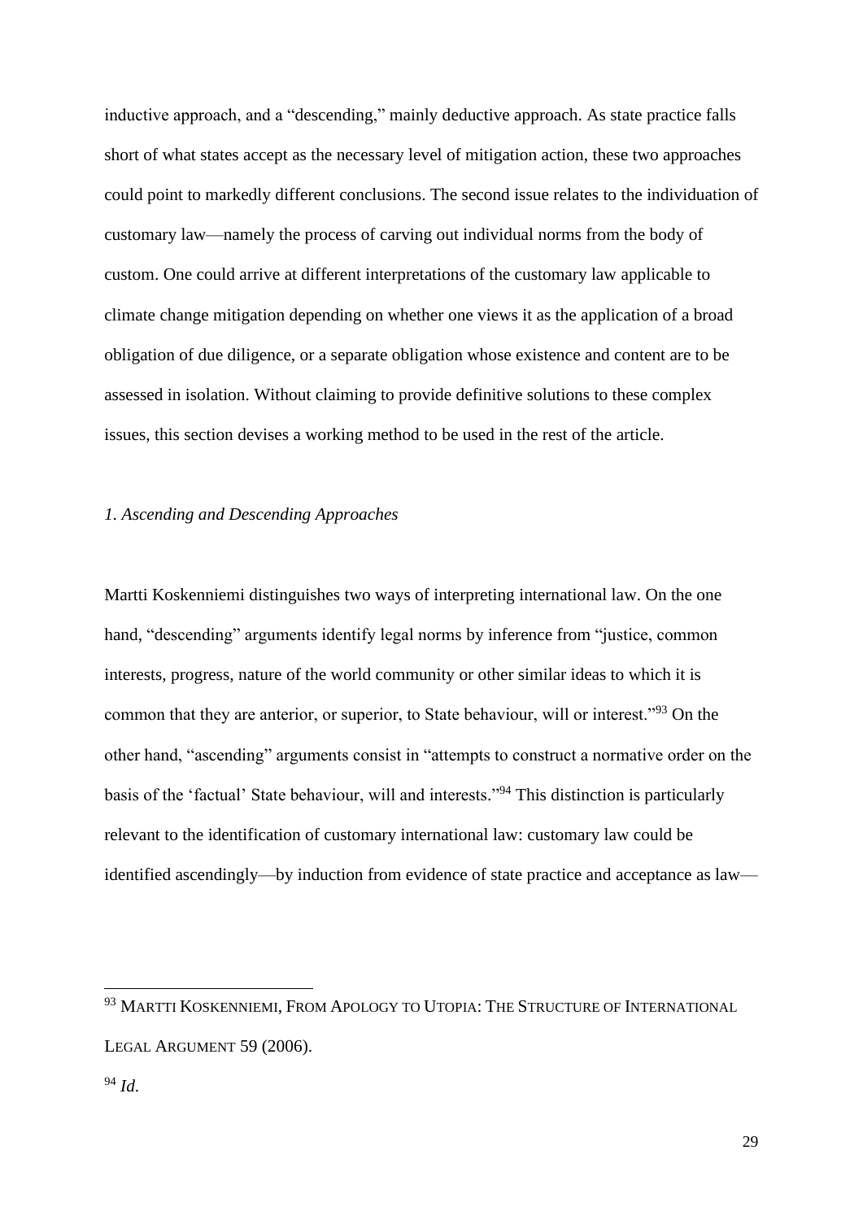inductive approach, and a "descending," mainly deductive approach. As state practice falls short of what states accept as the necessary level of mitigation action, these two approaches could point to markedly different conclusions. The second issue relates to the individuation of customary law—namely the process of carving out individual norms from the body of custom. One could arrive at different interpretations of the customary law applicable to climate change mitigation depending on whether one views it as the application of a broad obligation of due diligence, or a separate obligation whose existence and content are to be assessed in isolation. Without claiming to provide definitive solutions to these complex issues, this section devises a working method to be used in the rest of the article.

### *1. Ascending and Descending Approaches*

Martti Koskenniemi distinguishes two ways of interpreting international law. On the one hand, "descending" arguments identify legal norms by inference from "justice, common interests, progress, nature of the world community or other similar ideas to which it is common that they are anterior, or superior, to State behaviour, will or interest."[93] On the other hand, "ascending" arguments consist in "attempts to construct a normative order on the basis of the 'factual' State behaviour, will and interests."[94] This distinction is particularly relevant to the identification of customary international law: customary law could be identified ascendingly—by induction from evidence of state practice and acceptance as law—

---

[93] MARTTI KOSKENNIEMI, FROM APOLOGY TO UTOPIA: THE STRUCTURE OF INTERNATIONAL LEGAL ARGUMENT 59 (2006).

[94] *Id.*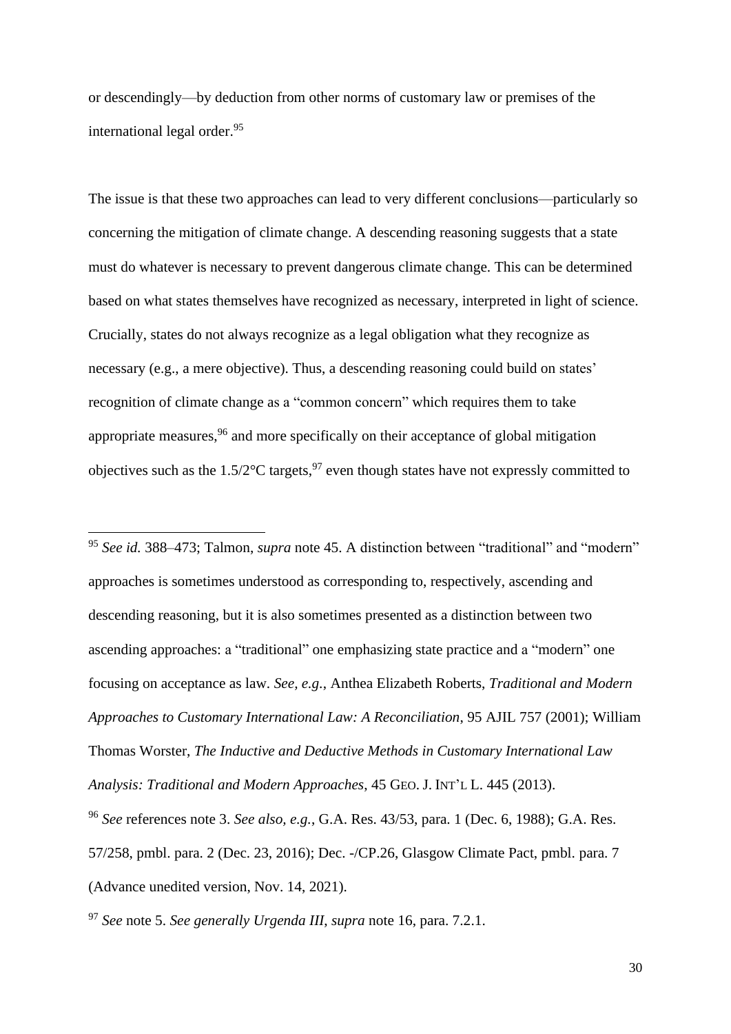or descendingly—by deduction from other norms of customary law or premises of the international legal order.[95]

The issue is that these two approaches can lead to very different conclusions—particularly so concerning the mitigation of climate change. A descending reasoning suggests that a state must do whatever is necessary to prevent dangerous climate change. This can be determined based on what states themselves have recognized as necessary, interpreted in light of science. Crucially, states do not always recognize as a legal obligation what they recognize as necessary (e.g., a mere objective). Thus, a descending reasoning could build on states' recognition of climate change as a "common concern" which requires them to take appropriate measures,[96] and more specifically on their acceptance of global mitigation objectives such as the 1.5/2°C targets,[97] even though states have not expressly committed to

---

[95] *See id.* 388–473; Talmon, *supra* note 45. A distinction between "traditional" and "modern" approaches is sometimes understood as corresponding to, respectively, ascending and descending reasoning, but it is also sometimes presented as a distinction between two ascending approaches: a "traditional" one emphasizing state practice and a "modern" one focusing on acceptance as law. *See, e.g.*, Anthea Elizabeth Roberts, *Traditional and Modern Approaches to Customary International Law: A Reconciliation*, 95 AJIL 757 (2001); William Thomas Worster, *The Inductive and Deductive Methods in Customary International Law Analysis: Traditional and Modern Approaches*, 45 GEO. J. INT'L L. 445 (2013).

[96] *See* references note 3. *See also, e.g.*, G.A. Res. 43/53, para. 1 (Dec. 6, 1988); G.A. Res. 57/258, pmbl. para. 2 (Dec. 23, 2016); Dec. -/CP.26, Glasgow Climate Pact, pmbl. para. 7 (Advance unedited version, Nov. 14, 2021).

[97] *See* note 5. *See generally Urgenda III*, *supra* note 16, para. 7.2.1.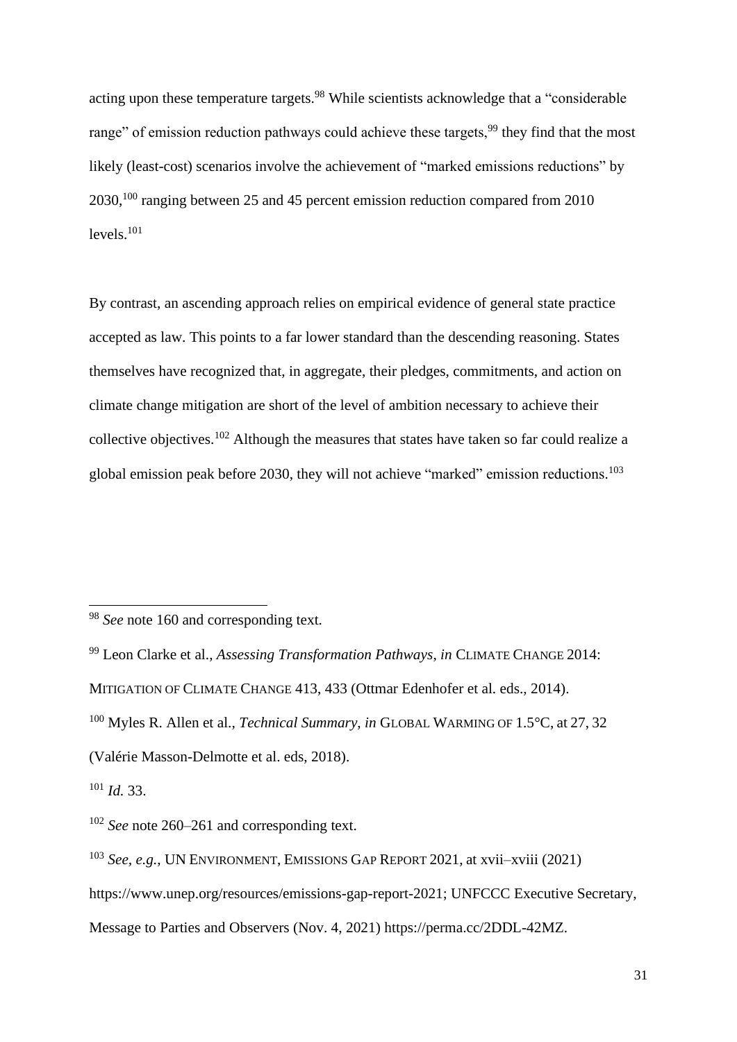acting upon these temperature targets.[98] While scientists acknowledge that a "considerable range" of emission reduction pathways could achieve these targets,[99] they find that the most likely (least-cost) scenarios involve the achievement of "marked emissions reductions" by 2030,[100] ranging between 25 and 45 percent emission reduction compared from 2010 levels.[101]

By contrast, an ascending approach relies on empirical evidence of general state practice accepted as law. This points to a far lower standard than the descending reasoning. States themselves have recognized that, in aggregate, their pledges, commitments, and action on climate change mitigation are short of the level of ambition necessary to achieve their collective objectives.[102] Although the measures that states have taken so far could realize a global emission peak before 2030, they will not achieve "marked" emission reductions.[103]

---

[98] *See* note 160 and corresponding text.

[99] Leon Clarke et al., *Assessing Transformation Pathways*, *in* CLIMATE CHANGE 2014: MITIGATION OF CLIMATE CHANGE 413, 433 (Ottmar Edenhofer et al. eds., 2014).

[100] Myles R. Allen et al., *Technical Summary*, *in* GLOBAL WARMING OF 1.5°C, at 27, 32 (Valérie Masson-Delmotte et al. eds, 2018).

[101] *Id.* 33.

[102] *See* note 260–261 and corresponding text.

[103] *See, e.g.*, UN ENVIRONMENT, EMISSIONS GAP REPORT 2021, at xvii–xviii (2021) https://www.unep.org/resources/emissions-gap-report-2021; UNFCCC Executive Secretary, Message to Parties and Observers (Nov. 4, 2021) https://perma.cc/2DDL-42MZ.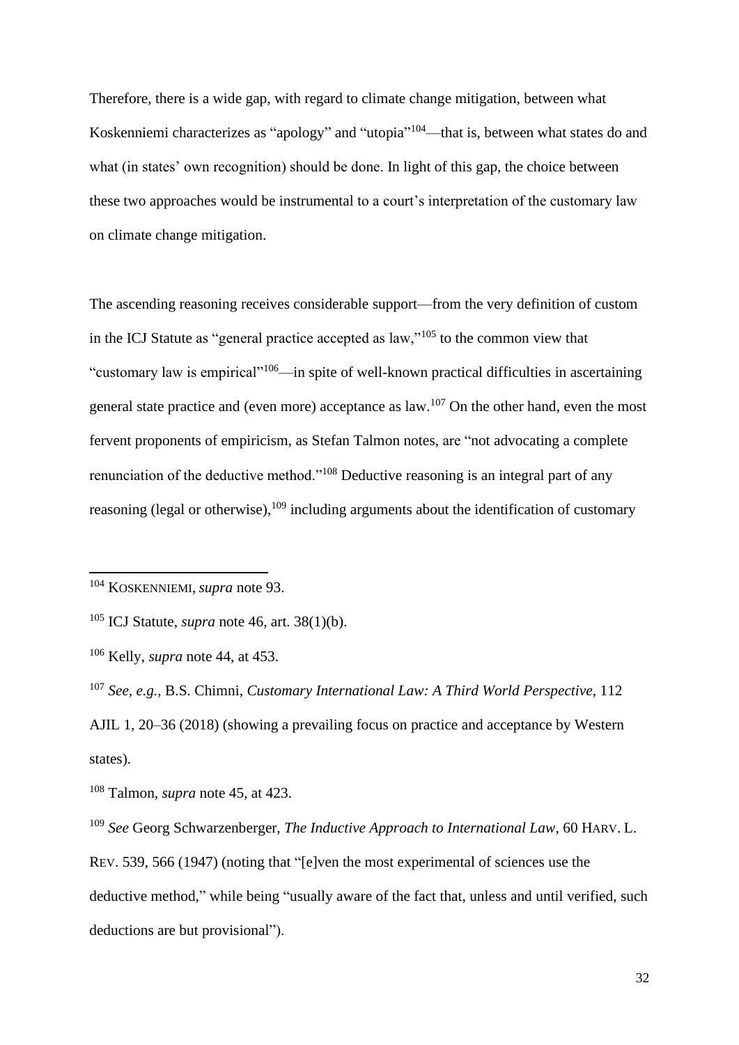Therefore, there is a wide gap, with regard to climate change mitigation, between what Koskenniemi characterizes as "apology" and "utopia"[104]—that is, between what states do and what (in states' own recognition) should be done. In light of this gap, the choice between these two approaches would be instrumental to a court's interpretation of the customary law on climate change mitigation.

The ascending reasoning receives considerable support—from the very definition of custom in the ICJ Statute as "general practice accepted as law,"[105] to the common view that "customary law is empirical"[106]—in spite of well-known practical difficulties in ascertaining general state practice and (even more) acceptance as law.[107] On the other hand, even the most fervent proponents of empiricism, as Stefan Talmon notes, are "not advocating a complete renunciation of the deductive method."[108] Deductive reasoning is an integral part of any reasoning (legal or otherwise),[109] including arguments about the identification of customary

---

[104] KOSKENNIEMI, *supra* note 93.

[105] ICJ Statute, *supra* note 46, art. 38(1)(b).

[106] Kelly, *supra* note 44, at 453.

[107] *See, e.g.*, B.S. Chimni, *Customary International Law: A Third World Perspective*, 112 AJIL 1, 20–36 (2018) (showing a prevailing focus on practice and acceptance by Western states).

[108] Talmon, *supra* note 45, at 423.

[109] *See* Georg Schwarzenberger, *The Inductive Approach to International Law*, 60 HARV. L. REV. 539, 566 (1947) (noting that "[e]ven the most experimental of sciences use the deductive method," while being "usually aware of the fact that, unless and until verified, such deductions are but provisional").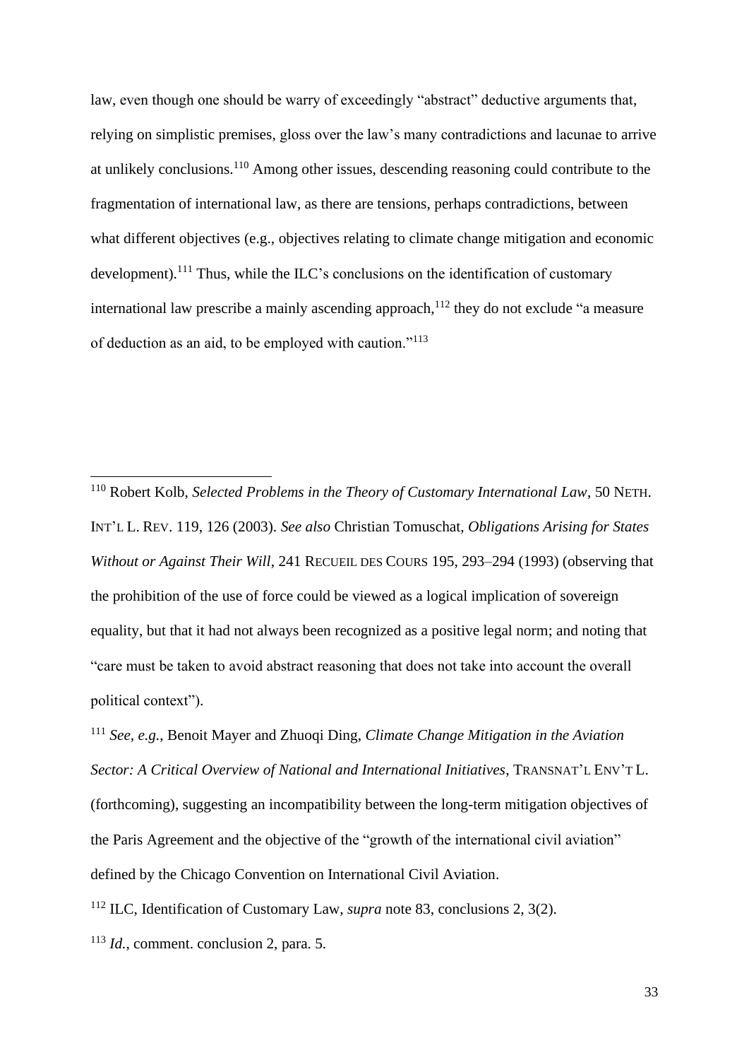law, even though one should be warry of exceedingly "abstract" deductive arguments that, relying on simplistic premises, gloss over the law's many contradictions and lacunae to arrive at unlikely conclusions.[110] Among other issues, descending reasoning could contribute to the fragmentation of international law, as there are tensions, perhaps contradictions, between what different objectives (e.g., objectives relating to climate change mitigation and economic development).[111] Thus, while the ILC's conclusions on the identification of customary international law prescribe a mainly ascending approach,[112] they do not exclude "a measure of deduction as an aid, to be employed with caution."[113]

---

[110] Robert Kolb, *Selected Problems in the Theory of Customary International Law*, 50 NETH. INT'L L. REV. 119, 126 (2003). *See also* Christian Tomuschat, *Obligations Arising for States Without or Against Their Will*, 241 RECUEIL DES COURS 195, 293–294 (1993) (observing that the prohibition of the use of force could be viewed as a logical implication of sovereign equality, but that it had not always been recognized as a positive legal norm; and noting that "care must be taken to avoid abstract reasoning that does not take into account the overall political context").

[111] *See, e.g.*, Benoit Mayer and Zhuoqi Ding, *Climate Change Mitigation in the Aviation Sector: A Critical Overview of National and International Initiatives*, TRANSNAT'L ENV'T L. (forthcoming), suggesting an incompatibility between the long-term mitigation objectives of the Paris Agreement and the objective of the "growth of the international civil aviation" defined by the Chicago Convention on International Civil Aviation.

[112] ILC, Identification of Customary Law, *supra* note 83, conclusions 2, 3(2).

[113] *Id.*, comment. conclusion 2, para. 5.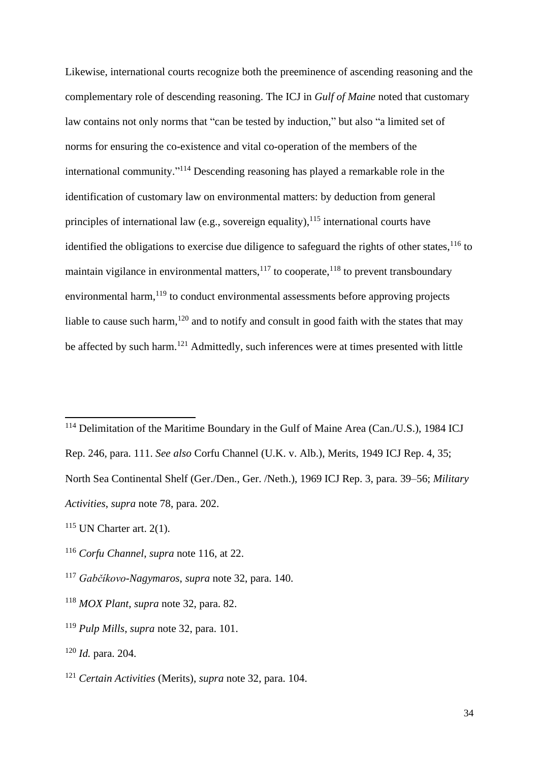Likewise, international courts recognize both the preeminence of ascending reasoning and the complementary role of descending reasoning. The ICJ in *Gulf of Maine* noted that customary law contains not only norms that "can be tested by induction," but also "a limited set of norms for ensuring the co-existence and vital co-operation of the members of the international community."[114] Descending reasoning has played a remarkable role in the identification of customary law on environmental matters: by deduction from general principles of international law (e.g., sovereign equality),[115] international courts have identified the obligations to exercise due diligence to safeguard the rights of other states,[116] to maintain vigilance in environmental matters,[117] to cooperate,[118] to prevent transboundary environmental harm,[119] to conduct environmental assessments before approving projects liable to cause such harm,[120] and to notify and consult in good faith with the states that may be affected by such harm.[121] Admittedly, such inferences were at times presented with little

---

[114] Delimitation of the Maritime Boundary in the Gulf of Maine Area (Can./U.S.), 1984 ICJ Rep. 246, para. 111. *See also* Corfu Channel (U.K. v. Alb.), Merits, 1949 ICJ Rep. 4, 35; North Sea Continental Shelf (Ger./Den., Ger. /Neth.), 1969 ICJ Rep. 3, para. 39–56; *Military Activities*, *supra* note 78, para. 202.

[115] UN Charter art. 2(1).

[116] *Corfu Channel*, *supra* note 116, at 22.

[117] *Gabčíkovo-Nagymaros*, *supra* note 32, para. 140.

[118] *MOX Plant*, *supra* note 32, para. 82.

[119] *Pulp Mills*, *supra* note 32, para. 101.

[120] *Id.* para. 204.

[121] *Certain Activities* (Merits), *supra* note 32, para. 104.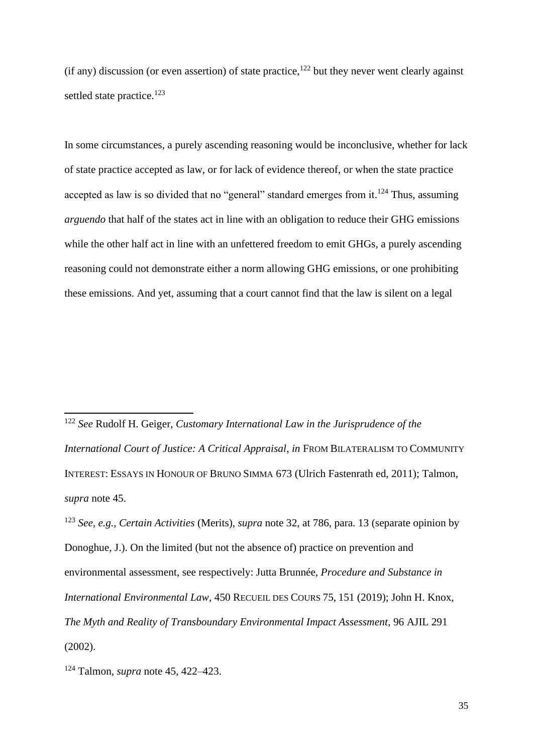(if any) discussion (or even assertion) of state practice,[122] but they never went clearly against settled state practice.[123]

In some circumstances, a purely ascending reasoning would be inconclusive, whether for lack of state practice accepted as law, or for lack of evidence thereof, or when the state practice accepted as law is so divided that no "general" standard emerges from it.[124] Thus, assuming *arguendo* that half of the states act in line with an obligation to reduce their GHG emissions while the other half act in line with an unfettered freedom to emit GHGs, a purely ascending reasoning could not demonstrate either a norm allowing GHG emissions, or one prohibiting these emissions. And yet, assuming that a court cannot find that the law is silent on a legal

---

[122] *See* Rudolf H. Geiger, *Customary International Law in the Jurisprudence of the International Court of Justice: A Critical Appraisal*, *in* FROM BILATERALISM TO COMMUNITY INTEREST: ESSAYS IN HONOUR OF BRUNO SIMMA 673 (Ulrich Fastenrath ed, 2011); Talmon, *supra* note 45.

[123] *See, e.g.*, *Certain Activities* (Merits), *supra* note 32, at 786, para. 13 (separate opinion by Donoghue, J.). On the limited (but not the absence of) practice on prevention and environmental assessment, see respectively: Jutta Brunnée, *Procedure and Substance in International Environmental Law*, 450 RECUEIL DES COURS 75, 151 (2019); John H. Knox, *The Myth and Reality of Transboundary Environmental Impact Assessment*, 96 AJIL 291 (2002).

[124] Talmon, *supra* note 45, 422–423.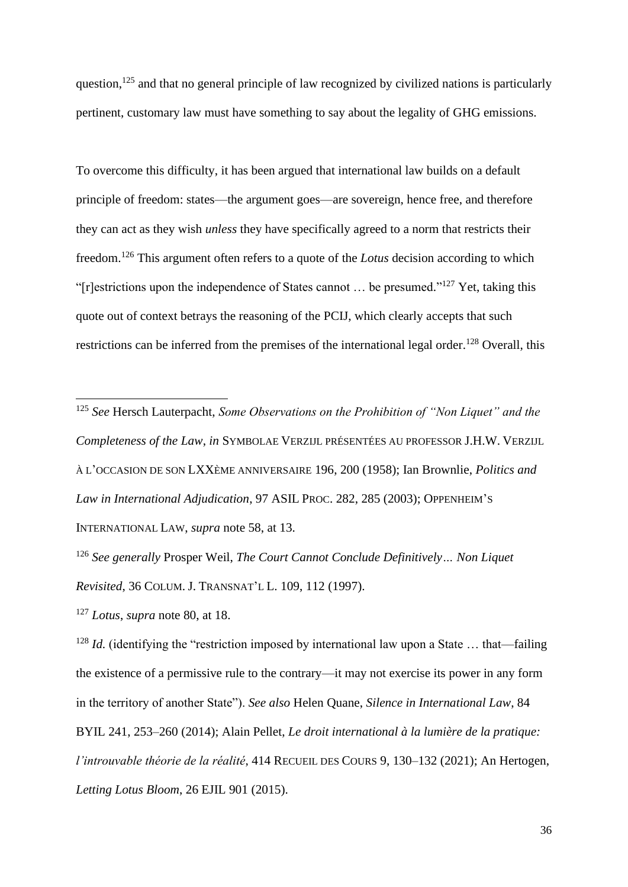question,[125] and that no general principle of law recognized by civilized nations is particularly pertinent, customary law must have something to say about the legality of GHG emissions.

To overcome this difficulty, it has been argued that international law builds on a default principle of freedom: states—the argument goes—are sovereign, hence free, and therefore they can act as they wish *unless* they have specifically agreed to a norm that restricts their freedom.[126] This argument often refers to a quote of the *Lotus* decision according to which "[r]estrictions upon the independence of States cannot … be presumed."[127] Yet, taking this quote out of context betrays the reasoning of the PCIJ, which clearly accepts that such restrictions can be inferred from the premises of the international legal order.[128] Overall, this

---

[125] *See* Hersch Lauterpacht, *Some Observations on the Prohibition of "Non Liquet" and the Completeness of the Law*, *in* SYMBOLAE VERZIJL PRÉSENTÉES AU PROFESSOR J.H.W. VERZIJL À L'OCCASION DE SON LXXÈME ANNIVERSAIRE 196, 200 (1958); Ian Brownlie, *Politics and Law in International Adjudication*, 97 ASIL PROC. 282, 285 (2003); OPPENHEIM'S INTERNATIONAL LAW, *supra* note 58, at 13.

[126] *See generally* Prosper Weil, *The Court Cannot Conclude Definitively… Non Liquet Revisited*, 36 COLUM. J. TRANSNAT'L L. 109, 112 (1997).

[127] *Lotus*, *supra* note 80, at 18.

[128] *Id.* (identifying the "restriction imposed by international law upon a State … that—failing the existence of a permissive rule to the contrary—it may not exercise its power in any form in the territory of another State"). *See also* Helen Quane, *Silence in International Law*, 84 BYIL 241, 253–260 (2014); Alain Pellet, *Le droit international à la lumière de la pratique: l'introuvable théorie de la réalité*, 414 RECUEIL DES COURS 9, 130–132 (2021); An Hertogen, *Letting Lotus Bloom*, 26 EJIL 901 (2015).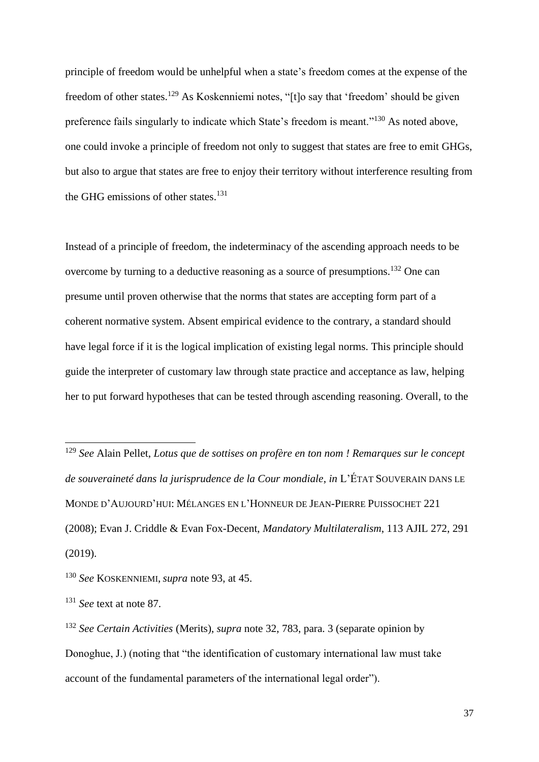principle of freedom would be unhelpful when a state's freedom comes at the expense of the freedom of other states.[129] As Koskenniemi notes, "[t]o say that 'freedom' should be given preference fails singularly to indicate which State's freedom is meant."[130] As noted above, one could invoke a principle of freedom not only to suggest that states are free to emit GHGs, but also to argue that states are free to enjoy their territory without interference resulting from the GHG emissions of other states.[131]

Instead of a principle of freedom, the indeterminacy of the ascending approach needs to be overcome by turning to a deductive reasoning as a source of presumptions.[132] One can presume until proven otherwise that the norms that states are accepting form part of a coherent normative system. Absent empirical evidence to the contrary, a standard should have legal force if it is the logical implication of existing legal norms. This principle should guide the interpreter of customary law through state practice and acceptance as law, helping her to put forward hypotheses that can be tested through ascending reasoning. Overall, to the

---

[129] *See* Alain Pellet, *Lotus que de sottises on profère en ton nom ! Remarques sur le concept de souveraineté dans la jurisprudence de la Cour mondiale*, *in* L'ÉTAT SOUVERAIN DANS LE MONDE D'AUJOURD'HUI: MÉLANGES EN L'HONNEUR DE JEAN-PIERRE PUISSOCHET 221 (2008); Evan J. Criddle & Evan Fox-Decent, *Mandatory Multilateralism*, 113 AJIL 272, 291 (2019).

[130] *See* KOSKENNIEMI, *supra* note 93, at 45.

[131] *See* text at note 87.

[132] *See Certain Activities* (Merits), *supra* note 32, 783, para. 3 (separate opinion by Donoghue, J.) (noting that "the identification of customary international law must take account of the fundamental parameters of the international legal order").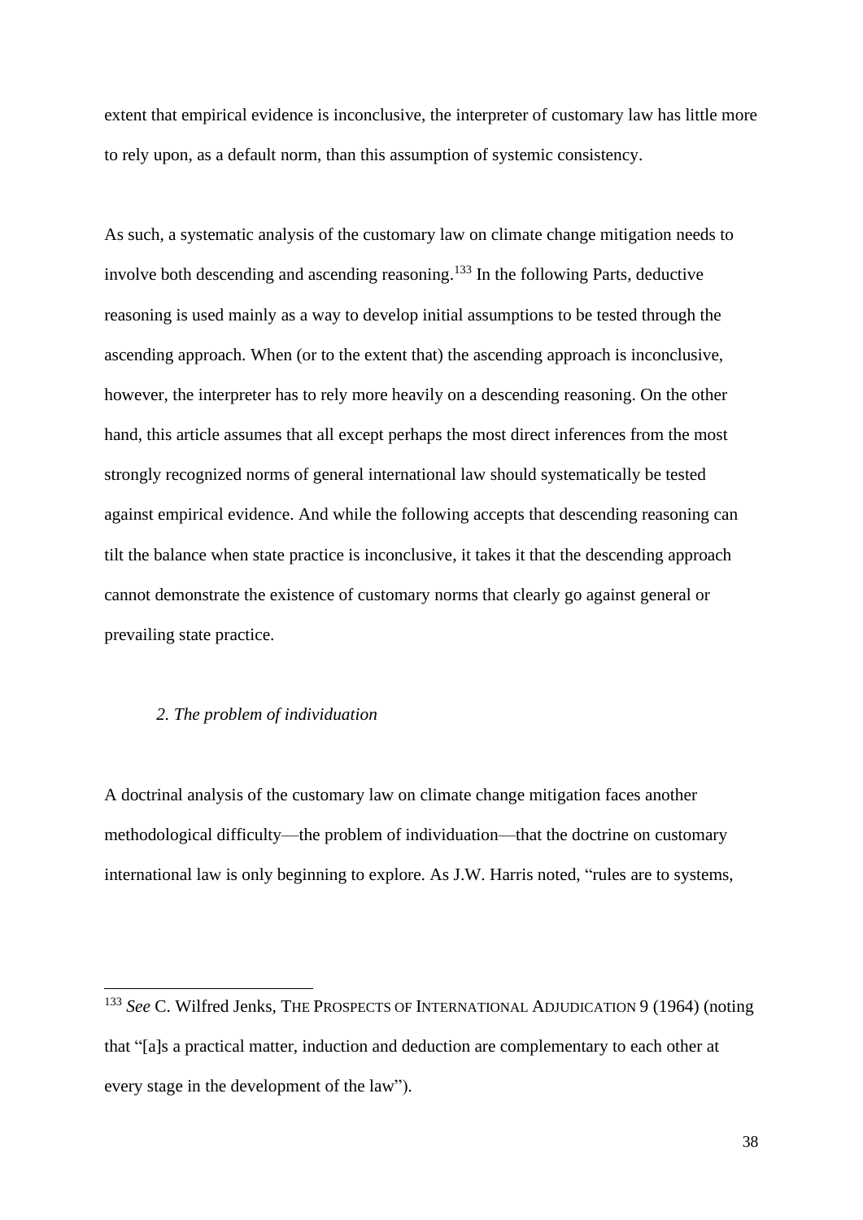extent that empirical evidence is inconclusive, the interpreter of customary law has little more to rely upon, as a default norm, than this assumption of systemic consistency.

As such, a systematic analysis of the customary law on climate change mitigation needs to involve both descending and ascending reasoning.[133] In the following Parts, deductive reasoning is used mainly as a way to develop initial assumptions to be tested through the ascending approach. When (or to the extent that) the ascending approach is inconclusive, however, the interpreter has to rely more heavily on a descending reasoning. On the other hand, this article assumes that all except perhaps the most direct inferences from the most strongly recognized norms of general international law should systematically be tested against empirical evidence. And while the following accepts that descending reasoning can tilt the balance when state practice is inconclusive, it takes it that the descending approach cannot demonstrate the existence of customary norms that clearly go against general or prevailing state practice.

### *2. The problem of individuation*

A doctrinal analysis of the customary law on climate change mitigation faces another methodological difficulty—the problem of individuation—that the doctrine on customary international law is only beginning to explore. As J.W. Harris noted, "rules are to systems,

---

[133] *See* C. Wilfred Jenks, THE PROSPECTS OF INTERNATIONAL ADJUDICATION 9 (1964) (noting that "[a]s a practical matter, induction and deduction are complementary to each other at every stage in the development of the law").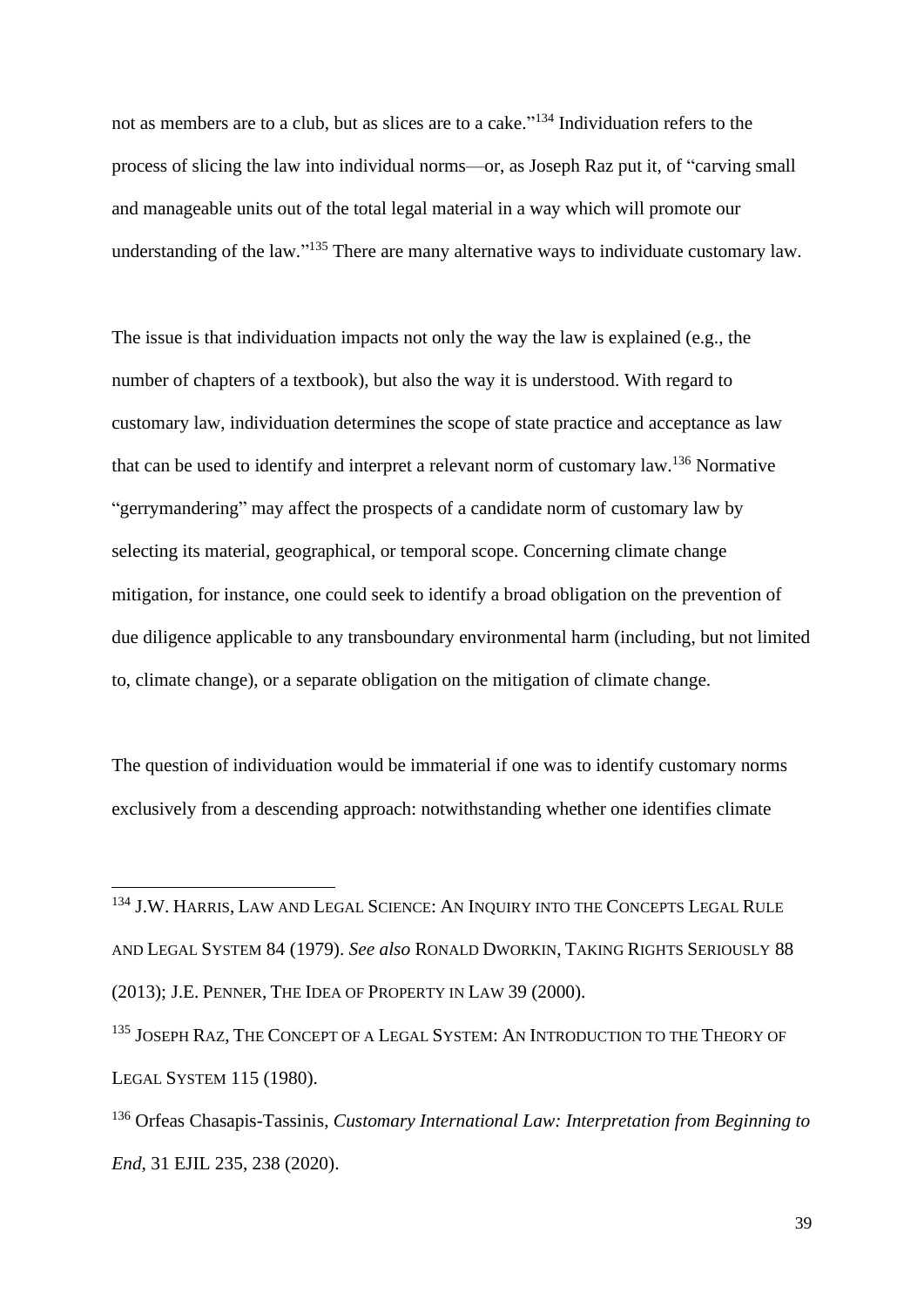not as members are to a club, but as slices are to a cake."[134] Individuation refers to the process of slicing the law into individual norms—or, as Joseph Raz put it, of "carving small and manageable units out of the total legal material in a way which will promote our understanding of the law."[135] There are many alternative ways to individuate customary law.

The issue is that individuation impacts not only the way the law is explained (e.g., the number of chapters of a textbook), but also the way it is understood. With regard to customary law, individuation determines the scope of state practice and acceptance as law that can be used to identify and interpret a relevant norm of customary law.[136] Normative "gerrymandering" may affect the prospects of a candidate norm of customary law by selecting its material, geographical, or temporal scope. Concerning climate change mitigation, for instance, one could seek to identify a broad obligation on the prevention of due diligence applicable to any transboundary environmental harm (including, but not limited to, climate change), or a separate obligation on the mitigation of climate change.

The question of individuation would be immaterial if one was to identify customary norms exclusively from a descending approach: notwithstanding whether one identifies climate

---

[134] J.W. HARRIS, LAW AND LEGAL SCIENCE: AN INQUIRY INTO THE CONCEPTS LEGAL RULE AND LEGAL SYSTEM 84 (1979). *See also* RONALD DWORKIN, TAKING RIGHTS SERIOUSLY 88 (2013); J.E. PENNER, THE IDEA OF PROPERTY IN LAW 39 (2000).

[135] JOSEPH RAZ, THE CONCEPT OF A LEGAL SYSTEM: AN INTRODUCTION TO THE THEORY OF LEGAL SYSTEM 115 (1980).

[136] Orfeas Chasapis-Tassinis, *Customary International Law: Interpretation from Beginning to End*, 31 EJIL 235, 238 (2020).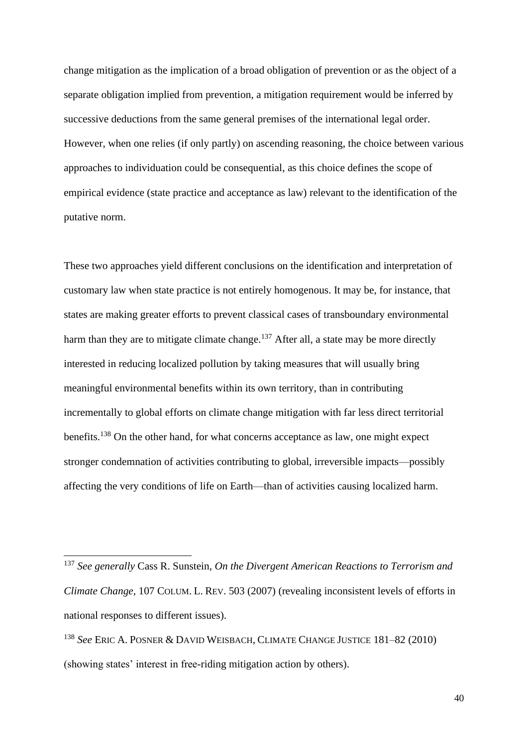change mitigation as the implication of a broad obligation of prevention or as the object of a separate obligation implied from prevention, a mitigation requirement would be inferred by successive deductions from the same general premises of the international legal order. However, when one relies (if only partly) on ascending reasoning, the choice between various approaches to individuation could be consequential, as this choice defines the scope of empirical evidence (state practice and acceptance as law) relevant to the identification of the putative norm.

These two approaches yield different conclusions on the identification and interpretation of customary law when state practice is not entirely homogenous. It may be, for instance, that states are making greater efforts to prevent classical cases of transboundary environmental harm than they are to mitigate climate change.[137] After all, a state may be more directly interested in reducing localized pollution by taking measures that will usually bring meaningful environmental benefits within its own territory, than in contributing incrementally to global efforts on climate change mitigation with far less direct territorial benefits.[138] On the other hand, for what concerns acceptance as law, one might expect stronger condemnation of activities contributing to global, irreversible impacts—possibly affecting the very conditions of life on Earth—than of activities causing localized harm.

---

[137] *See generally* Cass R. Sunstein, *On the Divergent American Reactions to Terrorism and Climate Change*, 107 COLUM. L. REV. 503 (2007) (revealing inconsistent levels of efforts in national responses to different issues).

[138] *See* ERIC A. POSNER & DAVID WEISBACH, CLIMATE CHANGE JUSTICE 181–82 (2010) (showing states' interest in free-riding mitigation action by others).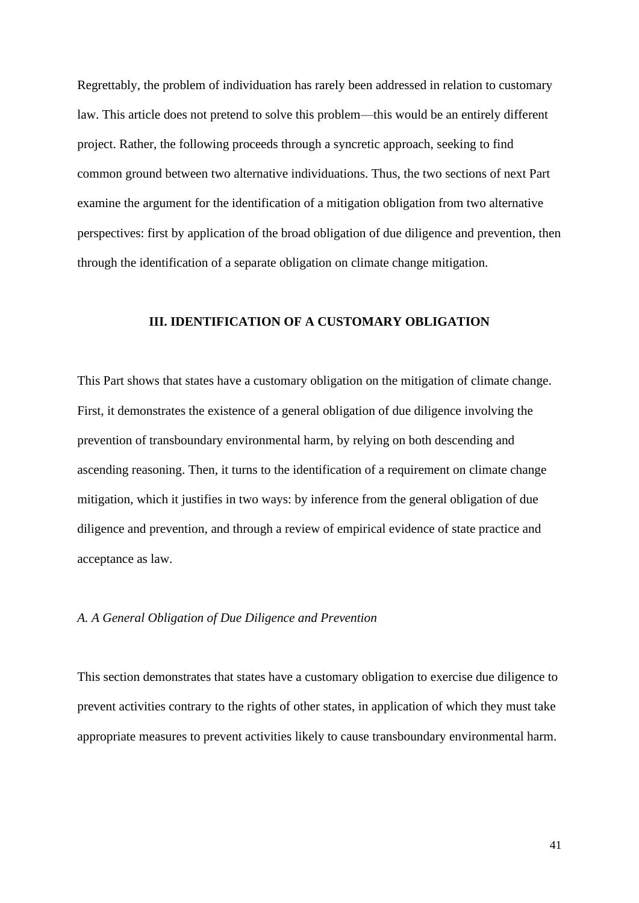Regrettably, the problem of individuation has rarely been addressed in relation to customary law. This article does not pretend to solve this problem—this would be an entirely different project. Rather, the following proceeds through a syncretic approach, seeking to find common ground between two alternative individuations. Thus, the two sections of next Part examine the argument for the identification of a mitigation obligation from two alternative perspectives: first by application of the broad obligation of due diligence and prevention, then through the identification of a separate obligation on climate change mitigation.

## III. IDENTIFICATION OF A CUSTOMARY OBLIGATION

This Part shows that states have a customary obligation on the mitigation of climate change. First, it demonstrates the existence of a general obligation of due diligence involving the prevention of transboundary environmental harm, by relying on both descending and ascending reasoning. Then, it turns to the identification of a requirement on climate change mitigation, which it justifies in two ways: by inference from the general obligation of due diligence and prevention, and through a review of empirical evidence of state practice and acceptance as law.

### *A. A General Obligation of Due Diligence and Prevention*

This section demonstrates that states have a customary obligation to exercise due diligence to prevent activities contrary to the rights of other states, in application of which they must take appropriate measures to prevent activities likely to cause transboundary environmental harm.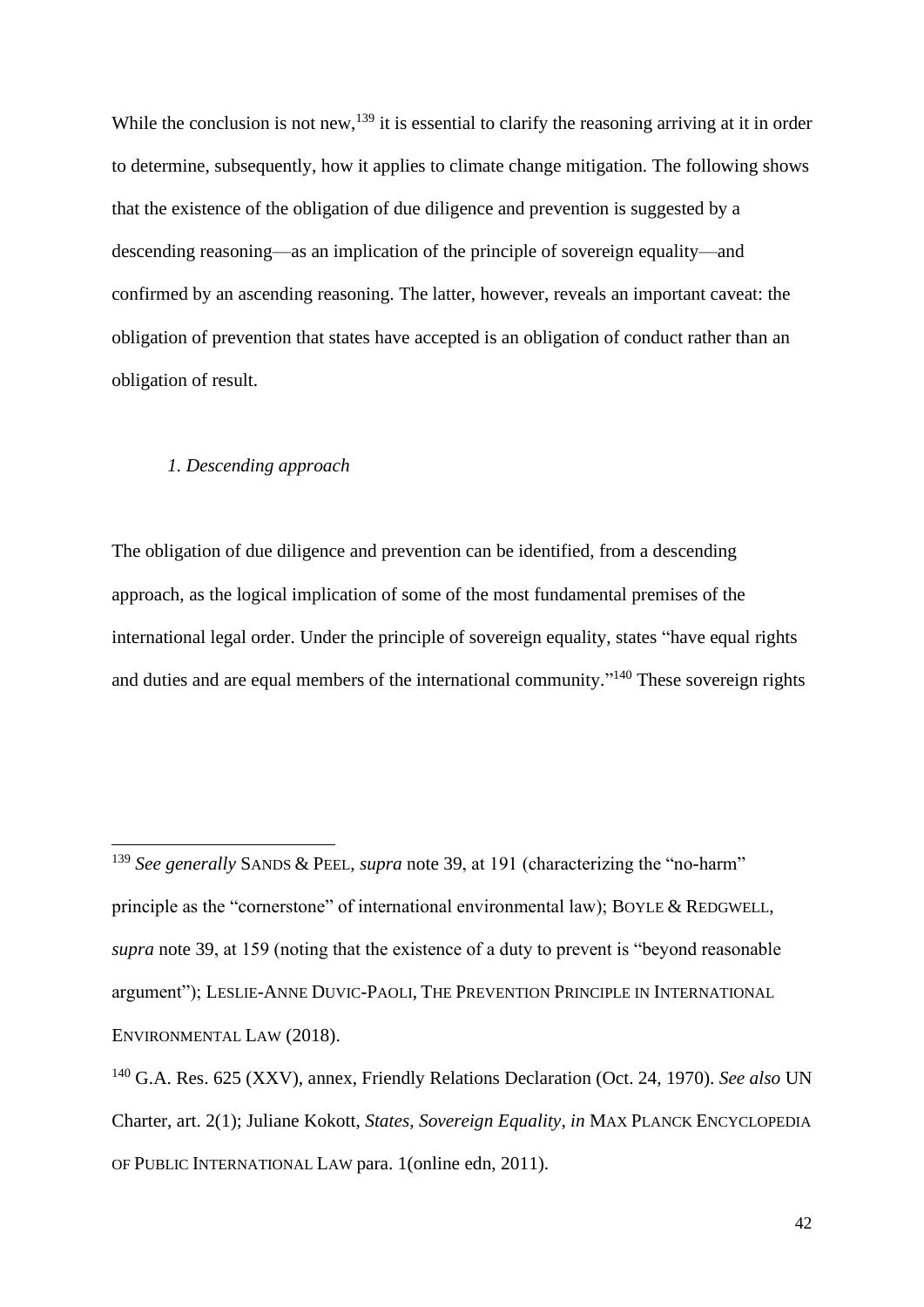While the conclusion is not new,[139] it is essential to clarify the reasoning arriving at it in order to determine, subsequently, how it applies to climate change mitigation. The following shows that the existence of the obligation of due diligence and prevention is suggested by a descending reasoning—as an implication of the principle of sovereign equality—and confirmed by an ascending reasoning. The latter, however, reveals an important caveat: the obligation of prevention that states have accepted is an obligation of conduct rather than an obligation of result.

### *1. Descending approach*

The obligation of due diligence and prevention can be identified, from a descending approach, as the logical implication of some of the most fundamental premises of the international legal order. Under the principle of sovereign equality, states "have equal rights and duties and are equal members of the international community."[140] These sovereign rights

---

[139] *See generally* SANDS & PEEL, *supra* note 39, at 191 (characterizing the "no-harm" principle as the "cornerstone" of international environmental law); BOYLE & REDGWELL, *supra* note 39, at 159 (noting that the existence of a duty to prevent is "beyond reasonable argument"); LESLIE-ANNE DUVIC-PAOLI, THE PREVENTION PRINCIPLE IN INTERNATIONAL ENVIRONMENTAL LAW (2018).

[140] G.A. Res. 625 (XXV), annex, Friendly Relations Declaration (Oct. 24, 1970). *See also* UN Charter, art. 2(1); Juliane Kokott, *States, Sovereign Equality*, *in* MAX PLANCK ENCYCLOPEDIA OF PUBLIC INTERNATIONAL LAW para. 1(online edn, 2011).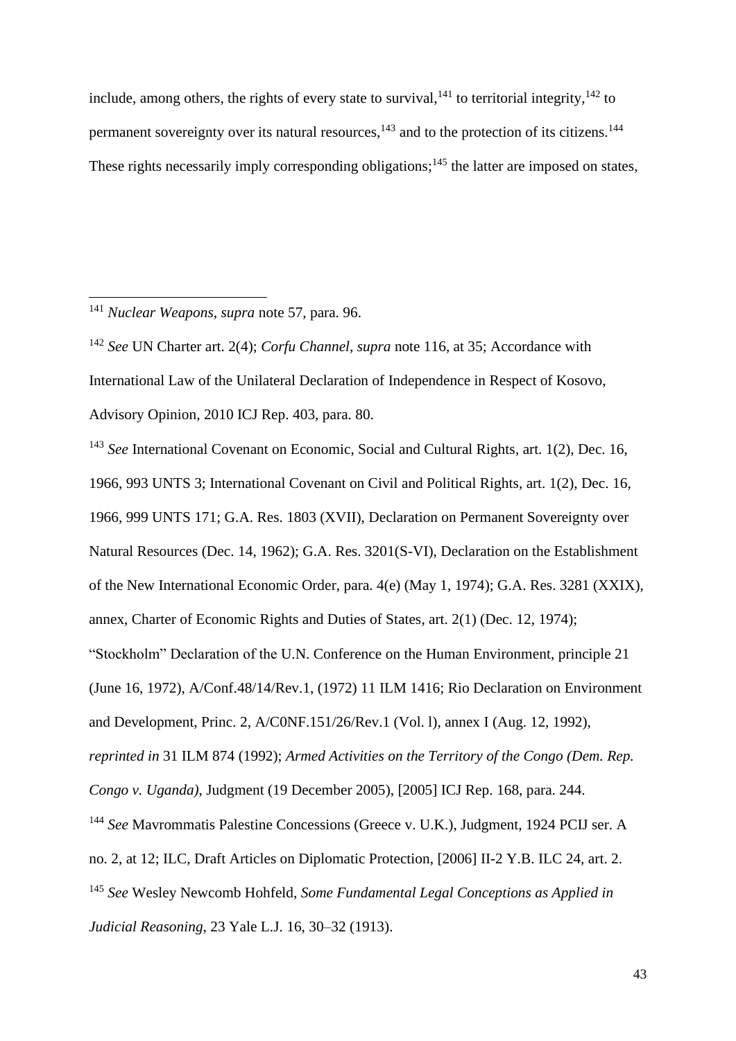include, among others, the rights of every state to survival,[141] to territorial integrity,[142] to permanent sovereignty over its natural resources,[143] and to the protection of its citizens.[144] These rights necessarily imply corresponding obligations;[145] the latter are imposed on states,

---

[141] *Nuclear Weapons*, *supra* note 57, para. 96.

[142] *See* UN Charter art. 2(4); *Corfu Channel*, *supra* note 116, at 35; Accordance with International Law of the Unilateral Declaration of Independence in Respect of Kosovo, Advisory Opinion, 2010 ICJ Rep. 403, para. 80.

[143] *See* International Covenant on Economic, Social and Cultural Rights, art. 1(2), Dec. 16, 1966, 993 UNTS 3; International Covenant on Civil and Political Rights, art. 1(2), Dec. 16, 1966, 999 UNTS 171; G.A. Res. 1803 (XVII), Declaration on Permanent Sovereignty over Natural Resources (Dec. 14, 1962); G.A. Res. 3201(S-VI), Declaration on the Establishment of the New International Economic Order, para. 4(e) (May 1, 1974); G.A. Res. 3281 (XXIX), annex, Charter of Economic Rights and Duties of States, art. 2(1) (Dec. 12, 1974); "Stockholm" Declaration of the U.N. Conference on the Human Environment, principle 21 (June 16, 1972), A/Conf.48/14/Rev.1, (1972) 11 ILM 1416; Rio Declaration on Environment and Development, Princ. 2, A/C0NF.151/26/Rev.1 (Vol. l), annex I (Aug. 12, 1992), *reprinted in* 31 ILM 874 (1992); *Armed Activities on the Territory of the Congo (Dem. Rep. Congo v. Uganda)*, Judgment (19 December 2005), [2005] ICJ Rep. 168, para. 244.

[144] *See* Mavrommatis Palestine Concessions (Greece v. U.K.), Judgment, 1924 PCIJ ser. A no. 2, at 12; ILC, Draft Articles on Diplomatic Protection, [2006] II-2 Y.B. ILC 24, art. 2.

[145] *See* Wesley Newcomb Hohfeld, *Some Fundamental Legal Conceptions as Applied in Judicial Reasoning*, 23 Yale L.J. 16, 30–32 (1913).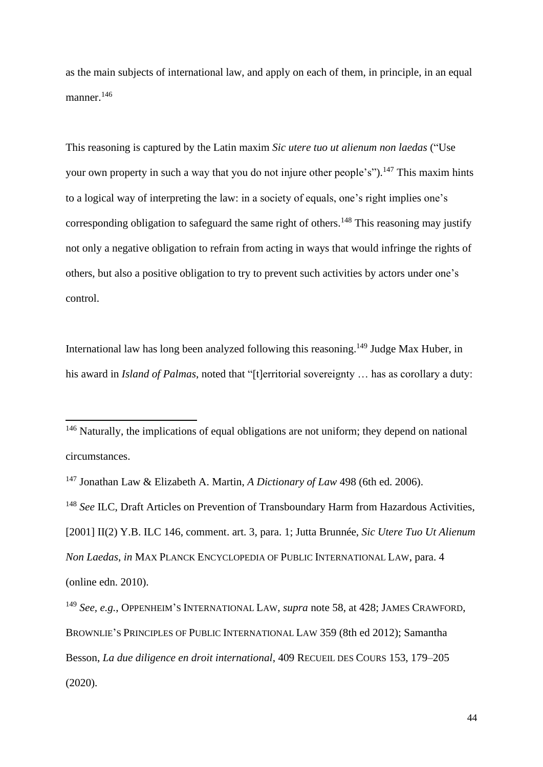as the main subjects of international law, and apply on each of them, in principle, in an equal manner.[146]

This reasoning is captured by the Latin maxim *Sic utere tuo ut alienum non laedas* ("Use your own property in such a way that you do not injure other people's").[147] This maxim hints to a logical way of interpreting the law: in a society of equals, one's right implies one's corresponding obligation to safeguard the same right of others.[148] This reasoning may justify not only a negative obligation to refrain from acting in ways that would infringe the rights of others, but also a positive obligation to try to prevent such activities by actors under one's control.

International law has long been analyzed following this reasoning.[149] Judge Max Huber, in his award in *Island of Palmas*, noted that "[t]erritorial sovereignty … has as corollary a duty:

---

[146] Naturally, the implications of equal obligations are not uniform; they depend on national circumstances.

[147] Jonathan Law & Elizabeth A. Martin, *A Dictionary of Law* 498 (6th ed. 2006).

[148] *See* ILC, Draft Articles on Prevention of Transboundary Harm from Hazardous Activities, [2001] II(2) Y.B. ILC 146, comment. art. 3, para. 1; Jutta Brunnée, *Sic Utere Tuo Ut Alienum Non Laedas*, *in* MAX PLANCK ENCYCLOPEDIA OF PUBLIC INTERNATIONAL LAW, para. 4 (online edn. 2010).

[149] *See, e.g.*, OPPENHEIM'S INTERNATIONAL LAW, *supra* note 58, at 428; JAMES CRAWFORD, BROWNLIE'S PRINCIPLES OF PUBLIC INTERNATIONAL LAW 359 (8th ed 2012); Samantha Besson, *La due diligence en droit international*, 409 RECUEIL DES COURS 153, 179–205 (2020).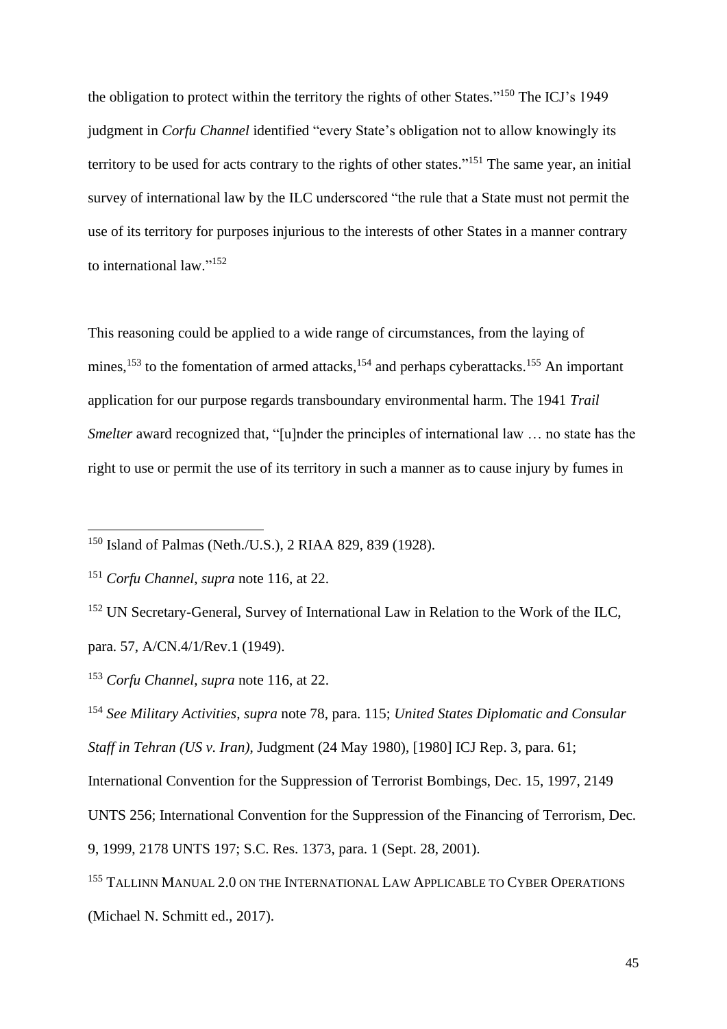the obligation to protect within the territory the rights of other States."[150] The ICJ's 1949 judgment in *Corfu Channel* identified "every State's obligation not to allow knowingly its territory to be used for acts contrary to the rights of other states."[151] The same year, an initial survey of international law by the ILC underscored "the rule that a State must not permit the use of its territory for purposes injurious to the interests of other States in a manner contrary to international law."[152]

This reasoning could be applied to a wide range of circumstances, from the laying of mines,[153] to the fomentation of armed attacks,[154] and perhaps cyberattacks.[155] An important application for our purpose regards transboundary environmental harm. The 1941 *Trail Smelter* award recognized that, "[u]nder the principles of international law … no state has the right to use or permit the use of its territory in such a manner as to cause injury by fumes in

---

[150] Island of Palmas (Neth./U.S.), 2 RIAA 829, 839 (1928).

[151] *Corfu Channel*, *supra* note 116, at 22.

[152] UN Secretary-General, Survey of International Law in Relation to the Work of the ILC, para. 57, A/CN.4/1/Rev.1 (1949).

[153] *Corfu Channel*, *supra* note 116, at 22.

[154] *See Military Activities*, *supra* note 78, para. 115; *United States Diplomatic and Consular Staff in Tehran (US v. Iran)*, Judgment (24 May 1980), [1980] ICJ Rep. 3, para. 61; International Convention for the Suppression of Terrorist Bombings, Dec. 15, 1997, 2149 UNTS 256; International Convention for the Suppression of the Financing of Terrorism, Dec. 9, 1999, 2178 UNTS 197; S.C. Res. 1373, para. 1 (Sept. 28, 2001).

[155] TALLINN MANUAL 2.0 ON THE INTERNATIONAL LAW APPLICABLE TO CYBER OPERATIONS (Michael N. Schmitt ed., 2017).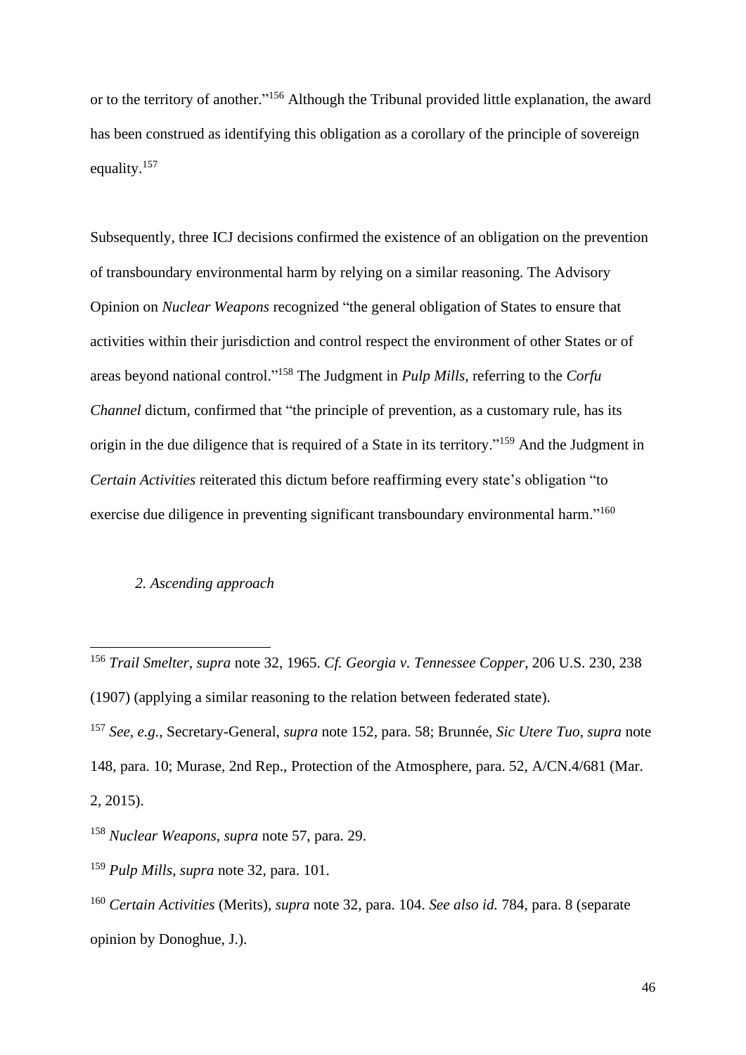or to the territory of another."[156] Although the Tribunal provided little explanation, the award has been construed as identifying this obligation as a corollary of the principle of sovereign equality.[157]

Subsequently, three ICJ decisions confirmed the existence of an obligation on the prevention of transboundary environmental harm by relying on a similar reasoning. The Advisory Opinion on *Nuclear Weapons* recognized "the general obligation of States to ensure that activities within their jurisdiction and control respect the environment of other States or of areas beyond national control."[158] The Judgment in *Pulp Mills*, referring to the *Corfu Channel* dictum, confirmed that "the principle of prevention, as a customary rule, has its origin in the due diligence that is required of a State in its territory."[159] And the Judgment in *Certain Activities* reiterated this dictum before reaffirming every state's obligation "to exercise due diligence in preventing significant transboundary environmental harm."[160]

#### *2. Ascending approach*

---

[156] *Trail Smelter*, *supra* note 32, 1965. *Cf. Georgia v. Tennessee Copper*, 206 U.S. 230, 238 (1907) (applying a similar reasoning to the relation between federated state).

[157] *See, e.g.*, Secretary-General, *supra* note 152, para. 58; Brunnée, *Sic Utere Tuo*, *supra* note 148, para. 10; Murase, 2nd Rep., Protection of the Atmosphere, para. 52, A/CN.4/681 (Mar. 2, 2015).

[158] *Nuclear Weapons*, *supra* note 57, para. 29.

[159] *Pulp Mills*, *supra* note 32, para. 101.

[160] *Certain Activities* (Merits), *supra* note 32, para. 104. *See also id.* 784, para. 8 (separate opinion by Donoghue, J.).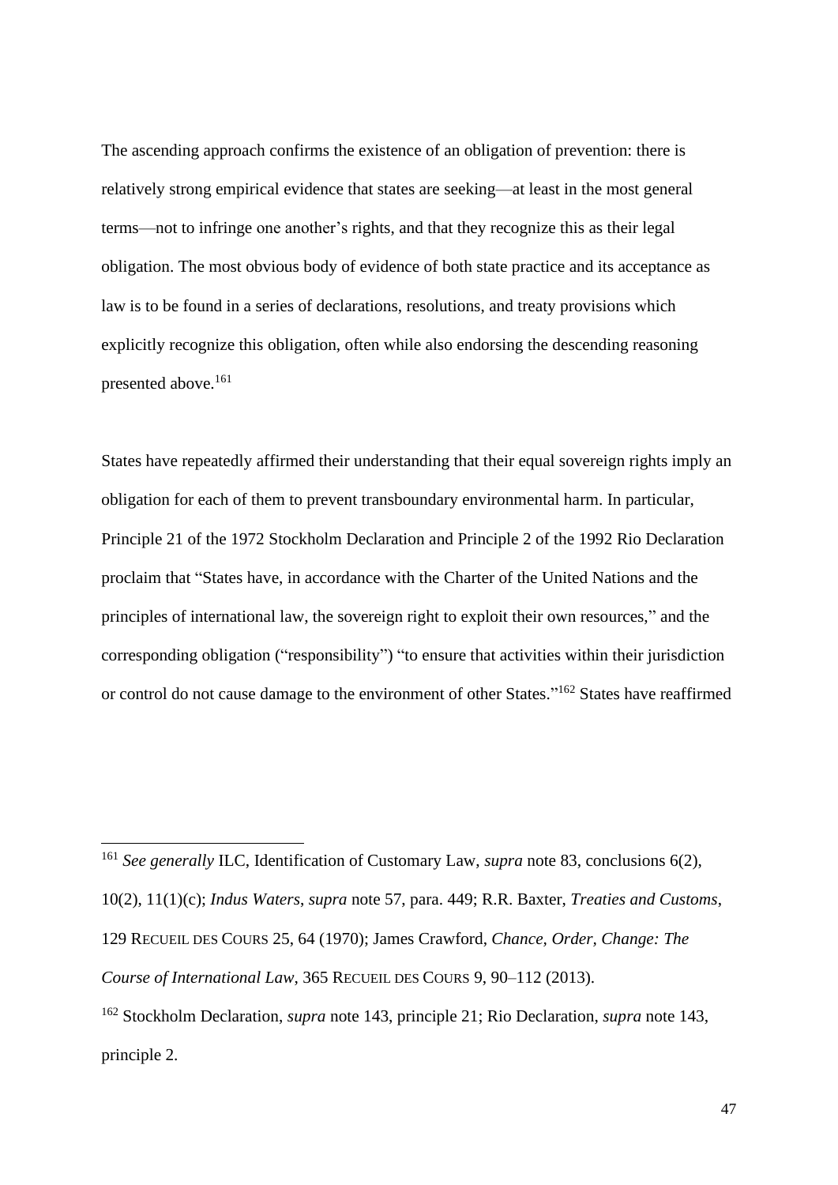The ascending approach confirms the existence of an obligation of prevention: there is relatively strong empirical evidence that states are seeking—at least in the most general terms—not to infringe one another's rights, and that they recognize this as their legal obligation. The most obvious body of evidence of both state practice and its acceptance as law is to be found in a series of declarations, resolutions, and treaty provisions which explicitly recognize this obligation, often while also endorsing the descending reasoning presented above.[161]

States have repeatedly affirmed their understanding that their equal sovereign rights imply an obligation for each of them to prevent transboundary environmental harm. In particular, Principle 21 of the 1972 Stockholm Declaration and Principle 2 of the 1992 Rio Declaration proclaim that "States have, in accordance with the Charter of the United Nations and the principles of international law, the sovereign right to exploit their own resources," and the corresponding obligation ("responsibility") "to ensure that activities within their jurisdiction or control do not cause damage to the environment of other States."[162] States have reaffirmed

---

[161] *See generally* ILC, Identification of Customary Law, *supra* note 83, conclusions 6(2), 10(2), 11(1)(c); *Indus Waters*, *supra* note 57, para. 449; R.R. Baxter, *Treaties and Customs*, 129 RECUEIL DES COURS 25, 64 (1970); James Crawford, *Chance, Order, Change: The Course of International Law*, 365 RECUEIL DES COURS 9, 90–112 (2013).

[162] Stockholm Declaration, *supra* note 143, principle 21; Rio Declaration, *supra* note 143, principle 2.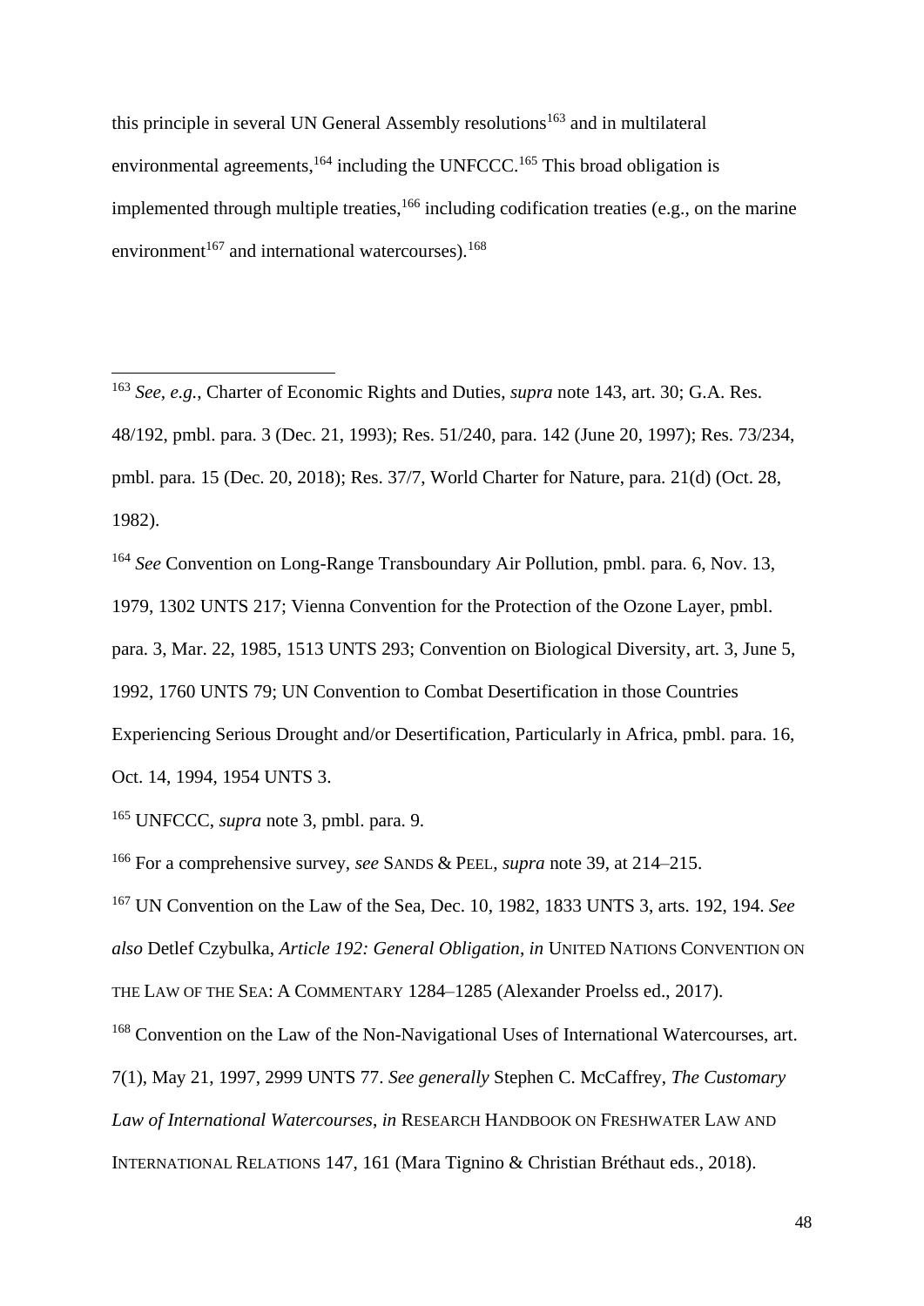this principle in several UN General Assembly resolutions[163] and in multilateral environmental agreements,[164] including the UNFCCC.[165] This broad obligation is implemented through multiple treaties,[166] including codification treaties (e.g., on the marine environment[167] and international watercourses).[168]

---

[163] *See, e.g.*, Charter of Economic Rights and Duties, *supra* note 143, art. 30; G.A. Res. 48/192, pmbl. para. 3 (Dec. 21, 1993); Res. 51/240, para. 142 (June 20, 1997); Res. 73/234, pmbl. para. 15 (Dec. 20, 2018); Res. 37/7, World Charter for Nature, para. 21(d) (Oct. 28, 1982).

[164] *See* Convention on Long-Range Transboundary Air Pollution, pmbl. para. 6, Nov. 13, 1979, 1302 UNTS 217; Vienna Convention for the Protection of the Ozone Layer, pmbl. para. 3, Mar. 22, 1985, 1513 UNTS 293; Convention on Biological Diversity, art. 3, June 5, 1992, 1760 UNTS 79; UN Convention to Combat Desertification in those Countries Experiencing Serious Drought and/or Desertification, Particularly in Africa, pmbl. para. 16, Oct. 14, 1994, 1954 UNTS 3.

[165] UNFCCC, *supra* note 3, pmbl. para. 9.

[166] For a comprehensive survey, *see* SANDS & PEEL, *supra* note 39, at 214–215.

[167] UN Convention on the Law of the Sea, Dec. 10, 1982, 1833 UNTS 3, arts. 192, 194. *See also* Detlef Czybulka, *Article 192: General Obligation*, *in* UNITED NATIONS CONVENTION ON THE LAW OF THE SEA: A COMMENTARY 1284–1285 (Alexander Proelss ed., 2017).

[168] Convention on the Law of the Non-Navigational Uses of International Watercourses, art. 7(1), May 21, 1997, 2999 UNTS 77. *See generally* Stephen C. McCaffrey, *The Customary Law of International Watercourses*, *in* RESEARCH HANDBOOK ON FRESHWATER LAW AND INTERNATIONAL RELATIONS 147, 161 (Mara Tignino & Christian Bréthaut eds., 2018).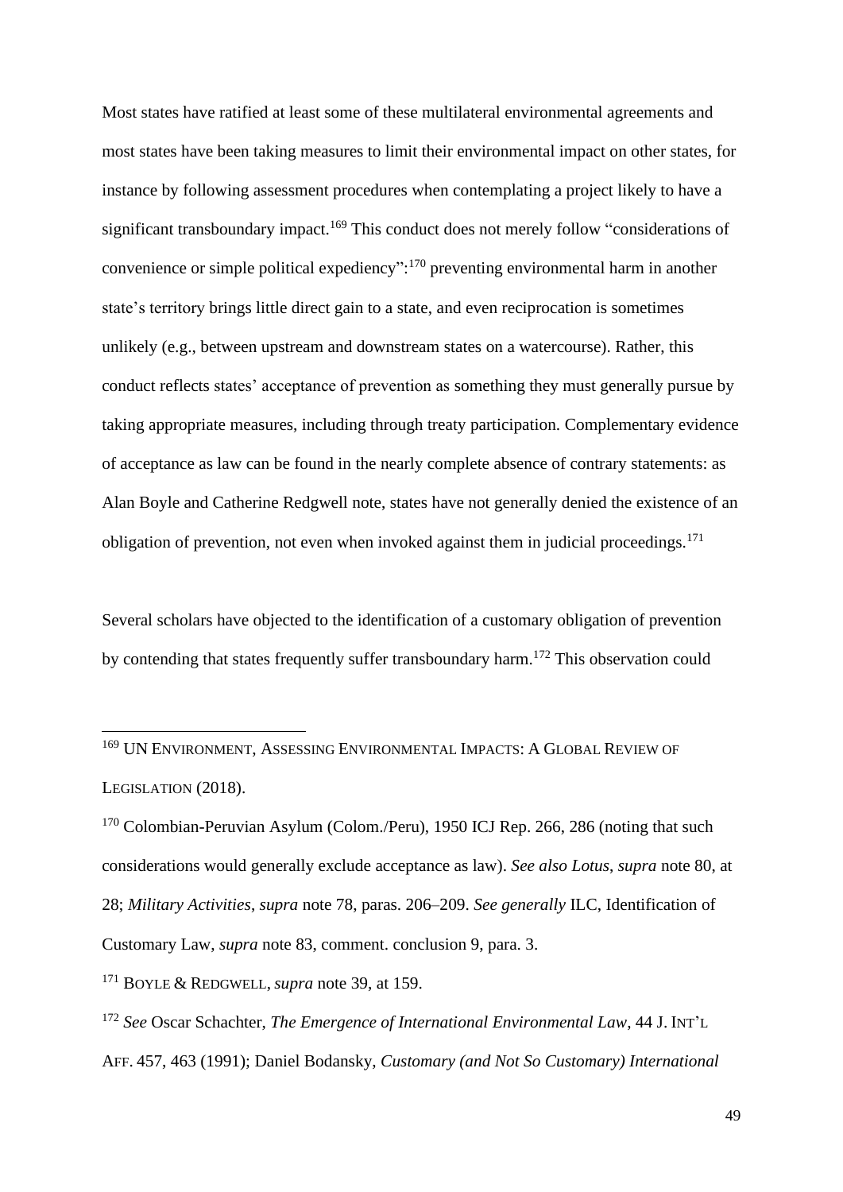Most states have ratified at least some of these multilateral environmental agreements and most states have been taking measures to limit their environmental impact on other states, for instance by following assessment procedures when contemplating a project likely to have a significant transboundary impact.[169] This conduct does not merely follow "considerations of convenience or simple political expediency":[170] preventing environmental harm in another state's territory brings little direct gain to a state, and even reciprocation is sometimes unlikely (e.g., between upstream and downstream states on a watercourse). Rather, this conduct reflects states' acceptance of prevention as something they must generally pursue by taking appropriate measures, including through treaty participation. Complementary evidence of acceptance as law can be found in the nearly complete absence of contrary statements: as Alan Boyle and Catherine Redgwell note, states have not generally denied the existence of an obligation of prevention, not even when invoked against them in judicial proceedings.[171]

Several scholars have objected to the identification of a customary obligation of prevention by contending that states frequently suffer transboundary harm.[172] This observation could

---

[169] UN ENVIRONMENT, ASSESSING ENVIRONMENTAL IMPACTS: A GLOBAL REVIEW OF LEGISLATION (2018).

[170] Colombian-Peruvian Asylum (Colom./Peru), 1950 ICJ Rep. 266, 286 (noting that such considerations would generally exclude acceptance as law). *See also Lotus*, *supra* note 80, at 28; *Military Activities*, *supra* note 78, paras. 206–209. *See generally* ILC, Identification of Customary Law, *supra* note 83, comment. conclusion 9, para. 3.

[171] BOYLE & REDGWELL, *supra* note 39, at 159.

[172] *See* Oscar Schachter, *The Emergence of International Environmental Law*, 44 J. INT'L AFF. 457, 463 (1991); Daniel Bodansky, *Customary (and Not So Customary) International*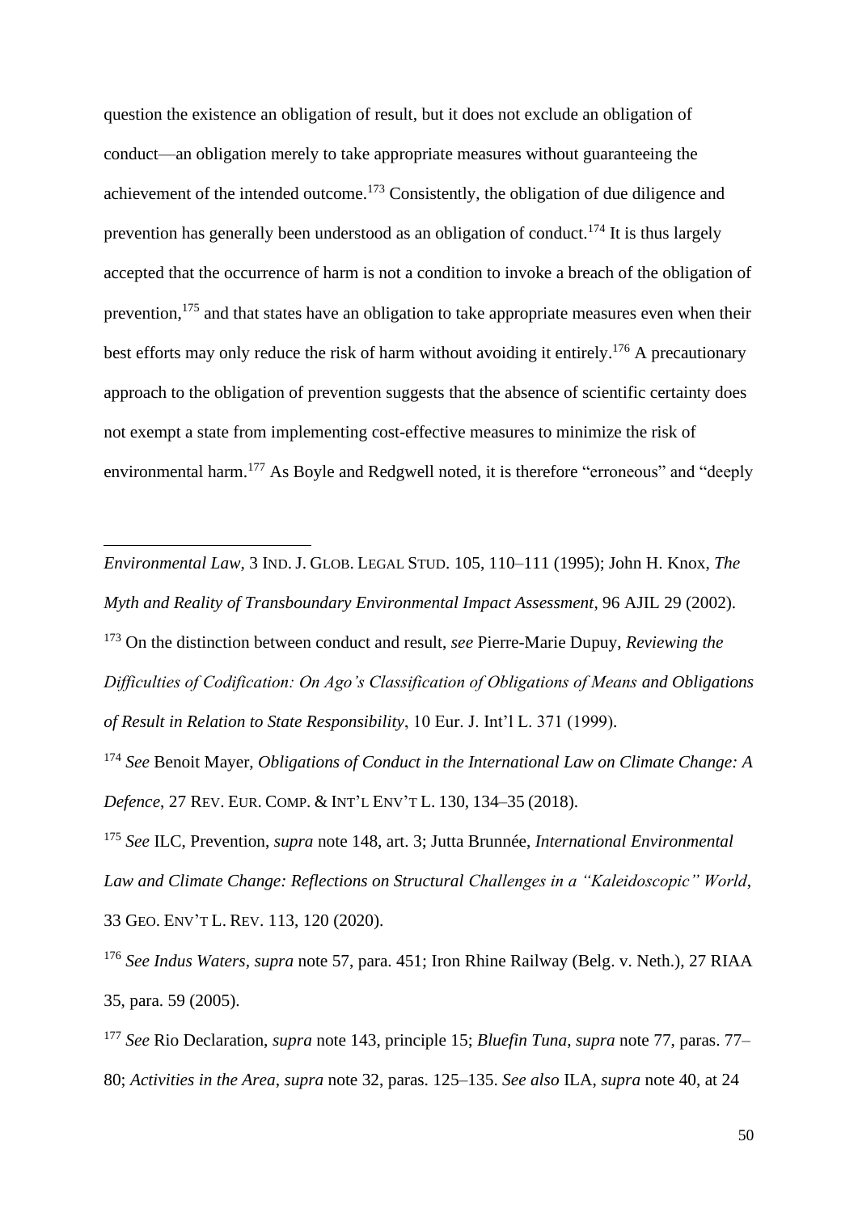question the existence an obligation of result, but it does not exclude an obligation of conduct—an obligation merely to take appropriate measures without guaranteeing the achievement of the intended outcome.[173] Consistently, the obligation of due diligence and prevention has generally been understood as an obligation of conduct.[174] It is thus largely accepted that the occurrence of harm is not a condition to invoke a breach of the obligation of prevention,[175] and that states have an obligation to take appropriate measures even when their best efforts may only reduce the risk of harm without avoiding it entirely.[176] A precautionary approach to the obligation of prevention suggests that the absence of scientific certainty does not exempt a state from implementing cost-effective measures to minimize the risk of environmental harm.[177] As Boyle and Redgwell noted, it is therefore "erroneous" and "deeply

---

*Environmental Law*, 3 IND. J. GLOB. LEGAL STUD. 105, 110–111 (1995); John H. Knox, *The Myth and Reality of Transboundary Environmental Impact Assessment*, 96 AJIL 29 (2002).

[173] On the distinction between conduct and result, *see* Pierre-Marie Dupuy, *Reviewing the Difficulties of Codification: On Ago's Classification of Obligations of Means and Obligations of Result in Relation to State Responsibility*, 10 Eur. J. Int'l L. 371 (1999).

[174] *See* Benoit Mayer, *Obligations of Conduct in the International Law on Climate Change: A Defence*, 27 REV. EUR. COMP. & INT'L ENV'T L. 130, 134–35 (2018).

[175] *See* ILC, Prevention, *supra* note 148, art. 3; Jutta Brunnée, *International Environmental Law and Climate Change: Reflections on Structural Challenges in a "Kaleidoscopic" World*, 33 GEO. ENV'T L. REV. 113, 120 (2020).

[176] *See Indus Waters*, *supra* note 57, para. 451; Iron Rhine Railway (Belg. v. Neth.), 27 RIAA 35, para. 59 (2005).

[177] *See* Rio Declaration, *supra* note 143, principle 15; *Bluefin Tuna*, *supra* note 77, paras. 77–80; *Activities in the Area*, *supra* note 32, paras. 125–135. *See also* ILA, *supra* note 40, at 24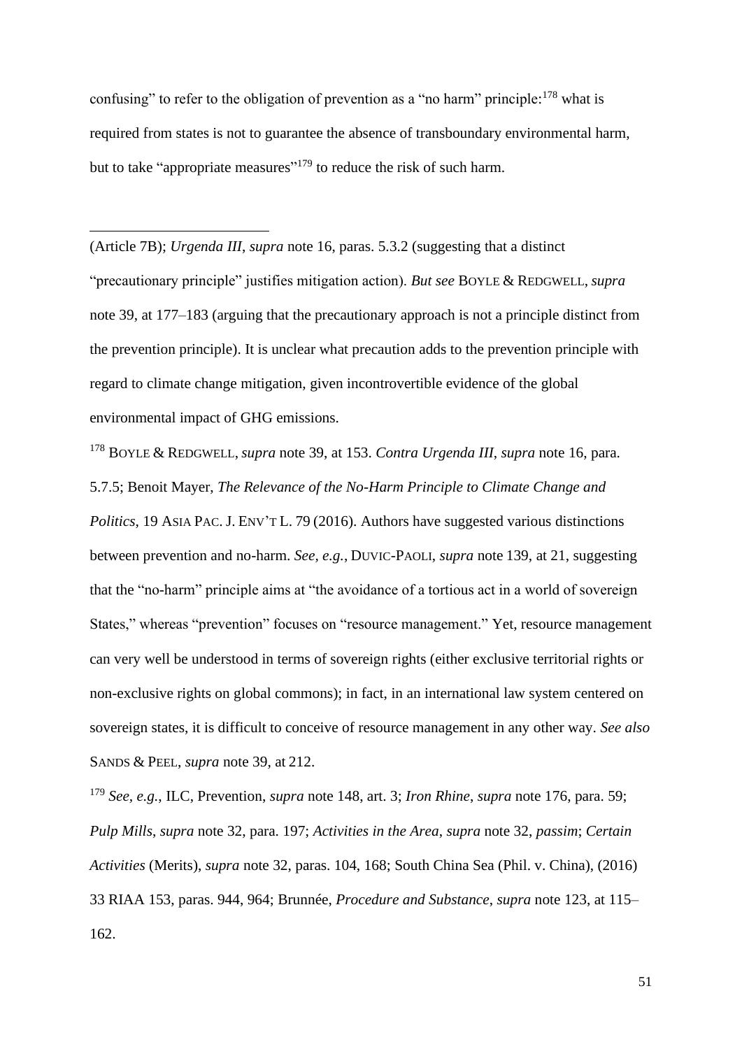confusing" to refer to the obligation of prevention as a "no harm" principle:[178] what is required from states is not to guarantee the absence of transboundary environmental harm, but to take "appropriate measures"[179] to reduce the risk of such harm.

---

(Article 7B); *Urgenda III*, *supra* note 16, paras. 5.3.2 (suggesting that a distinct "precautionary principle" justifies mitigation action). *But see* BOYLE & REDGWELL, *supra* note 39, at 177–183 (arguing that the precautionary approach is not a principle distinct from the prevention principle). It is unclear what precaution adds to the prevention principle with regard to climate change mitigation, given incontrovertible evidence of the global environmental impact of GHG emissions.

[178] BOYLE & REDGWELL, *supra* note 39, at 153. *Contra Urgenda III*, *supra* note 16, para. 5.7.5; Benoit Mayer, *The Relevance of the No-Harm Principle to Climate Change and Politics*, 19 ASIA PAC. J. ENV'T L. 79 (2016). Authors have suggested various distinctions between prevention and no-harm. *See, e.g.*, DUVIC-PAOLI, *supra* note 139, at 21, suggesting that the "no-harm" principle aims at "the avoidance of a tortious act in a world of sovereign States," whereas "prevention" focuses on "resource management." Yet, resource management can very well be understood in terms of sovereign rights (either exclusive territorial rights or non-exclusive rights on global commons); in fact, in an international law system centered on sovereign states, it is difficult to conceive of resource management in any other way. *See also* SANDS & PEEL, *supra* note 39, at 212.

[179] *See, e.g.*, ILC, Prevention, *supra* note 148, art. 3; *Iron Rhine*, *supra* note 176, para. 59; *Pulp Mills*, *supra* note 32, para. 197; *Activities in the Area*, *supra* note 32, *passim*; *Certain Activities* (Merits), *supra* note 32, paras. 104, 168; South China Sea (Phil. v. China), (2016) 33 RIAA 153, paras. 944, 964; Brunnée, *Procedure and Substance*, *supra* note 123, at 115–162.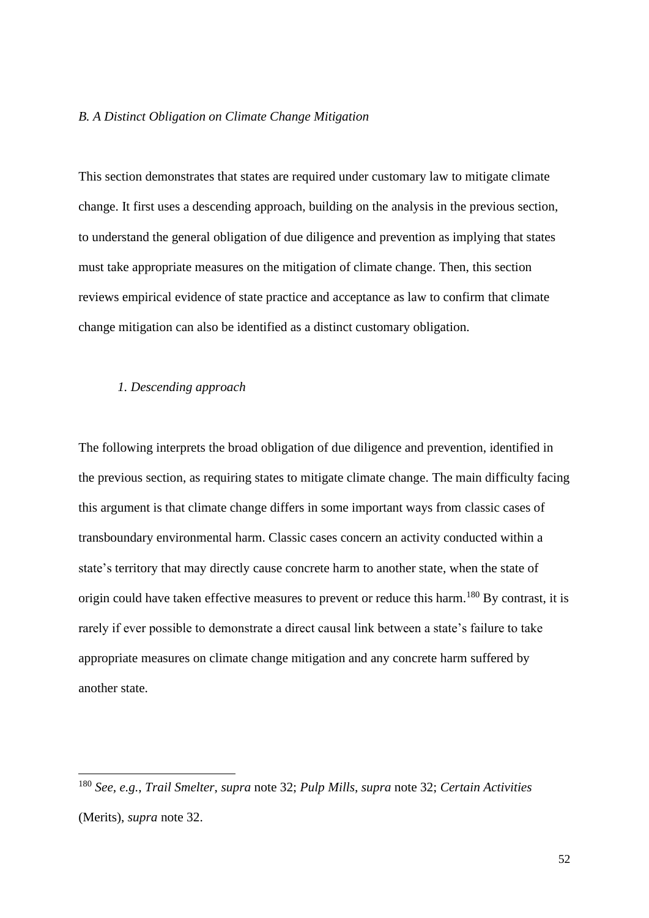### *B. A Distinct Obligation on Climate Change Mitigation*

This section demonstrates that states are required under customary law to mitigate climate change. It first uses a descending approach, building on the analysis in the previous section, to understand the general obligation of due diligence and prevention as implying that states must take appropriate measures on the mitigation of climate change. Then, this section reviews empirical evidence of state practice and acceptance as law to confirm that climate change mitigation can also be identified as a distinct customary obligation.

#### *1. Descending approach*

The following interprets the broad obligation of due diligence and prevention, identified in the previous section, as requiring states to mitigate climate change. The main difficulty facing this argument is that climate change differs in some important ways from classic cases of transboundary environmental harm. Classic cases concern an activity conducted within a state's territory that may directly cause concrete harm to another state, when the state of origin could have taken effective measures to prevent or reduce this harm.[180] By contrast, it is rarely if ever possible to demonstrate a direct causal link between a state's failure to take appropriate measures on climate change mitigation and any concrete harm suffered by another state.

---

[180] *See, e.g.*, *Trail Smelter*, *supra* note 32; *Pulp Mills*, *supra* note 32; *Certain Activities* (Merits), *supra* note 32.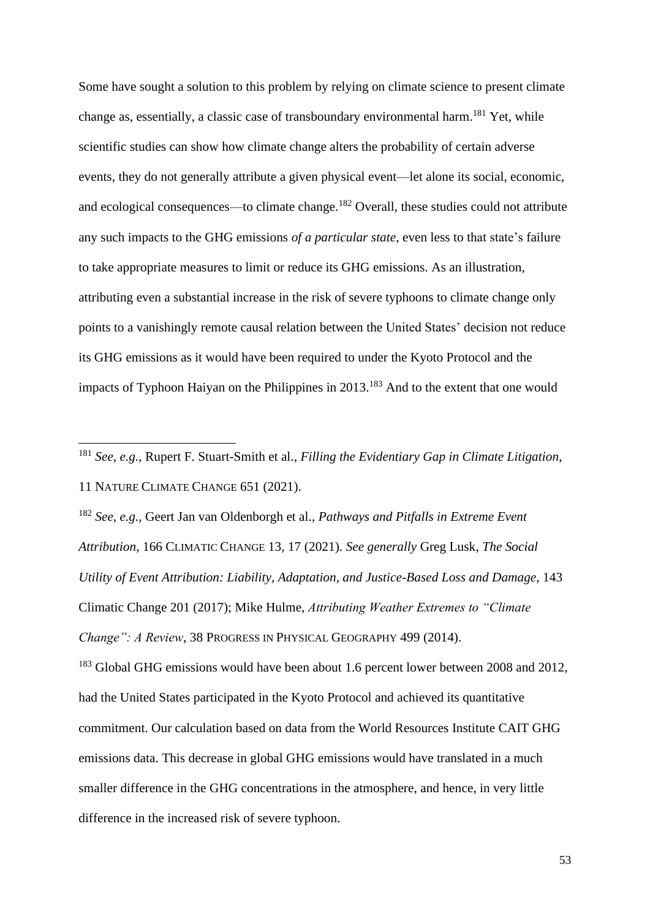Some have sought a solution to this problem by relying on climate science to present climate change as, essentially, a classic case of transboundary environmental harm.[181] Yet, while scientific studies can show how climate change alters the probability of certain adverse events, they do not generally attribute a given physical event—let alone its social, economic, and ecological consequences—to climate change.[182] Overall, these studies could not attribute any such impacts to the GHG emissions *of a particular state*, even less to that state's failure to take appropriate measures to limit or reduce its GHG emissions. As an illustration, attributing even a substantial increase in the risk of severe typhoons to climate change only points to a vanishingly remote causal relation between the United States' decision not reduce its GHG emissions as it would have been required to under the Kyoto Protocol and the impacts of Typhoon Haiyan on the Philippines in 2013.[183] And to the extent that one would

---

[181] *See, e.g.*, Rupert F. Stuart-Smith et al., *Filling the Evidentiary Gap in Climate Litigation*, 11 NATURE CLIMATE CHANGE 651 (2021).

[182] *See, e.g.*, Geert Jan van Oldenborgh et al., *Pathways and Pitfalls in Extreme Event Attribution*, 166 CLIMATIC CHANGE 13, 17 (2021). *See generally* Greg Lusk, *The Social Utility of Event Attribution: Liability, Adaptation, and Justice-Based Loss and Damage*, 143 Climatic Change 201 (2017); Mike Hulme, *Attributing Weather Extremes to "Climate Change": A Review*, 38 PROGRESS IN PHYSICAL GEOGRAPHY 499 (2014).

[183] Global GHG emissions would have been about 1.6 percent lower between 2008 and 2012, had the United States participated in the Kyoto Protocol and achieved its quantitative commitment. Our calculation based on data from the World Resources Institute CAIT GHG emissions data. This decrease in global GHG emissions would have translated in a much smaller difference in the GHG concentrations in the atmosphere, and hence, in very little difference in the increased risk of severe typhoon.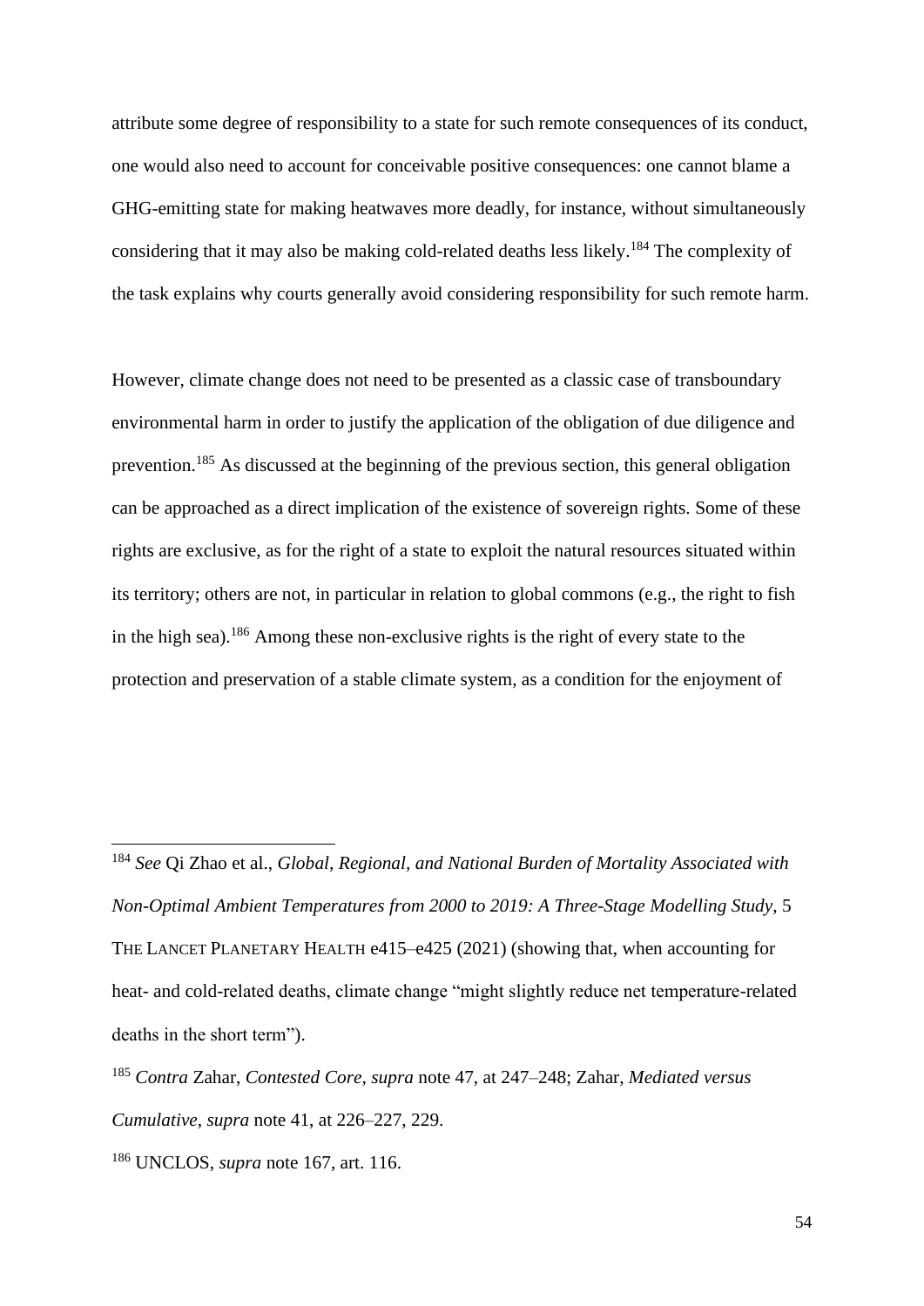attribute some degree of responsibility to a state for such remote consequences of its conduct, one would also need to account for conceivable positive consequences: one cannot blame a GHG-emitting state for making heatwaves more deadly, for instance, without simultaneously considering that it may also be making cold-related deaths less likely.[184] The complexity of the task explains why courts generally avoid considering responsibility for such remote harm.

However, climate change does not need to be presented as a classic case of transboundary environmental harm in order to justify the application of the obligation of due diligence and prevention.[185] As discussed at the beginning of the previous section, this general obligation can be approached as a direct implication of the existence of sovereign rights. Some of these rights are exclusive, as for the right of a state to exploit the natural resources situated within its territory; others are not, in particular in relation to global commons (e.g., the right to fish in the high sea).[186] Among these non-exclusive rights is the right of every state to the protection and preservation of a stable climate system, as a condition for the enjoyment of

---

[184] *See* Qi Zhao et al., *Global, Regional, and National Burden of Mortality Associated with Non-Optimal Ambient Temperatures from 2000 to 2019: A Three-Stage Modelling Study*, 5 THE LANCET PLANETARY HEALTH e415–e425 (2021) (showing that, when accounting for heat- and cold-related deaths, climate change "might slightly reduce net temperature-related deaths in the short term").

[185] *Contra* Zahar, *Contested Core*, *supra* note 47, at 247–248; Zahar, *Mediated versus Cumulative*, *supra* note 41, at 226–227, 229.

[186] UNCLOS, *supra* note 167, art. 116.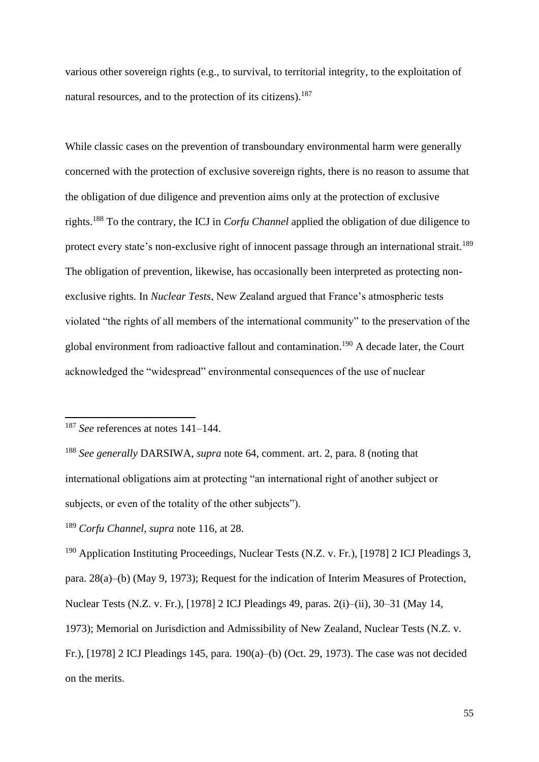various other sovereign rights (e.g., to survival, to territorial integrity, to the exploitation of natural resources, and to the protection of its citizens).[187]

While classic cases on the prevention of transboundary environmental harm were generally concerned with the protection of exclusive sovereign rights, there is no reason to assume that the obligation of due diligence and prevention aims only at the protection of exclusive rights.[188] To the contrary, the ICJ in *Corfu Channel* applied the obligation of due diligence to protect every state's non-exclusive right of innocent passage through an international strait.[189] The obligation of prevention, likewise, has occasionally been interpreted as protecting non-exclusive rights. In *Nuclear Tests*, New Zealand argued that France's atmospheric tests violated "the rights of all members of the international community" to the preservation of the global environment from radioactive fallout and contamination.[190] A decade later, the Court acknowledged the "widespread" environmental consequences of the use of nuclear

---

[187] *See* references at notes 141–144.

[188] *See generally* DARSIWA, *supra* note 64, comment. art. 2, para. 8 (noting that international obligations aim at protecting "an international right of another subject or subjects, or even of the totality of the other subjects").

[189] *Corfu Channel*, *supra* note 116, at 28.

[190] Application Instituting Proceedings, Nuclear Tests (N.Z. v. Fr.), [1978] 2 ICJ Pleadings 3, para. 28(a)–(b) (May 9, 1973); Request for the indication of Interim Measures of Protection, Nuclear Tests (N.Z. v. Fr.), [1978] 2 ICJ Pleadings 49, paras. 2(i)–(ii), 30–31 (May 14, 1973); Memorial on Jurisdiction and Admissibility of New Zealand, Nuclear Tests (N.Z. v. Fr.), [1978] 2 ICJ Pleadings 145, para. 190(a)–(b) (Oct. 29, 1973). The case was not decided on the merits.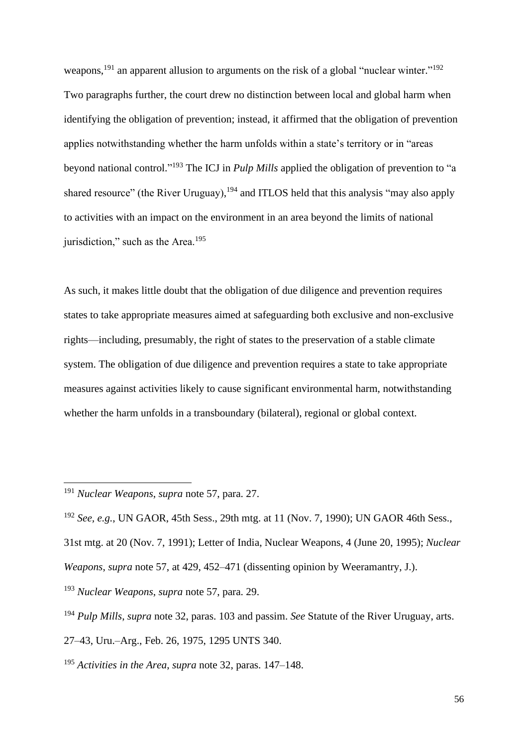weapons,[191] an apparent allusion to arguments on the risk of a global "nuclear winter."[192] Two paragraphs further, the court drew no distinction between local and global harm when identifying the obligation of prevention; instead, it affirmed that the obligation of prevention applies notwithstanding whether the harm unfolds within a state's territory or in "areas beyond national control."[193] The ICJ in *Pulp Mills* applied the obligation of prevention to "a shared resource" (the River Uruguay),[194] and ITLOS held that this analysis "may also apply to activities with an impact on the environment in an area beyond the limits of national jurisdiction," such as the Area.[195]

As such, it makes little doubt that the obligation of due diligence and prevention requires states to take appropriate measures aimed at safeguarding both exclusive and non-exclusive rights—including, presumably, the right of states to the preservation of a stable climate system. The obligation of due diligence and prevention requires a state to take appropriate measures against activities likely to cause significant environmental harm, notwithstanding whether the harm unfolds in a transboundary (bilateral), regional or global context.

---

[191] *Nuclear Weapons*, *supra* note 57, para. 27.

[192] *See, e.g.*, UN GAOR, 45th Sess., 29th mtg. at 11 (Nov. 7, 1990); UN GAOR 46th Sess., 31st mtg. at 20 (Nov. 7, 1991); Letter of India, Nuclear Weapons, 4 (June 20, 1995); *Nuclear Weapons*, *supra* note 57, at 429, 452–471 (dissenting opinion by Weeramantry, J.).

[193] *Nuclear Weapons*, *supra* note 57, para. 29.

[194] *Pulp Mills*, *supra* note 32, paras. 103 and passim. *See* Statute of the River Uruguay, arts. 27–43, Uru.–Arg., Feb. 26, 1975, 1295 UNTS 340.

[195] *Activities in the Area*, *supra* note 32, paras. 147–148.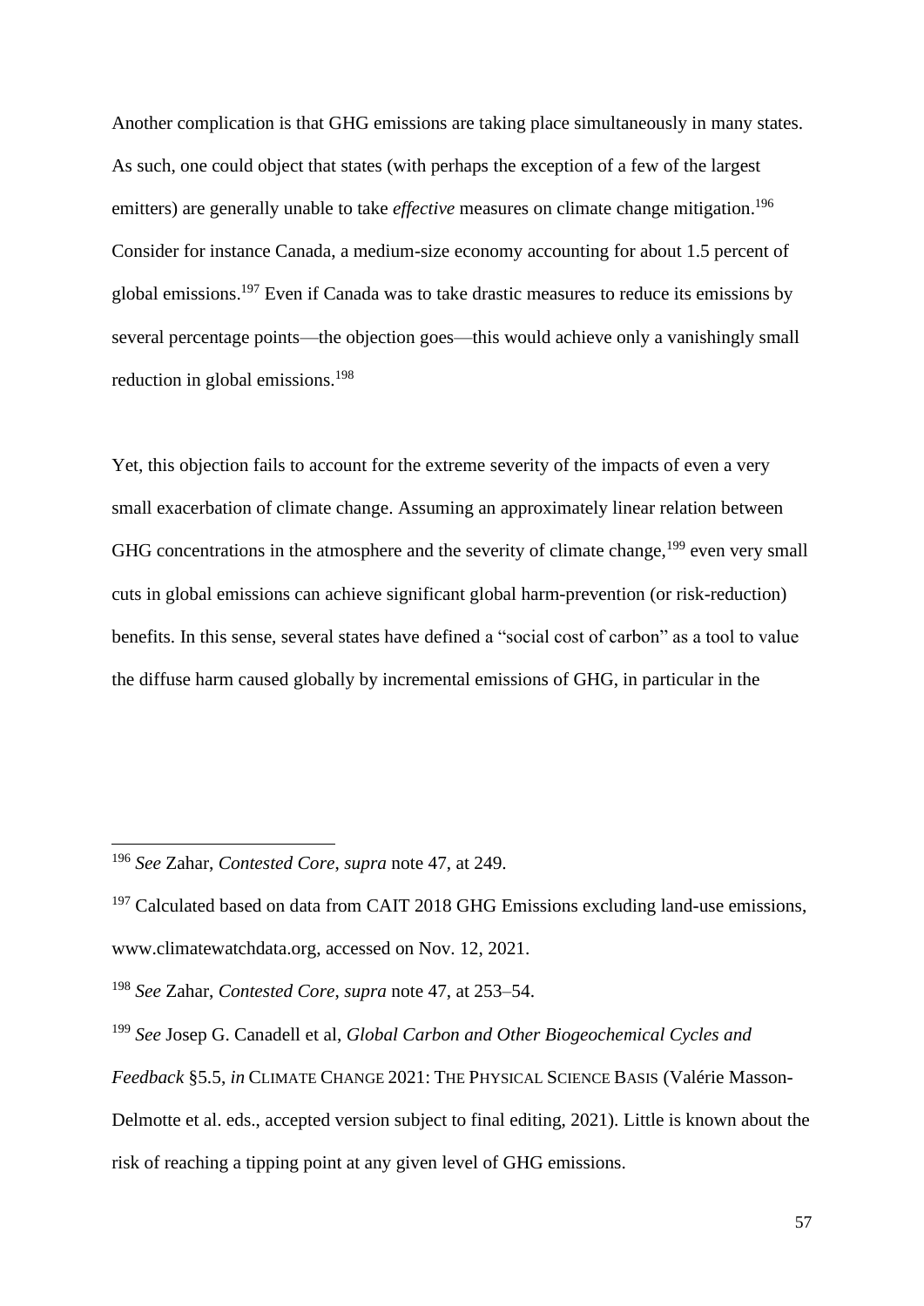Another complication is that GHG emissions are taking place simultaneously in many states. As such, one could object that states (with perhaps the exception of a few of the largest emitters) are generally unable to take *effective* measures on climate change mitigation.[196] Consider for instance Canada, a medium-size economy accounting for about 1.5 percent of global emissions.[197] Even if Canada was to take drastic measures to reduce its emissions by several percentage points—the objection goes—this would achieve only a vanishingly small reduction in global emissions.[198]

Yet, this objection fails to account for the extreme severity of the impacts of even a very small exacerbation of climate change. Assuming an approximately linear relation between GHG concentrations in the atmosphere and the severity of climate change,[199] even very small cuts in global emissions can achieve significant global harm-prevention (or risk-reduction) benefits. In this sense, several states have defined a "social cost of carbon" as a tool to value the diffuse harm caused globally by incremental emissions of GHG, in particular in the

---

[196] *See* Zahar, *Contested Core*, *supra* note 47, at 249.

[197] Calculated based on data from CAIT 2018 GHG Emissions excluding land-use emissions, www.climatewatchdata.org, accessed on Nov. 12, 2021.

[198] *See* Zahar, *Contested Core*, *supra* note 47, at 253–54.

[199] *See* Josep G. Canadell et al, *Global Carbon and Other Biogeochemical Cycles and Feedback* §5.5, *in* CLIMATE CHANGE 2021: THE PHYSICAL SCIENCE BASIS (Valérie Masson-Delmotte et al. eds., accepted version subject to final editing, 2021). Little is known about the risk of reaching a tipping point at any given level of GHG emissions.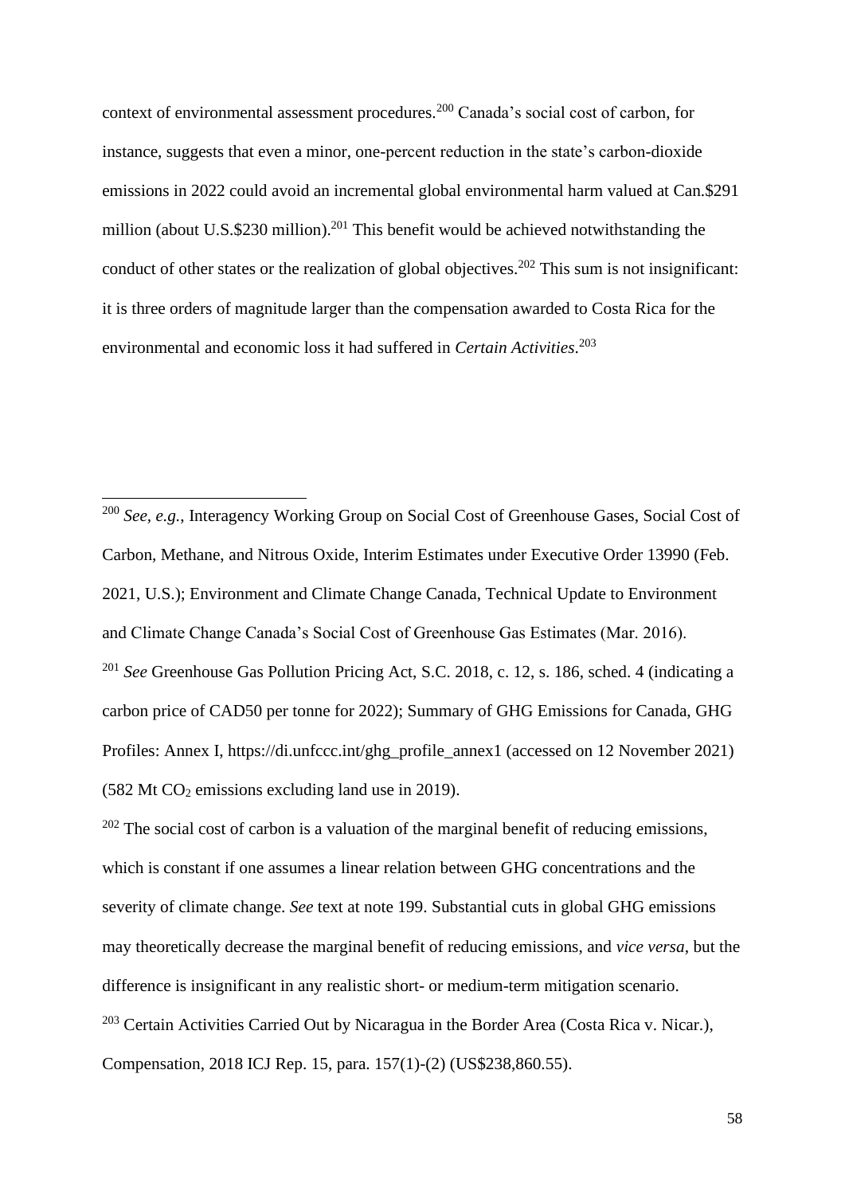context of environmental assessment procedures.[200] Canada's social cost of carbon, for instance, suggests that even a minor, one-percent reduction in the state's carbon-dioxide emissions in 2022 could avoid an incremental global environmental harm valued at Can.$291 million (about U.S.$230 million).[201] This benefit would be achieved notwithstanding the conduct of other states or the realization of global objectives.[202] This sum is not insignificant: it is three orders of magnitude larger than the compensation awarded to Costa Rica for the environmental and economic loss it had suffered in *Certain Activities*.[203]

---

[200] *See*, *e.g.*, Interagency Working Group on Social Cost of Greenhouse Gases, Social Cost of Carbon, Methane, and Nitrous Oxide, Interim Estimates under Executive Order 13990 (Feb. 2021, U.S.); Environment and Climate Change Canada, Technical Update to Environment and Climate Change Canada's Social Cost of Greenhouse Gas Estimates (Mar. 2016).

[201] *See* Greenhouse Gas Pollution Pricing Act, S.C. 2018, c. 12, s. 186, sched. 4 (indicating a carbon price of CAD50 per tonne for 2022); Summary of GHG Emissions for Canada, GHG Profiles: Annex I, https://di.unfccc.int/ghg_profile_annex1 (accessed on 12 November 2021) (582 Mt $CO_2$ emissions excluding land use in 2019).

[202] The social cost of carbon is a valuation of the marginal benefit of reducing emissions, which is constant if one assumes a linear relation between GHG concentrations and the severity of climate change. *See* text at note 199. Substantial cuts in global GHG emissions may theoretically decrease the marginal benefit of reducing emissions, and *vice versa*, but the difference is insignificant in any realistic short- or medium-term mitigation scenario.

[203] Certain Activities Carried Out by Nicaragua in the Border Area (Costa Rica v. Nicar.), Compensation, 2018 ICJ Rep. 15, para. 157(1)-(2) (US$238,860.55).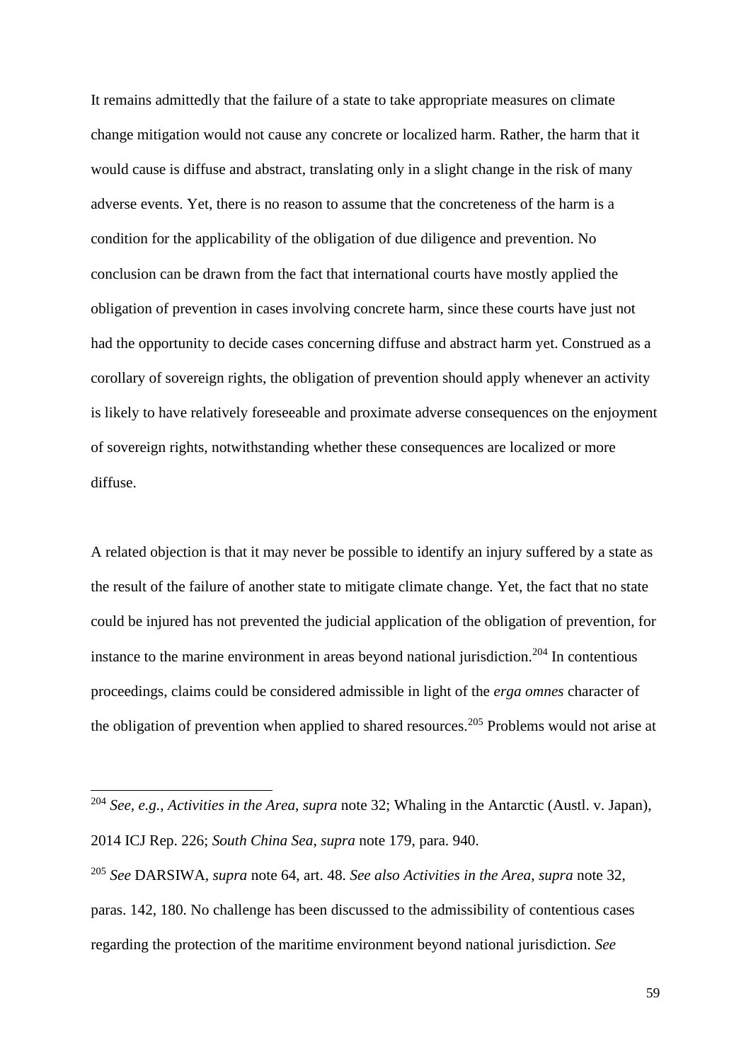It remains admittedly that the failure of a state to take appropriate measures on climate change mitigation would not cause any concrete or localized harm. Rather, the harm that it would cause is diffuse and abstract, translating only in a slight change in the risk of many adverse events. Yet, there is no reason to assume that the concreteness of the harm is a condition for the applicability of the obligation of due diligence and prevention. No conclusion can be drawn from the fact that international courts have mostly applied the obligation of prevention in cases involving concrete harm, since these courts have just not had the opportunity to decide cases concerning diffuse and abstract harm yet. Construed as a corollary of sovereign rights, the obligation of prevention should apply whenever an activity is likely to have relatively foreseeable and proximate adverse consequences on the enjoyment of sovereign rights, notwithstanding whether these consequences are localized or more diffuse.

A related objection is that it may never be possible to identify an injury suffered by a state as the result of the failure of another state to mitigate climate change. Yet, the fact that no state could be injured has not prevented the judicial application of the obligation of prevention, for instance to the marine environment in areas beyond national jurisdiction.[204] In contentious proceedings, claims could be considered admissible in light of the *erga omnes* character of the obligation of prevention when applied to shared resources.[205] Problems would not arise at

---

[204] *See, e.g.*, *Activities in the Area*, *supra* note 32; Whaling in the Antarctic (Austl. v. Japan), 2014 ICJ Rep. 226; *South China Sea*, *supra* note 179, para. 940.

[205] *See* DARSIWA, *supra* note 64, art. 48. *See also Activities in the Area*, *supra* note 32, paras. 142, 180. No challenge has been discussed to the admissibility of contentious cases regarding the protection of the maritime environment beyond national jurisdiction. *See*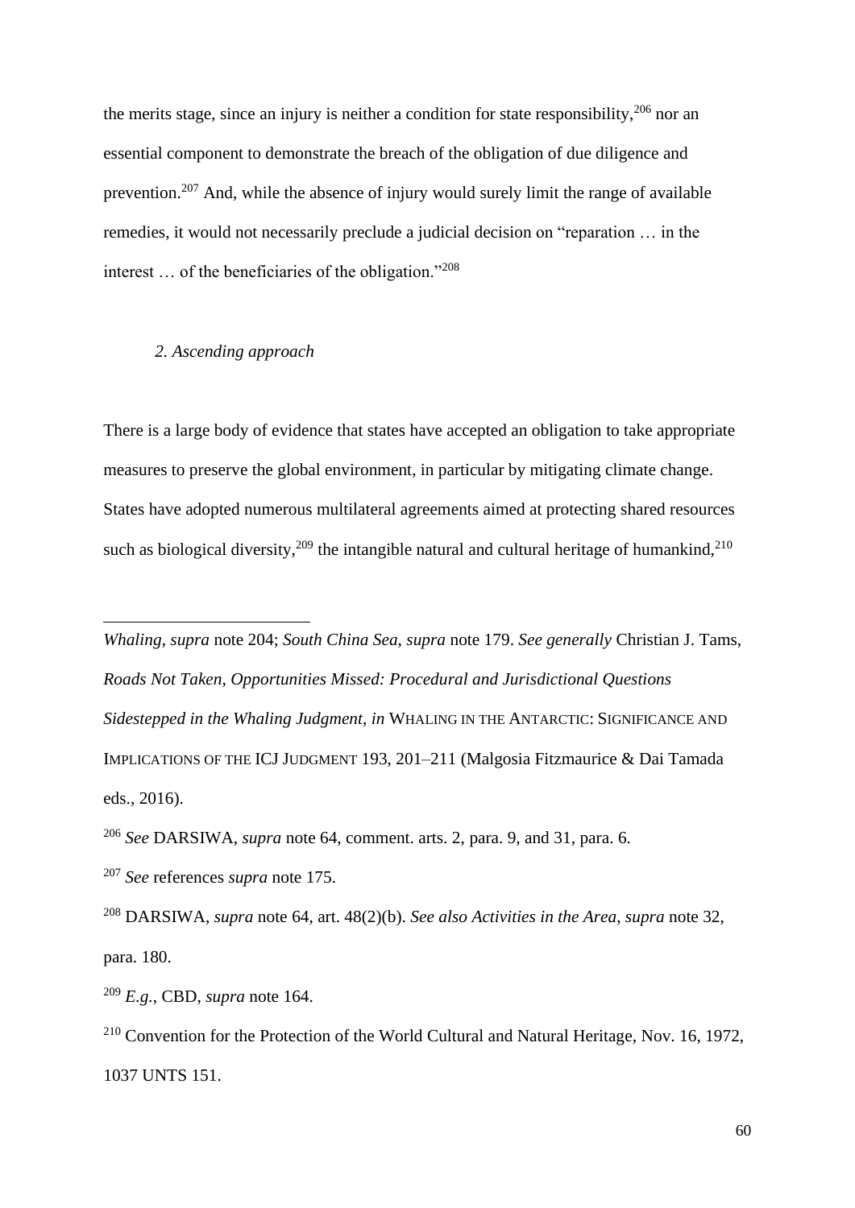the merits stage, since an injury is neither a condition for state responsibility,[206] nor an essential component to demonstrate the breach of the obligation of due diligence and prevention.[207] And, while the absence of injury would surely limit the range of available remedies, it would not necessarily preclude a judicial decision on "reparation … in the interest … of the beneficiaries of the obligation."[208]

### *2. Ascending approach*

There is a large body of evidence that states have accepted an obligation to take appropriate measures to preserve the global environment, in particular by mitigating climate change. States have adopted numerous multilateral agreements aimed at protecting shared resources such as biological diversity,[209] the intangible natural and cultural heritage of humankind,[210]

---

*Whaling*, *supra* note 204; *South China Sea*, *supra* note 179. *See generally* Christian J. Tams, *Roads Not Taken, Opportunities Missed: Procedural and Jurisdictional Questions Sidestepped in the Whaling Judgment*, *in* WHALING IN THE ANTARCTIC: SIGNIFICANCE AND IMPLICATIONS OF THE ICJ JUDGMENT 193, 201–211 (Malgosia Fitzmaurice & Dai Tamada eds., 2016).

[206] *See* DARSIWA, *supra* note 64, comment. arts. 2, para. 9, and 31, para. 6.

[207] *See* references *supra* note 175.

[208] DARSIWA, *supra* note 64, art. 48(2)(b). *See also Activities in the Area*, *supra* note 32, para. 180.

[209] *E.g.*, CBD, *supra* note 164.

[210] Convention for the Protection of the World Cultural and Natural Heritage, Nov. 16, 1972, 1037 UNTS 151.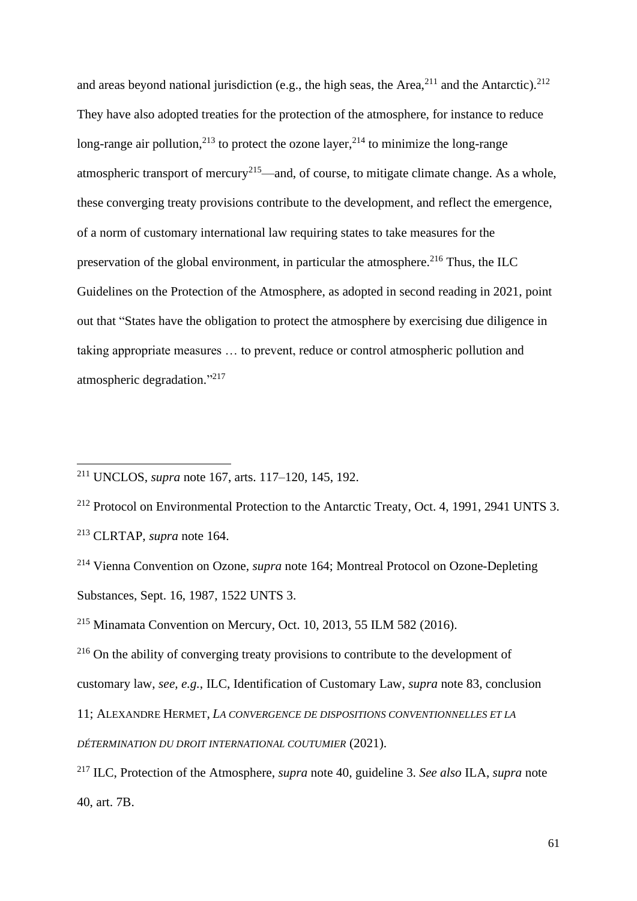and areas beyond national jurisdiction (e.g., the high seas, the Area,[211] and the Antarctic).[212] They have also adopted treaties for the protection of the atmosphere, for instance to reduce long-range air pollution,[213] to protect the ozone layer,[214] to minimize the long-range atmospheric transport of mercury[215]—and, of course, to mitigate climate change. As a whole, these converging treaty provisions contribute to the development, and reflect the emergence, of a norm of customary international law requiring states to take measures for the preservation of the global environment, in particular the atmosphere.[216] Thus, the ILC Guidelines on the Protection of the Atmosphere, as adopted in second reading in 2021, point out that "States have the obligation to protect the atmosphere by exercising due diligence in taking appropriate measures … to prevent, reduce or control atmospheric pollution and atmospheric degradation."[217]

---

[211] UNCLOS, *supra* note 167, arts. 117–120, 145, 192.

[212] Protocol on Environmental Protection to the Antarctic Treaty, Oct. 4, 1991, 2941 UNTS 3.

[213] CLRTAP, *supra* note 164.

[214] Vienna Convention on Ozone, *supra* note 164; Montreal Protocol on Ozone-Depleting Substances, Sept. 16, 1987, 1522 UNTS 3.

[215] Minamata Convention on Mercury, Oct. 10, 2013, 55 ILM 582 (2016).

[216] On the ability of converging treaty provisions to contribute to the development of customary law, *see, e.g.*, ILC, Identification of Customary Law, *supra* note 83, conclusion 11; ALEXANDRE HERMET, *LA CONVERGENCE DE DISPOSITIONS CONVENTIONNELLES ET LA DÉTERMINATION DU DROIT INTERNATIONAL COUTUMIER* (2021).

[217] ILC, Protection of the Atmosphere, *supra* note 40, guideline 3. *See also* ILA, *supra* note 40, art. 7B.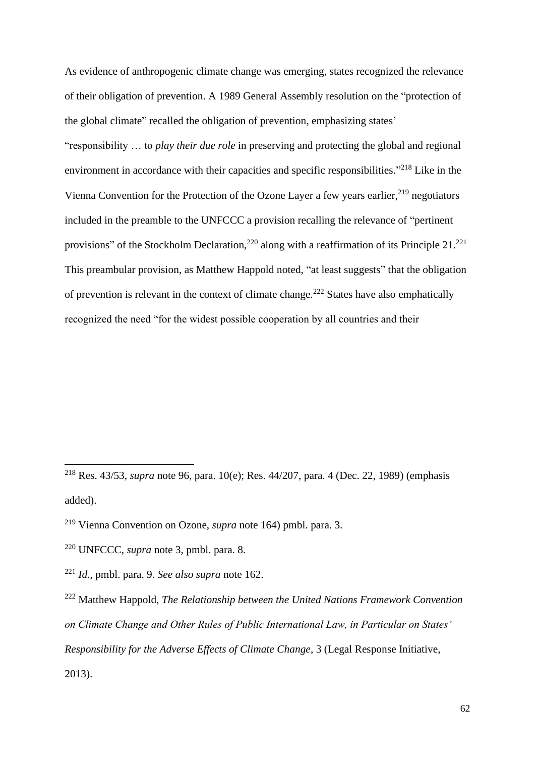As evidence of anthropogenic climate change was emerging, states recognized the relevance of their obligation of prevention. A 1989 General Assembly resolution on the "protection of the global climate" recalled the obligation of prevention, emphasizing states' "responsibility … to *play their due role* in preserving and protecting the global and regional environment in accordance with their capacities and specific responsibilities."[218] Like in the Vienna Convention for the Protection of the Ozone Layer a few years earlier,[219] negotiators included in the preamble to the UNFCCC a provision recalling the relevance of "pertinent provisions" of the Stockholm Declaration,[220] along with a reaffirmation of its Principle 21.[221] This preambular provision, as Matthew Happold noted, "at least suggests" that the obligation of prevention is relevant in the context of climate change.[222] States have also emphatically recognized the need "for the widest possible cooperation by all countries and their

---

[218] Res. 43/53, *supra* note 96, para. 10(e); Res. 44/207, para. 4 (Dec. 22, 1989) (emphasis added).

[219] Vienna Convention on Ozone, *supra* note 164) pmbl. para. 3.

[220] UNFCCC, *supra* note 3, pmbl. para. 8.

[221] *Id.*, pmbl. para. 9. *See also supra* note 162.

[222] Matthew Happold, *The Relationship between the United Nations Framework Convention on Climate Change and Other Rules of Public International Law, in Particular on States' Responsibility for the Adverse Effects of Climate Change*, 3 (Legal Response Initiative, 2013).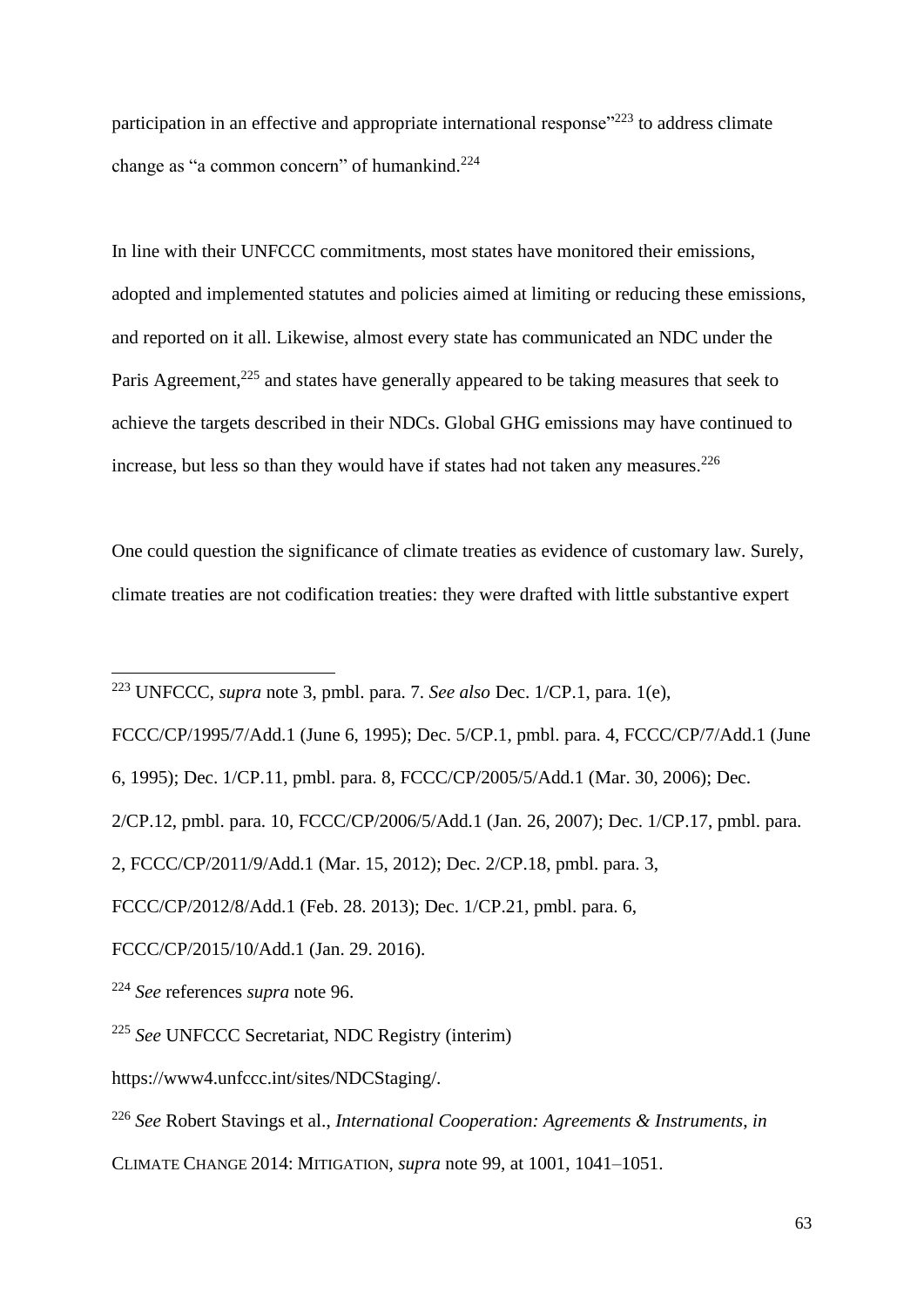participation in an effective and appropriate international response"[223] to address climate change as "a common concern" of humankind.[224]

In line with their UNFCCC commitments, most states have monitored their emissions, adopted and implemented statutes and policies aimed at limiting or reducing these emissions, and reported on it all. Likewise, almost every state has communicated an NDC under the Paris Agreement,[225] and states have generally appeared to be taking measures that seek to achieve the targets described in their NDCs. Global GHG emissions may have continued to increase, but less so than they would have if states had not taken any measures.[226]

One could question the significance of climate treaties as evidence of customary law. Surely, climate treaties are not codification treaties: they were drafted with little substantive expert

---

[223] UNFCCC, *supra* note 3, pmbl. para. 7. *See also* Dec. 1/CP.1, para. 1(e), FCCC/CP/1995/7/Add.1 (June 6, 1995); Dec. 5/CP.1, pmbl. para. 4, FCCC/CP/7/Add.1 (June 6, 1995); Dec. 1/CP.11, pmbl. para. 8, FCCC/CP/2005/5/Add.1 (Mar. 30, 2006); Dec. 2/CP.12, pmbl. para. 10, FCCC/CP/2006/5/Add.1 (Jan. 26, 2007); Dec. 1/CP.17, pmbl. para. 2, FCCC/CP/2011/9/Add.1 (Mar. 15, 2012); Dec. 2/CP.18, pmbl. para. 3, FCCC/CP/2012/8/Add.1 (Feb. 28. 2013); Dec. 1/CP.21, pmbl. para. 6, FCCC/CP/2015/10/Add.1 (Jan. 29. 2016).

[224] *See* references *supra* note 96.

[225] *See* UNFCCC Secretariat, NDC Registry (interim) https://www4.unfccc.int/sites/NDCStaging/.

[226] *See* Robert Stavings et al., *International Cooperation: Agreements & Instruments*, *in* CLIMATE CHANGE 2014: MITIGATION, *supra* note 99, at 1001, 1041–1051.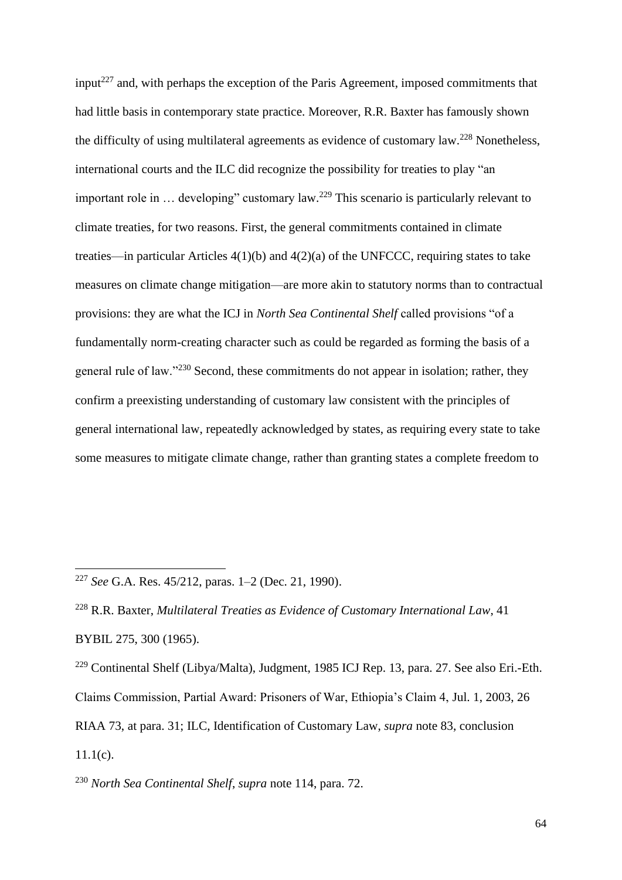input[227] and, with perhaps the exception of the Paris Agreement, imposed commitments that had little basis in contemporary state practice. Moreover, R.R. Baxter has famously shown the difficulty of using multilateral agreements as evidence of customary law.[228] Nonetheless, international courts and the ILC did recognize the possibility for treaties to play "an important role in … developing" customary law.[229] This scenario is particularly relevant to climate treaties, for two reasons. First, the general commitments contained in climate treaties—in particular Articles 4(1)(b) and 4(2)(a) of the UNFCCC, requiring states to take measures on climate change mitigation—are more akin to statutory norms than to contractual provisions: they are what the ICJ in *North Sea Continental Shelf* called provisions "of a fundamentally norm-creating character such as could be regarded as forming the basis of a general rule of law."[230] Second, these commitments do not appear in isolation; rather, they confirm a preexisting understanding of customary law consistent with the principles of general international law, repeatedly acknowledged by states, as requiring every state to take some measures to mitigate climate change, rather than granting states a complete freedom to

---

[227] *See* G.A. Res. 45/212, paras. 1–2 (Dec. 21, 1990).

[228] R.R. Baxter, *Multilateral Treaties as Evidence of Customary International Law*, 41 BYBIL 275, 300 (1965).

[229] Continental Shelf (Libya/Malta), Judgment, 1985 ICJ Rep. 13, para. 27. See also Eri.-Eth. Claims Commission, Partial Award: Prisoners of War, Ethiopia's Claim 4, Jul. 1, 2003, 26 RIAA 73, at para. 31; ILC, Identification of Customary Law, *supra* note 83, conclusion 11.1(c).

[230] *North Sea Continental Shelf*, *supra* note 114, para. 72.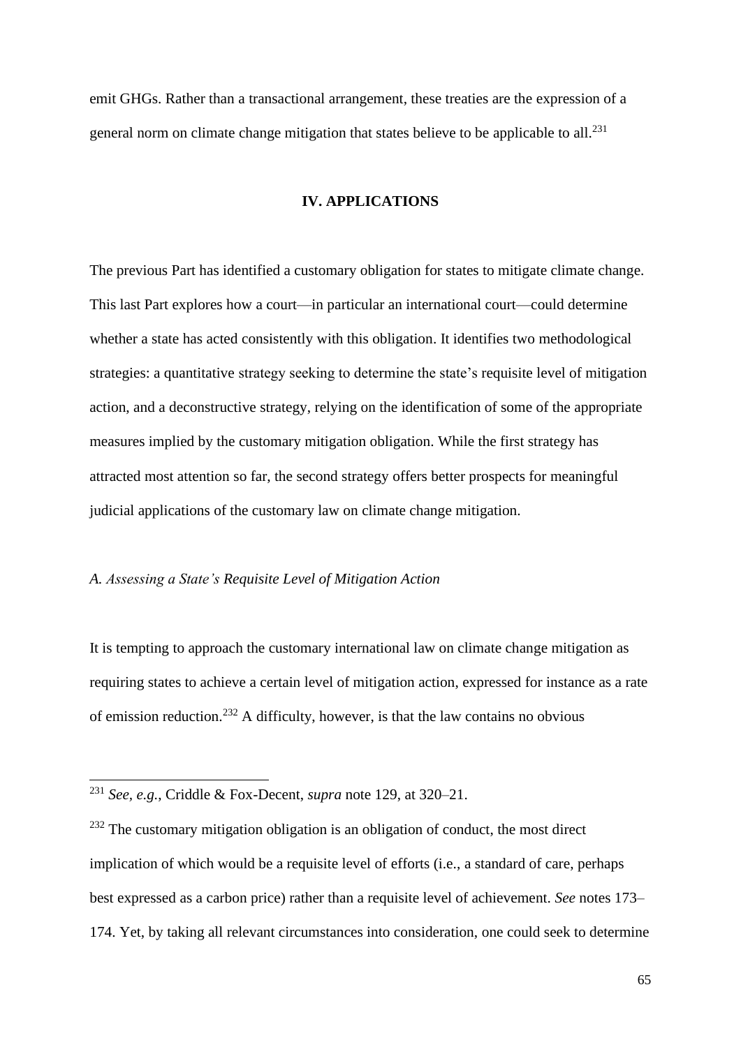emit GHGs. Rather than a transactional arrangement, these treaties are the expression of a general norm on climate change mitigation that states believe to be applicable to all.[231]

## IV. APPLICATIONS

The previous Part has identified a customary obligation for states to mitigate climate change. This last Part explores how a court—in particular an international court—could determine whether a state has acted consistently with this obligation. It identifies two methodological strategies: a quantitative strategy seeking to determine the state's requisite level of mitigation action, and a deconstructive strategy, relying on the identification of some of the appropriate measures implied by the customary mitigation obligation. While the first strategy has attracted most attention so far, the second strategy offers better prospects for meaningful judicial applications of the customary law on climate change mitigation.

### *A. Assessing a State's Requisite Level of Mitigation Action*

It is tempting to approach the customary international law on climate change mitigation as requiring states to achieve a certain level of mitigation action, expressed for instance as a rate of emission reduction.[232] A difficulty, however, is that the law contains no obvious

---

[231] *See, e.g.*, Criddle & Fox-Decent, *supra* note 129, at 320–21.

[232] The customary mitigation obligation is an obligation of conduct, the most direct implication of which would be a requisite level of efforts (i.e., a standard of care, perhaps best expressed as a carbon price) rather than a requisite level of achievement. *See* notes 173–174. Yet, by taking all relevant circumstances into consideration, one could seek to determine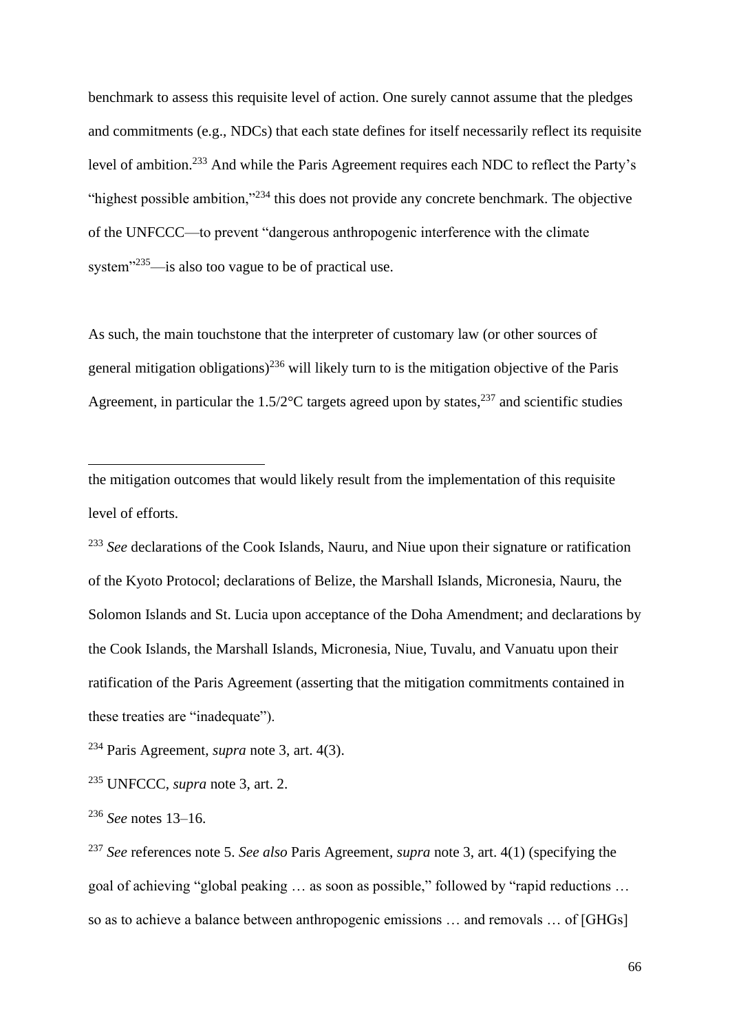benchmark to assess this requisite level of action. One surely cannot assume that the pledges and commitments (e.g., NDCs) that each state defines for itself necessarily reflect its requisite level of ambition.[233] And while the Paris Agreement requires each NDC to reflect the Party's "highest possible ambition,"[234] this does not provide any concrete benchmark. The objective of the UNFCCC—to prevent "dangerous anthropogenic interference with the climate system"[235]—is also too vague to be of practical use.

As such, the main touchstone that the interpreter of customary law (or other sources of general mitigation obligations)[236] will likely turn to is the mitigation objective of the Paris Agreement, in particular the 1.5/2°C targets agreed upon by states,[237] and scientific studies

---

the mitigation outcomes that would likely result from the implementation of this requisite level of efforts.

[233] *See* declarations of the Cook Islands, Nauru, and Niue upon their signature or ratification of the Kyoto Protocol; declarations of Belize, the Marshall Islands, Micronesia, Nauru, the Solomon Islands and St. Lucia upon acceptance of the Doha Amendment; and declarations by the Cook Islands, the Marshall Islands, Micronesia, Niue, Tuvalu, and Vanuatu upon their ratification of the Paris Agreement (asserting that the mitigation commitments contained in these treaties are "inadequate").

[234] Paris Agreement, *supra* note 3, art. 4(3).

[235] UNFCCC, *supra* note 3, art. 2.

[236] *See* notes 13–16.

[237] *See* references note 5. *See also* Paris Agreement, *supra* note 3, art. 4(1) (specifying the goal of achieving "global peaking … as soon as possible," followed by "rapid reductions … so as to achieve a balance between anthropogenic emissions … and removals … of [GHGs]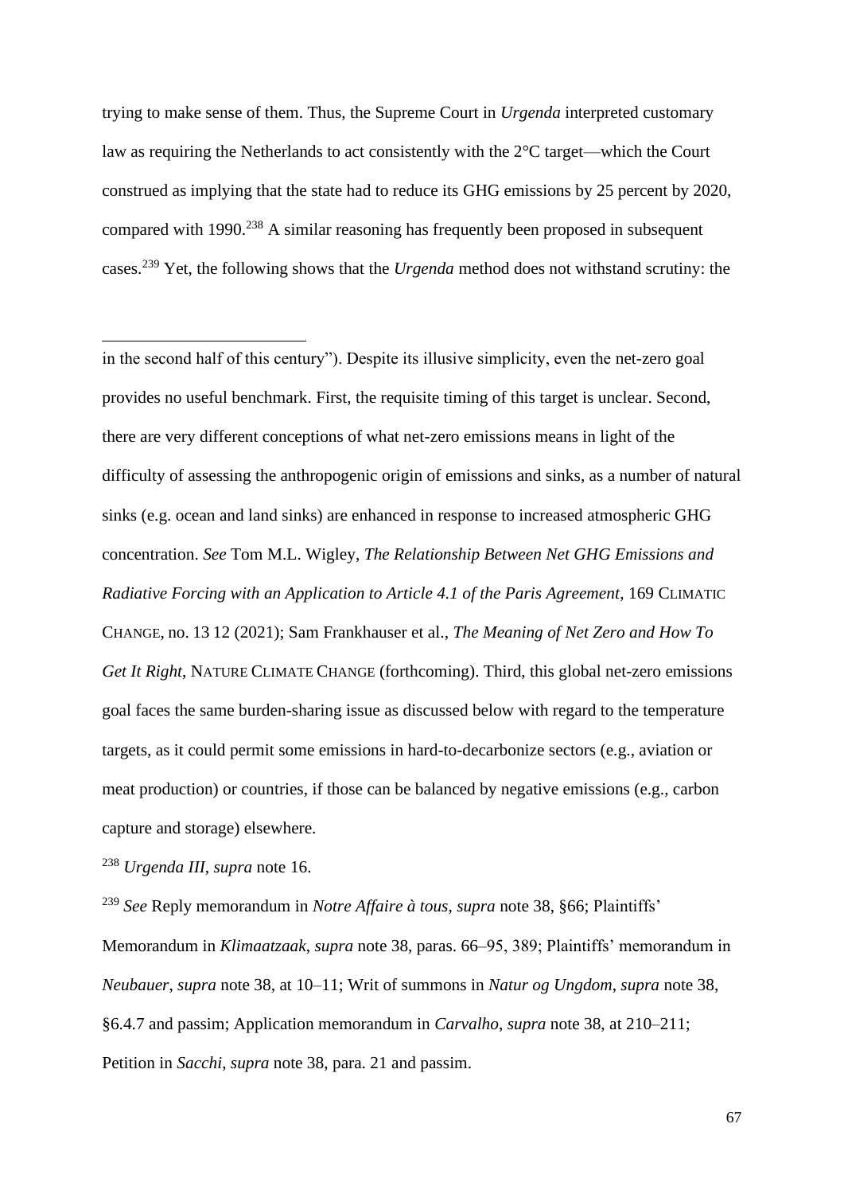trying to make sense of them. Thus, the Supreme Court in *Urgenda* interpreted customary law as requiring the Netherlands to act consistently with the 2°C target—which the Court construed as implying that the state had to reduce its GHG emissions by 25 percent by 2020, compared with 1990.[238] A similar reasoning has frequently been proposed in subsequent cases.[239] Yet, the following shows that the *Urgenda* method does not withstand scrutiny: the

---

in the second half of this century"). Despite its illusive simplicity, even the net-zero goal provides no useful benchmark. First, the requisite timing of this target is unclear. Second, there are very different conceptions of what net-zero emissions means in light of the difficulty of assessing the anthropogenic origin of emissions and sinks, as a number of natural sinks (e.g. ocean and land sinks) are enhanced in response to increased atmospheric GHG concentration. *See* Tom M.L. Wigley, *The Relationship Between Net GHG Emissions and Radiative Forcing with an Application to Article 4.1 of the Paris Agreement*, 169 CLIMATIC CHANGE, no. 13 12 (2021); Sam Frankhauser et al., *The Meaning of Net Zero and How To Get It Right*, NATURE CLIMATE CHANGE (forthcoming). Third, this global net-zero emissions goal faces the same burden-sharing issue as discussed below with regard to the temperature targets, as it could permit some emissions in hard-to-decarbonize sectors (e.g., aviation or meat production) or countries, if those can be balanced by negative emissions (e.g., carbon capture and storage) elsewhere.

[238] *Urgenda III*, *supra* note 16.

[239] *See* Reply memorandum in *Notre Affaire à tous*, *supra* note 38, §66; Plaintiffs' Memorandum in *Klimaatzaak*, *supra* note 38, paras. 66–95, 389; Plaintiffs' memorandum in *Neubauer*, *supra* note 38, at 10–11; Writ of summons in *Natur og Ungdom*, *supra* note 38, §6.4.7 and passim; Application memorandum in *Carvalho*, *supra* note 38, at 210–211; Petition in *Sacchi*, *supra* note 38, para. 21 and passim.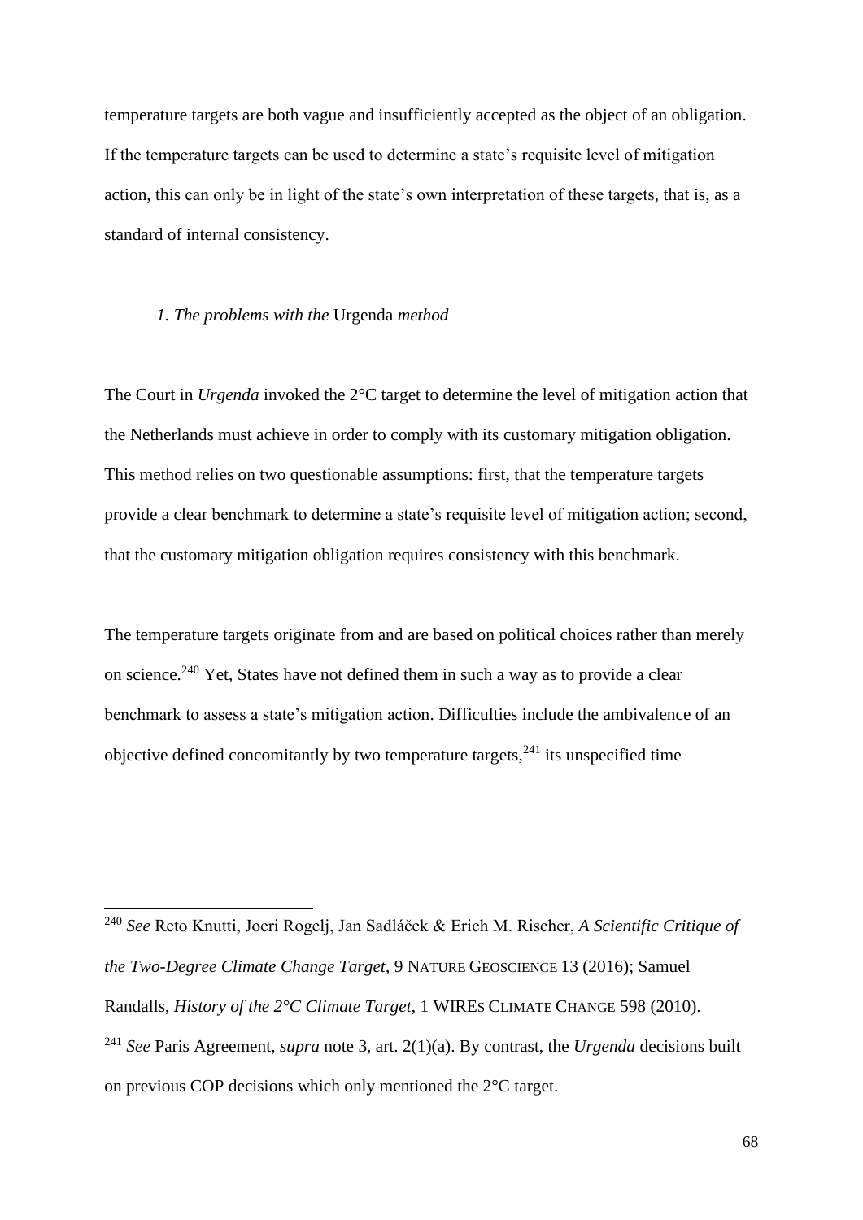temperature targets are both vague and insufficiently accepted as the object of an obligation. If the temperature targets can be used to determine a state's requisite level of mitigation action, this can only be in light of the state's own interpretation of these targets, that is, as a standard of internal consistency.

### *1. The problems with the* Urgenda *method*

The Court in *Urgenda* invoked the 2°C target to determine the level of mitigation action that the Netherlands must achieve in order to comply with its customary mitigation obligation. This method relies on two questionable assumptions: first, that the temperature targets provide a clear benchmark to determine a state's requisite level of mitigation action; second, that the customary mitigation obligation requires consistency with this benchmark.

The temperature targets originate from and are based on political choices rather than merely on science.[240] Yet, States have not defined them in such a way as to provide a clear benchmark to assess a state's mitigation action. Difficulties include the ambivalence of an objective defined concomitantly by two temperature targets,[241] its unspecified time

---

[240] *See* Reto Knutti, Joeri Rogelj, Jan Sadláček & Erich M. Rischer, *A Scientific Critique of the Two-Degree Climate Change Target*, 9 NATURE GEOSCIENCE 13 (2016); Samuel Randalls, *History of the 2°C Climate Target*, 1 WIREs CLIMATE CHANGE 598 (2010).

[241] *See* Paris Agreement, *supra* note 3, art. 2(1)(a). By contrast, the *Urgenda* decisions built on previous COP decisions which only mentioned the 2°C target.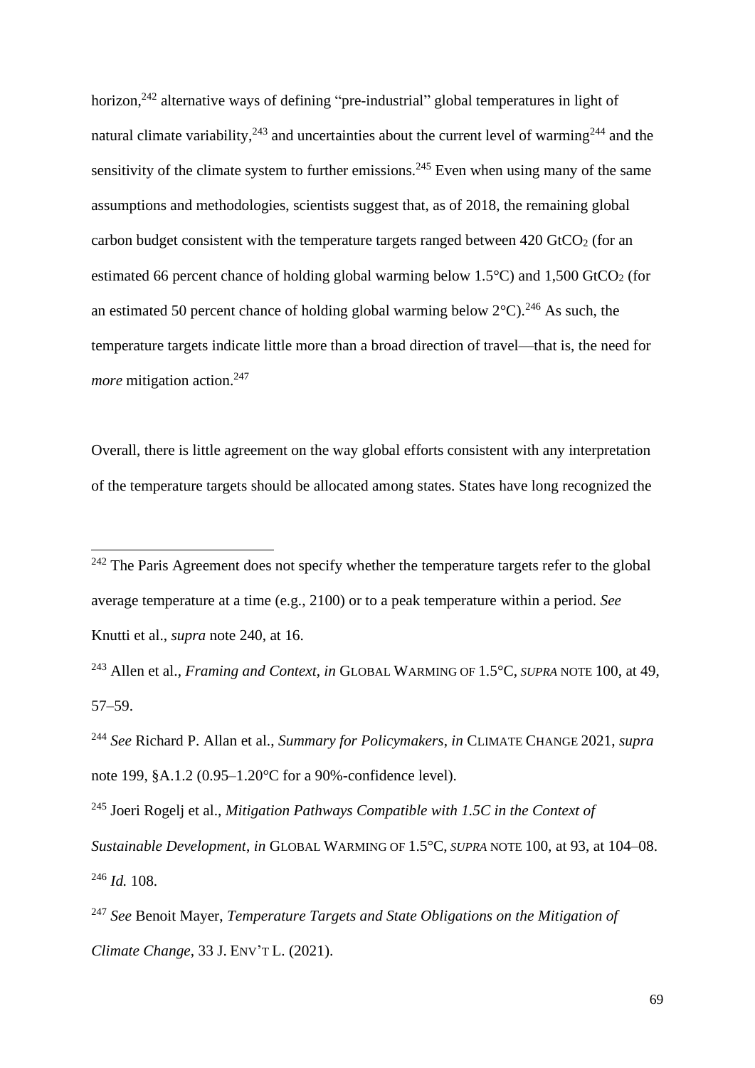horizon,[242] alternative ways of defining "pre-industrial" global temperatures in light of natural climate variability,[243] and uncertainties about the current level of warming[244] and the sensitivity of the climate system to further emissions.[245] Even when using many of the same assumptions and methodologies, scientists suggest that, as of 2018, the remaining global carbon budget consistent with the temperature targets ranged between 420 $GtCO_2$ (for an estimated 66 percent chance of holding global warming below 1.5°C) and 1,500 $GtCO_2$ (for an estimated 50 percent chance of holding global warming below 2°C).[246] As such, the temperature targets indicate little more than a broad direction of travel—that is, the need for *more* mitigation action.[247]

Overall, there is little agreement on the way global efforts consistent with any interpretation of the temperature targets should be allocated among states. States have long recognized the

---

[242] The Paris Agreement does not specify whether the temperature targets refer to the global average temperature at a time (e.g., 2100) or to a peak temperature within a period. *See* Knutti et al., *supra* note 240, at 16.

[243] Allen et al., *Framing and Context*, *in* GLOBAL WARMING OF 1.5°C, *SUPRA* NOTE 100, at 49, 57–59.

[244] *See* Richard P. Allan et al., *Summary for Policymakers*, *in* CLIMATE CHANGE 2021, *supra* note 199, §A.1.2 (0.95–1.20°C for a 90%-confidence level).

[245] Joeri Rogelj et al., *Mitigation Pathways Compatible with 1.5C in the Context of Sustainable Development*, *in* GLOBAL WARMING OF 1.5°C, *SUPRA* NOTE 100, at 93, at 104–08.

[246] *Id.* 108.

[247] *See* Benoit Mayer, *Temperature Targets and State Obligations on the Mitigation of Climate Change*, 33 J. ENV'T L. (2021).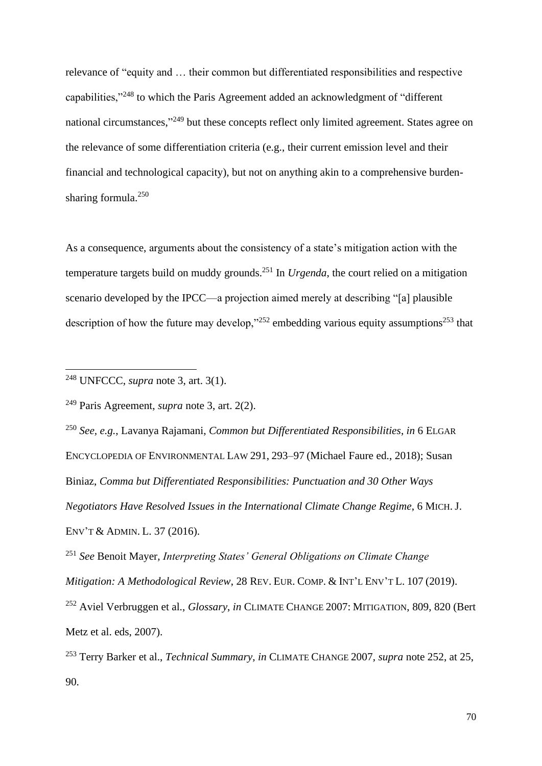relevance of "equity and … their common but differentiated responsibilities and respective capabilities,"[248] to which the Paris Agreement added an acknowledgment of "different national circumstances,"[249] but these concepts reflect only limited agreement. States agree on the relevance of some differentiation criteria (e.g., their current emission level and their financial and technological capacity), but not on anything akin to a comprehensive burden-sharing formula.[250]

As a consequence, arguments about the consistency of a state's mitigation action with the temperature targets build on muddy grounds.[251] In *Urgenda*, the court relied on a mitigation scenario developed by the IPCC—a projection aimed merely at describing "[a] plausible description of how the future may develop,"[252] embedding various equity assumptions[253] that

---

[248] UNFCCC, *supra* note 3, art. 3(1).

[249] Paris Agreement, *supra* note 3, art. 2(2).

[250] *See*, *e.g.*, Lavanya Rajamani, *Common but Differentiated Responsibilities*, *in* 6 ELGAR ENCYCLOPEDIA OF ENVIRONMENTAL LAW 291, 293–97 (Michael Faure ed., 2018); Susan Biniaz, *Comma but Differentiated Responsibilities: Punctuation and 30 Other Ways Negotiators Have Resolved Issues in the International Climate Change Regime*, 6 MICH. J. ENV'T & ADMIN. L. 37 (2016).

[251] *See* Benoit Mayer, *Interpreting States' General Obligations on Climate Change Mitigation: A Methodological Review*, 28 REV. EUR. COMP. & INT'L ENV'T L. 107 (2019).

[252] Aviel Verbruggen et al., *Glossary*, *in* CLIMATE CHANGE 2007: MITIGATION, 809, 820 (Bert Metz et al. eds, 2007).

[253] Terry Barker et al., *Technical Summary*, *in* CLIMATE CHANGE 2007, *supra* note 252, at 25, 90.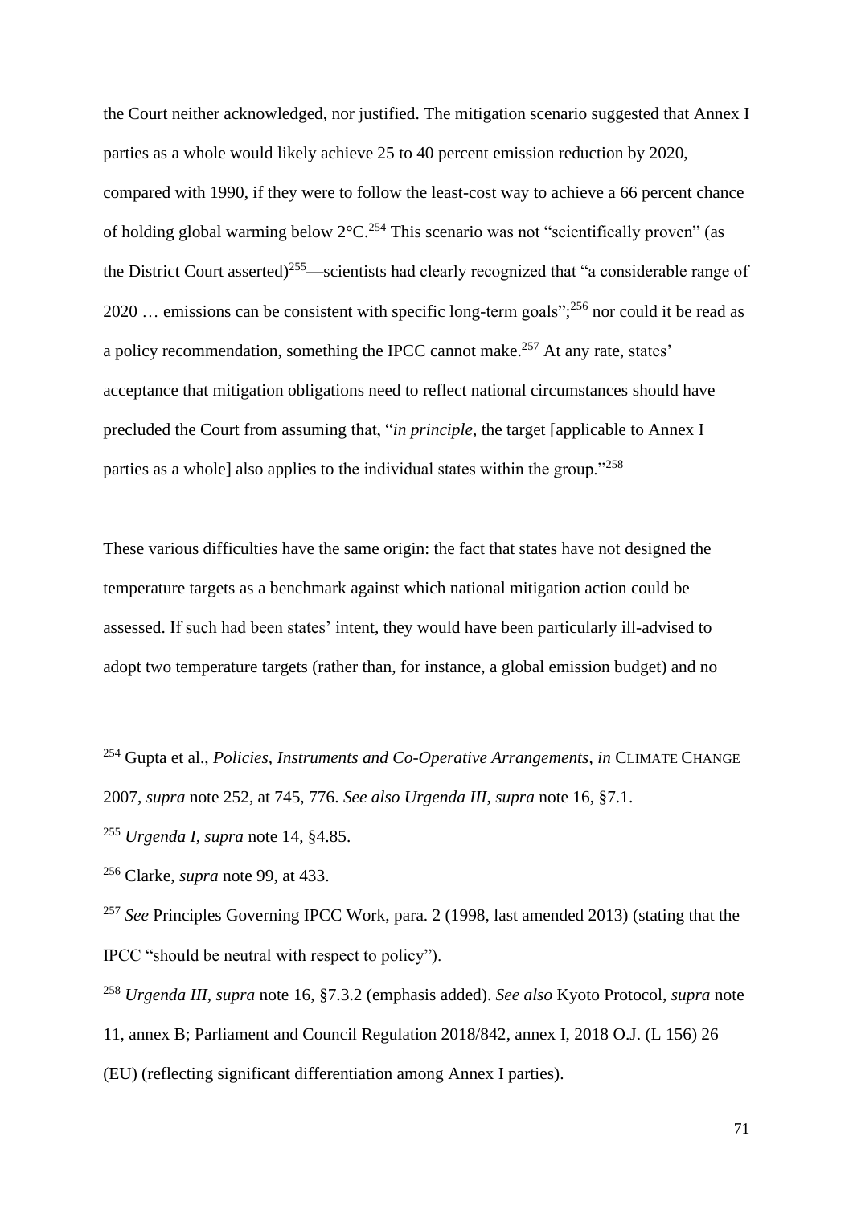the Court neither acknowledged, nor justified. The mitigation scenario suggested that Annex I parties as a whole would likely achieve 25 to 40 percent emission reduction by 2020, compared with 1990, if they were to follow the least-cost way to achieve a 66 percent chance of holding global warming below 2°C.[254] This scenario was not "scientifically proven" (as the District Court asserted)[255]—scientists had clearly recognized that "a considerable range of 2020 … emissions can be consistent with specific long-term goals";[256] nor could it be read as a policy recommendation, something the IPCC cannot make.[257] At any rate, states' acceptance that mitigation obligations need to reflect national circumstances should have precluded the Court from assuming that, "*in principle*, the target [applicable to Annex I parties as a whole] also applies to the individual states within the group."[258]

These various difficulties have the same origin: the fact that states have not designed the temperature targets as a benchmark against which national mitigation action could be assessed. If such had been states' intent, they would have been particularly ill-advised to adopt two temperature targets (rather than, for instance, a global emission budget) and no

---

[254] Gupta et al., *Policies, Instruments and Co-Operative Arrangements*, *in* CLIMATE CHANGE 2007, *supra* note 252, at 745, 776. *See also Urgenda III*, *supra* note 16, §7.1.

[255] *Urgenda I*, *supra* note 14, §4.85.

[256] Clarke, *supra* note 99, at 433.

[257] *See* Principles Governing IPCC Work, para. 2 (1998, last amended 2013) (stating that the IPCC "should be neutral with respect to policy").

[258] *Urgenda III*, *supra* note 16, §7.3.2 (emphasis added). *See also* Kyoto Protocol, *supra* note 11, annex B; Parliament and Council Regulation 2018/842, annex I, 2018 O.J. (L 156) 26 (EU) (reflecting significant differentiation among Annex I parties).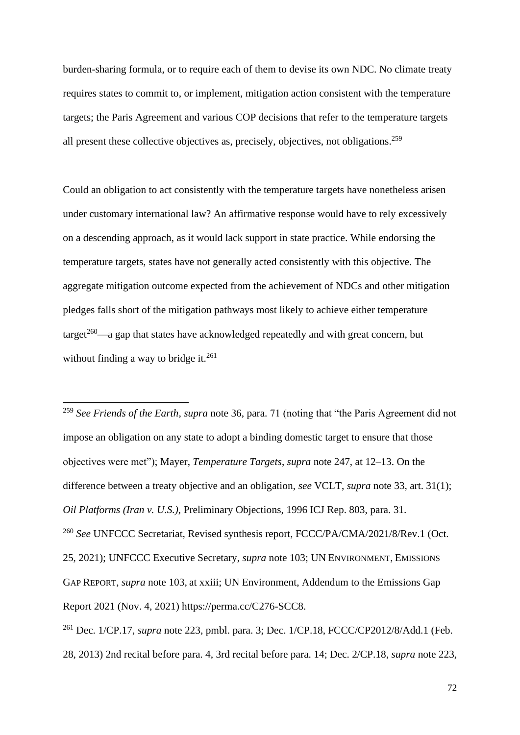burden-sharing formula, or to require each of them to devise its own NDC. No climate treaty requires states to commit to, or implement, mitigation action consistent with the temperature targets; the Paris Agreement and various COP decisions that refer to the temperature targets all present these collective objectives as, precisely, objectives, not obligations.[259]

Could an obligation to act consistently with the temperature targets have nonetheless arisen under customary international law? An affirmative response would have to rely excessively on a descending approach, as it would lack support in state practice. While endorsing the temperature targets, states have not generally acted consistently with this objective. The aggregate mitigation outcome expected from the achievement of NDCs and other mitigation pledges falls short of the mitigation pathways most likely to achieve either temperature target[260]—a gap that states have acknowledged repeatedly and with great concern, but without finding a way to bridge it.[261]

---

[259] *See Friends of the Earth*, *supra* note 36, para. 71 (noting that "the Paris Agreement did not impose an obligation on any state to adopt a binding domestic target to ensure that those objectives were met"); Mayer, *Temperature Targets*, *supra* note 247, at 12–13. On the difference between a treaty objective and an obligation, *see* VCLT, *supra* note 33, art. 31(1); *Oil Platforms (Iran v. U.S.)*, Preliminary Objections, 1996 ICJ Rep. 803, para. 31.

[260] *See* UNFCCC Secretariat, Revised synthesis report, FCCC/PA/CMA/2021/8/Rev.1 (Oct. 25, 2021); UNFCCC Executive Secretary, *supra* note 103; UN ENVIRONMENT, EMISSIONS GAP REPORT, *supra* note 103, at xxiii; UN Environment, Addendum to the Emissions Gap Report 2021 (Nov. 4, 2021) https://perma.cc/C276-SCC8.

[261] Dec. 1/CP.17, *supra* note 223, pmbl. para. 3; Dec. 1/CP.18, FCCC/CP2012/8/Add.1 (Feb. 28, 2013) 2nd recital before para. 4, 3rd recital before para. 14; Dec. 2/CP.18, *supra* note 223,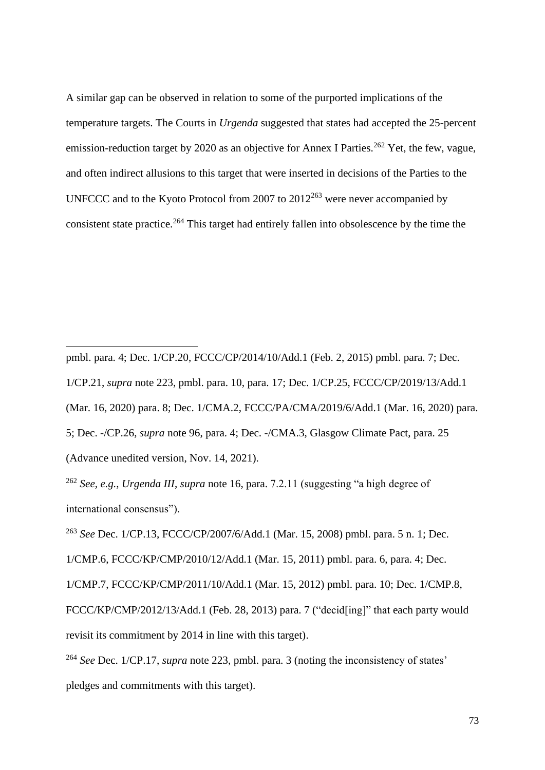A similar gap can be observed in relation to some of the purported implications of the temperature targets. The Courts in *Urgenda* suggested that states had accepted the 25-percent emission-reduction target by 2020 as an objective for Annex I Parties.[262] Yet, the few, vague, and often indirect allusions to this target that were inserted in decisions of the Parties to the UNFCCC and to the Kyoto Protocol from 2007 to 2012[263] were never accompanied by consistent state practice.[264] This target had entirely fallen into obsolescence by the time the

---

pmbl. para. 4; Dec. 1/CP.20, FCCC/CP/2014/10/Add.1 (Feb. 2, 2015) pmbl. para. 7; Dec. 1/CP.21, *supra* note 223, pmbl. para. 10, para. 17; Dec. 1/CP.25, FCCC/CP/2019/13/Add.1 (Mar. 16, 2020) para. 8; Dec. 1/CMA.2, FCCC/PA/CMA/2019/6/Add.1 (Mar. 16, 2020) para. 5; Dec. -/CP.26, *supra* note 96, para. 4; Dec. -/CMA.3, Glasgow Climate Pact, para. 25 (Advance unedited version, Nov. 14, 2021).

[262] *See, e.g.*, *Urgenda III*, *supra* note 16, para. 7.2.11 (suggesting "a high degree of international consensus").

[263] *See* Dec. 1/CP.13, FCCC/CP/2007/6/Add.1 (Mar. 15, 2008) pmbl. para. 5 n. 1; Dec. 1/CMP.6, FCCC/KP/CMP/2010/12/Add.1 (Mar. 15, 2011) pmbl. para. 6, para. 4; Dec. 1/CMP.7, FCCC/KP/CMP/2011/10/Add.1 (Mar. 15, 2012) pmbl. para. 10; Dec. 1/CMP.8, FCCC/KP/CMP/2012/13/Add.1 (Feb. 28, 2013) para. 7 ("decid[ing]" that each party would revisit its commitment by 2014 in line with this target).

[264] *See* Dec. 1/CP.17, *supra* note 223, pmbl. para. 3 (noting the inconsistency of states' pledges and commitments with this target).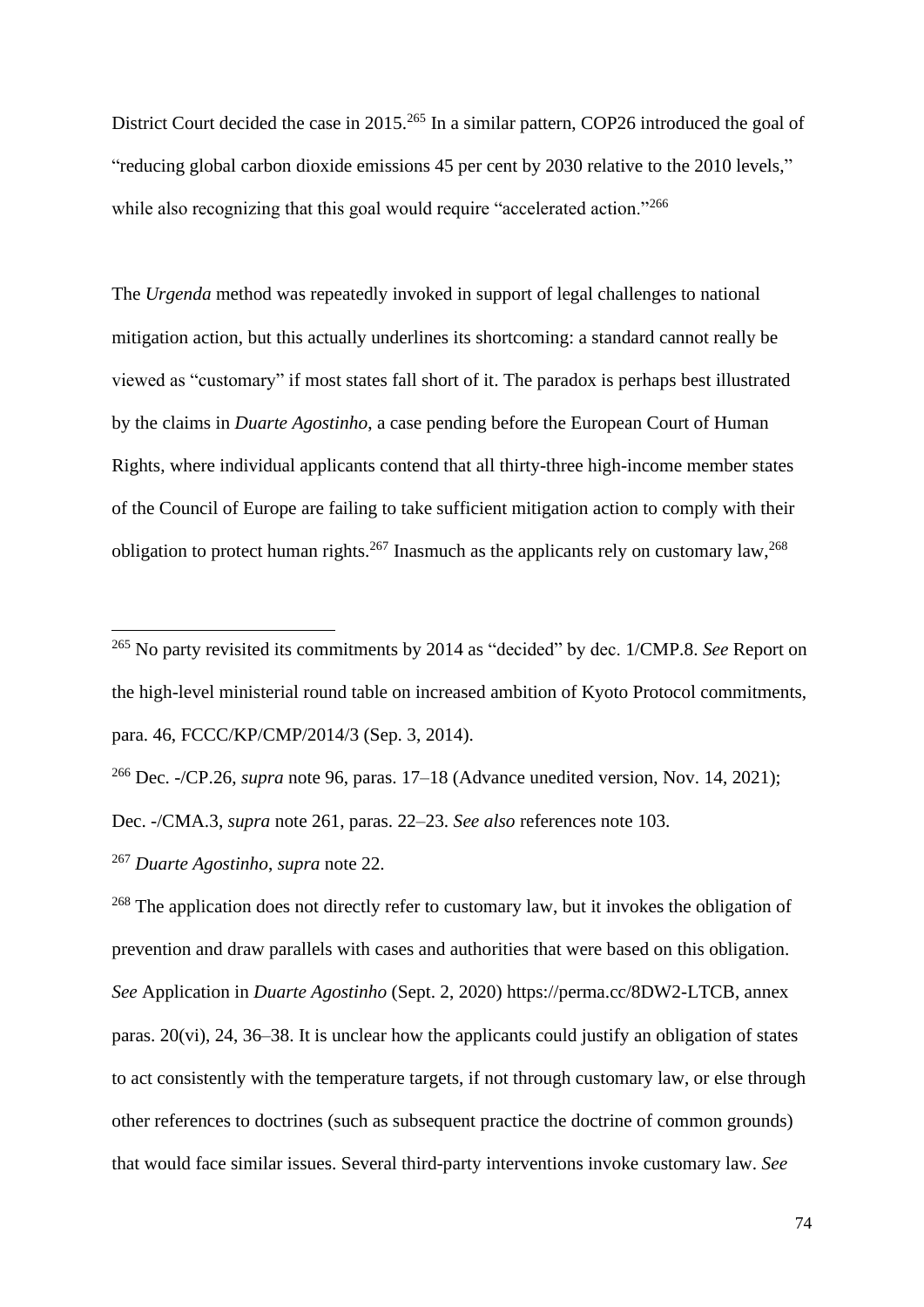District Court decided the case in 2015.[265] In a similar pattern, COP26 introduced the goal of "reducing global carbon dioxide emissions 45 per cent by 2030 relative to the 2010 levels," while also recognizing that this goal would require "accelerated action."[266]

The *Urgenda* method was repeatedly invoked in support of legal challenges to national mitigation action, but this actually underlines its shortcoming: a standard cannot really be viewed as "customary" if most states fall short of it. The paradox is perhaps best illustrated by the claims in *Duarte Agostinho*, a case pending before the European Court of Human Rights, where individual applicants contend that all thirty-three high-income member states of the Council of Europe are failing to take sufficient mitigation action to comply with their obligation to protect human rights.[267] Inasmuch as the applicants rely on customary law,[268]

---

[265] No party revisited its commitments by 2014 as "decided" by dec. 1/CMP.8. *See* Report on the high-level ministerial round table on increased ambition of Kyoto Protocol commitments, para. 46, FCCC/KP/CMP/2014/3 (Sep. 3, 2014).

[266] Dec. -/CP.26, *supra* note 96, paras. 17–18 (Advance unedited version, Nov. 14, 2021); Dec. -/CMA.3, *supra* note 261, paras. 22–23. *See also* references note 103.

[267] *Duarte Agostinho*, *supra* note 22.

[268] The application does not directly refer to customary law, but it invokes the obligation of prevention and draw parallels with cases and authorities that were based on this obligation. *See* Application in *Duarte Agostinho* (Sept. 2, 2020) https://perma.cc/8DW2-LTCB, annex paras. 20(vi), 24, 36–38. It is unclear how the applicants could justify an obligation of states to act consistently with the temperature targets, if not through customary law, or else through other references to doctrines (such as subsequent practice the doctrine of common grounds) that would face similar issues. Several third-party interventions invoke customary law. *See*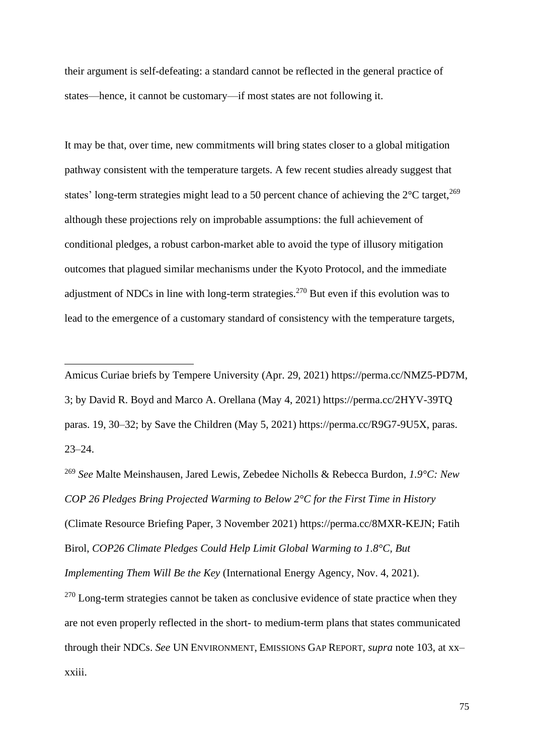their argument is self-defeating: a standard cannot be reflected in the general practice of states—hence, it cannot be customary—if most states are not following it.

It may be that, over time, new commitments will bring states closer to a global mitigation pathway consistent with the temperature targets. A few recent studies already suggest that states' long-term strategies might lead to a 50 percent chance of achieving the 2°C target,[269] although these projections rely on improbable assumptions: the full achievement of conditional pledges, a robust carbon-market able to avoid the type of illusory mitigation outcomes that plagued similar mechanisms under the Kyoto Protocol, and the immediate adjustment of NDCs in line with long-term strategies.[270] But even if this evolution was to lead to the emergence of a customary standard of consistency with the temperature targets,

---

Amicus Curiae briefs by Tempere University (Apr. 29, 2021) https://perma.cc/NMZ5-PD7M, 3; by David R. Boyd and Marco A. Orellana (May 4, 2021) https://perma.cc/2HYV-39TQ paras. 19, 30–32; by Save the Children (May 5, 2021) https://perma.cc/R9G7-9U5X, paras. 23–24.

[269] *See* Malte Meinshausen, Jared Lewis, Zebedee Nicholls & Rebecca Burdon, *1.9°C: New COP 26 Pledges Bring Projected Warming to Below 2°C for the First Time in History* (Climate Resource Briefing Paper, 3 November 2021) https://perma.cc/8MXR-KEJN; Fatih Birol, *COP26 Climate Pledges Could Help Limit Global Warming to 1.8°C, But Implementing Them Will Be the Key* (International Energy Agency, Nov. 4, 2021).

[270] Long-term strategies cannot be taken as conclusive evidence of state practice when they are not even properly reflected in the short- to medium-term plans that states communicated through their NDCs. *See* UN ENVIRONMENT, EMISSIONS GAP REPORT, *supra* note 103, at xx–xxiii.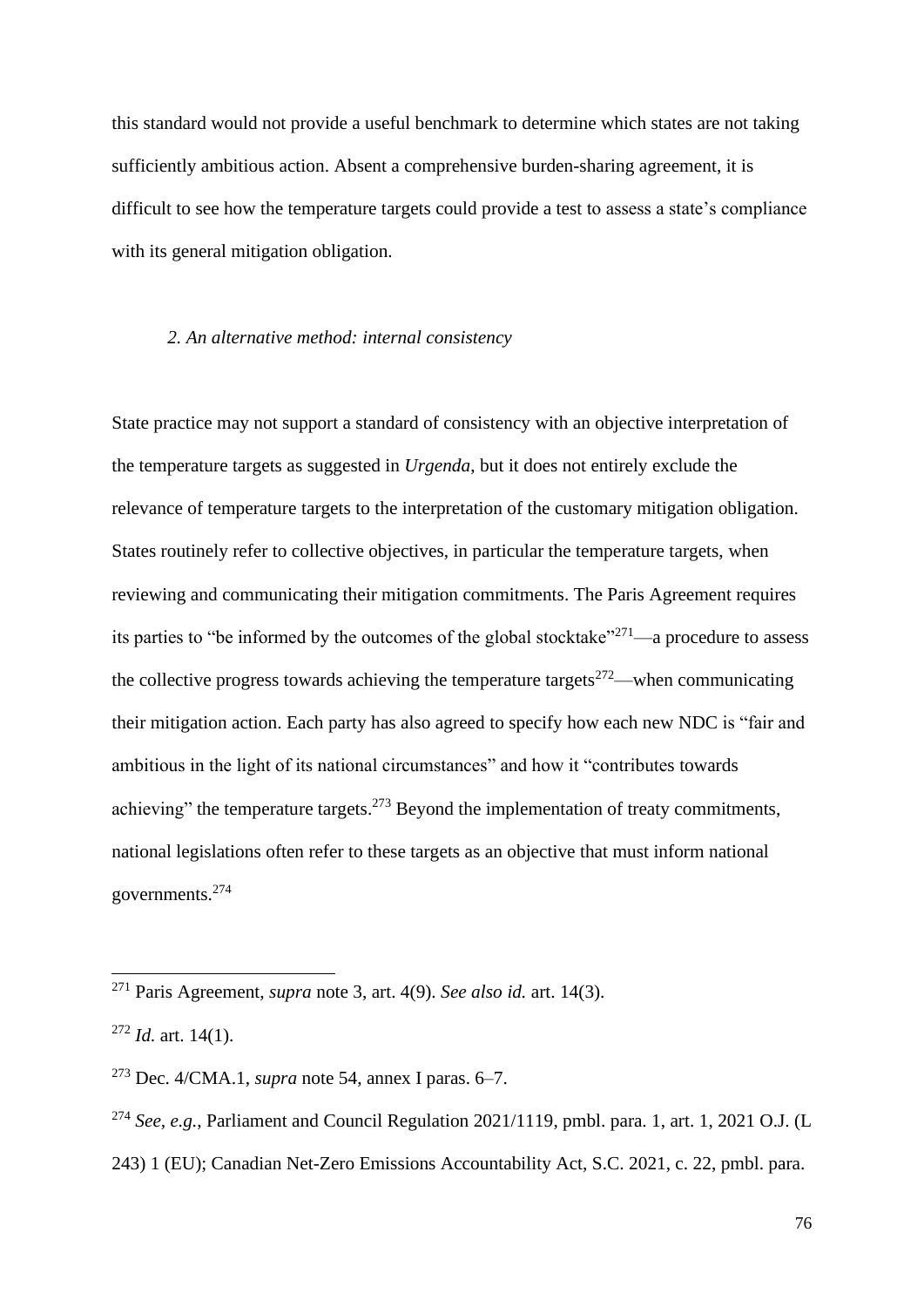this standard would not provide a useful benchmark to determine which states are not taking sufficiently ambitious action. Absent a comprehensive burden-sharing agreement, it is difficult to see how the temperature targets could provide a test to assess a state's compliance with its general mitigation obligation.

### *2. An alternative method: internal consistency*

State practice may not support a standard of consistency with an objective interpretation of the temperature targets as suggested in *Urgenda*, but it does not entirely exclude the relevance of temperature targets to the interpretation of the customary mitigation obligation. States routinely refer to collective objectives, in particular the temperature targets, when reviewing and communicating their mitigation commitments. The Paris Agreement requires its parties to "be informed by the outcomes of the global stocktake"[271]—a procedure to assess the collective progress towards achieving the temperature targets[272]—when communicating their mitigation action. Each party has also agreed to specify how each new NDC is "fair and ambitious in the light of its national circumstances" and how it "contributes towards achieving" the temperature targets.[273] Beyond the implementation of treaty commitments, national legislations often refer to these targets as an objective that must inform national governments.[274]

---

[271] Paris Agreement, *supra* note 3, art. 4(9). *See also id.* art. 14(3).

[272] *Id.* art. 14(1).

[273] Dec. 4/CMA.1, *supra* note 54, annex I paras. 6–7.

[274] *See, e.g.*, Parliament and Council Regulation 2021/1119, pmbl. para. 1, art. 1, 2021 O.J. (L 243) 1 (EU); Canadian Net-Zero Emissions Accountability Act, S.C. 2021, c. 22, pmbl. para.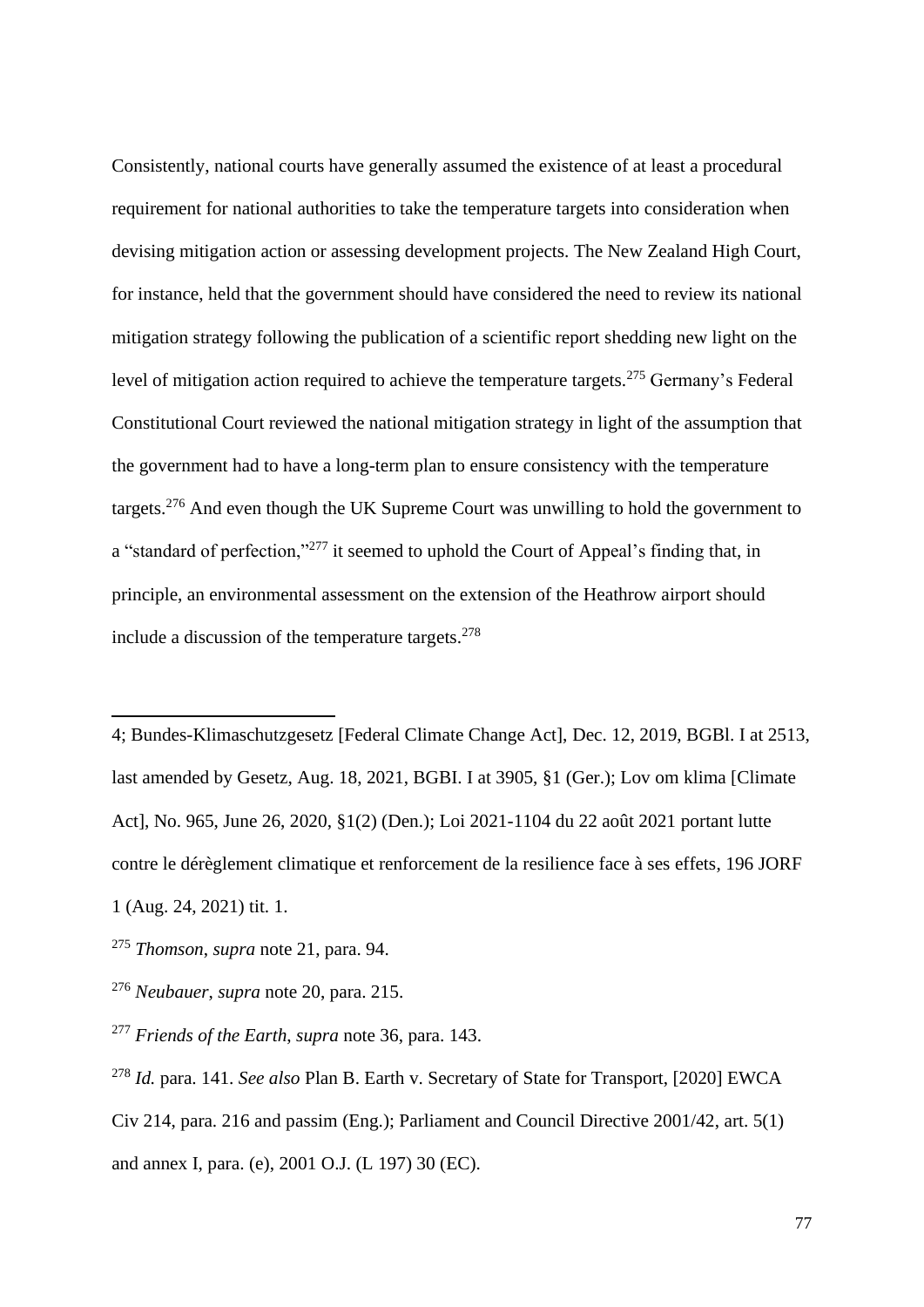Consistently, national courts have generally assumed the existence of at least a procedural requirement for national authorities to take the temperature targets into consideration when devising mitigation action or assessing development projects. The New Zealand High Court, for instance, held that the government should have considered the need to review its national mitigation strategy following the publication of a scientific report shedding new light on the level of mitigation action required to achieve the temperature targets.[275] Germany's Federal Constitutional Court reviewed the national mitigation strategy in light of the assumption that the government had to have a long-term plan to ensure consistency with the temperature targets.[276] And even though the UK Supreme Court was unwilling to hold the government to a "standard of perfection,"[277] it seemed to uphold the Court of Appeal's finding that, in principle, an environmental assessment on the extension of the Heathrow airport should include a discussion of the temperature targets.[278]

---

4; Bundes-Klimaschutzgesetz [Federal Climate Change Act], Dec. 12, 2019, BGBl. I at 2513, last amended by Gesetz, Aug. 18, 2021, BGBI. I at 3905, §1 (Ger.); Lov om klima [Climate Act], No. 965, June 26, 2020, §1(2) (Den.); Loi 2021-1104 du 22 août 2021 portant lutte contre le dérèglement climatique et renforcement de la resilience face à ses effets, 196 JORF 1 (Aug. 24, 2021) tit. 1.

[275] *Thomson*, *supra* note 21, para. 94.

[276] *Neubauer*, *supra* note 20, para. 215.

[277] *Friends of the Earth*, *supra* note 36, para. 143.

[278] *Id.* para. 141. *See also* Plan B. Earth v. Secretary of State for Transport, [2020] EWCA Civ 214, para. 216 and passim (Eng.); Parliament and Council Directive 2001/42, art. 5(1) and annex I, para. (e), 2001 O.J. (L 197) 30 (EC).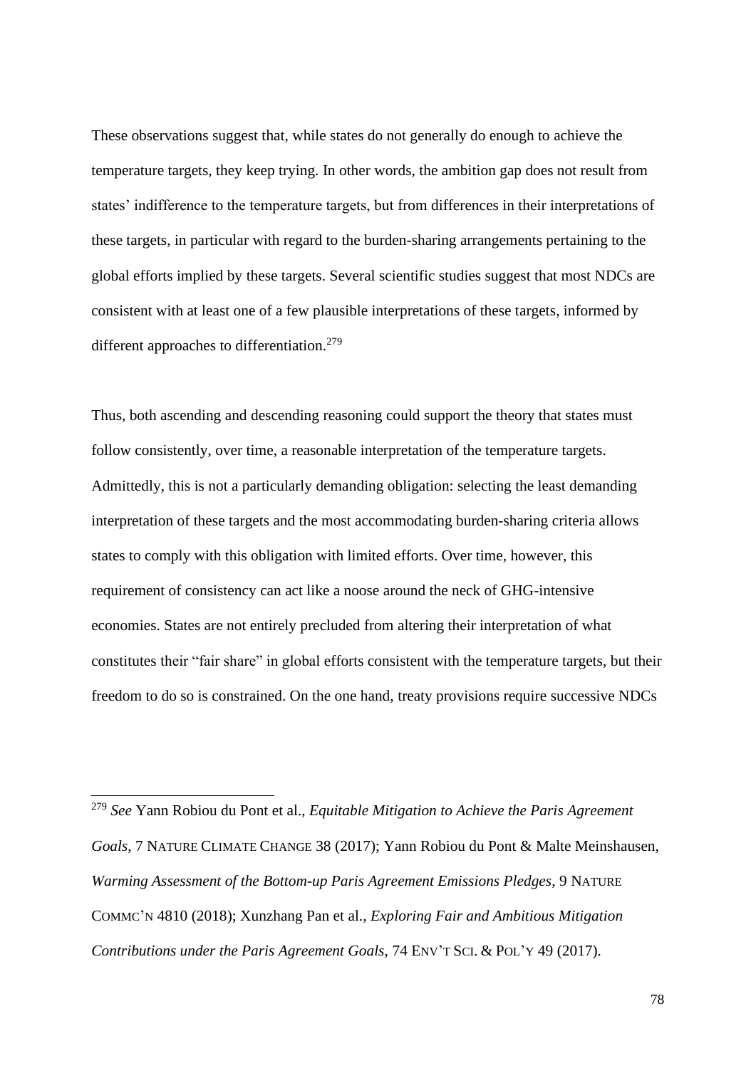These observations suggest that, while states do not generally do enough to achieve the temperature targets, they keep trying. In other words, the ambition gap does not result from states' indifference to the temperature targets, but from differences in their interpretations of these targets, in particular with regard to the burden-sharing arrangements pertaining to the global efforts implied by these targets. Several scientific studies suggest that most NDCs are consistent with at least one of a few plausible interpretations of these targets, informed by different approaches to differentiation.[279]

Thus, both ascending and descending reasoning could support the theory that states must follow consistently, over time, a reasonable interpretation of the temperature targets. Admittedly, this is not a particularly demanding obligation: selecting the least demanding interpretation of these targets and the most accommodating burden-sharing criteria allows states to comply with this obligation with limited efforts. Over time, however, this requirement of consistency can act like a noose around the neck of GHG-intensive economies. States are not entirely precluded from altering their interpretation of what constitutes their "fair share" in global efforts consistent with the temperature targets, but their freedom to do so is constrained. On the one hand, treaty provisions require successive NDCs

---

[279] *See* Yann Robiou du Pont et al., *Equitable Mitigation to Achieve the Paris Agreement Goals*, 7 NATURE CLIMATE CHANGE 38 (2017); Yann Robiou du Pont & Malte Meinshausen, *Warming Assessment of the Bottom-up Paris Agreement Emissions Pledges*, 9 NATURE COMMC'N 4810 (2018); Xunzhang Pan et al., *Exploring Fair and Ambitious Mitigation Contributions under the Paris Agreement Goals*, 74 ENV'T SCI. & POL'Y 49 (2017).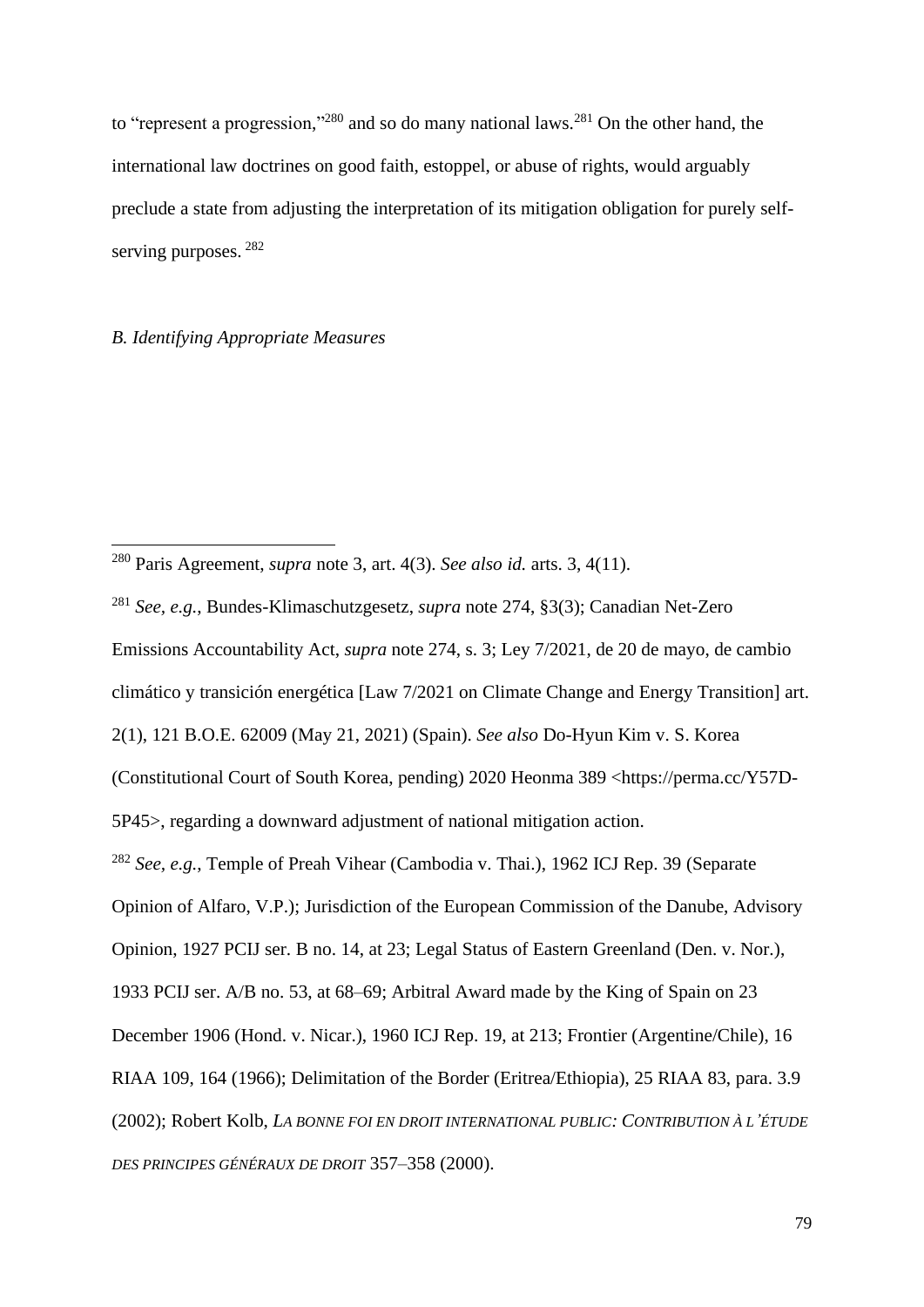to "represent a progression,"[280] and so do many national laws.[281] On the other hand, the international law doctrines on good faith, estoppel, or abuse of rights, would arguably preclude a state from adjusting the interpretation of its mitigation obligation for purely self-serving purposes.[282]

*B. Identifying Appropriate Measures*

---

[280] Paris Agreement, *supra* note 3, art. 4(3). *See also id.* arts. 3, 4(11).

[281] *See, e.g.*, Bundes-Klimaschutzgesetz, *supra* note 274, §3(3); Canadian Net-Zero Emissions Accountability Act, *supra* note 274, s. 3; Ley 7/2021, de 20 de mayo, de cambio climático y transición energética [Law 7/2021 on Climate Change and Energy Transition] art. 2(1), 121 B.O.E. 62009 (May 21, 2021) (Spain). *See also* Do-Hyun Kim v. S. Korea (Constitutional Court of South Korea, pending) 2020 Heonma 389 <https://perma.cc/Y57D-5P45>, regarding a downward adjustment of national mitigation action.

[282] *See, e.g.*, Temple of Preah Vihear (Cambodia v. Thai.), 1962 ICJ Rep. 39 (Separate Opinion of Alfaro, V.P.); Jurisdiction of the European Commission of the Danube, Advisory Opinion, 1927 PCIJ ser. B no. 14, at 23; Legal Status of Eastern Greenland (Den. v. Nor.), 1933 PCIJ ser. A/B no. 53, at 68–69; Arbitral Award made by the King of Spain on 23 December 1906 (Hond. v. Nicar.), 1960 ICJ Rep. 19, at 213; Frontier (Argentine/Chile), 16 RIAA 109, 164 (1966); Delimitation of the Border (Eritrea/Ethiopia), 25 RIAA 83, para. 3.9 (2002); Robert Kolb, *La bonne foi en droit international public: Contribution à l'étude des principes généraux de droit* 357–358 (2000).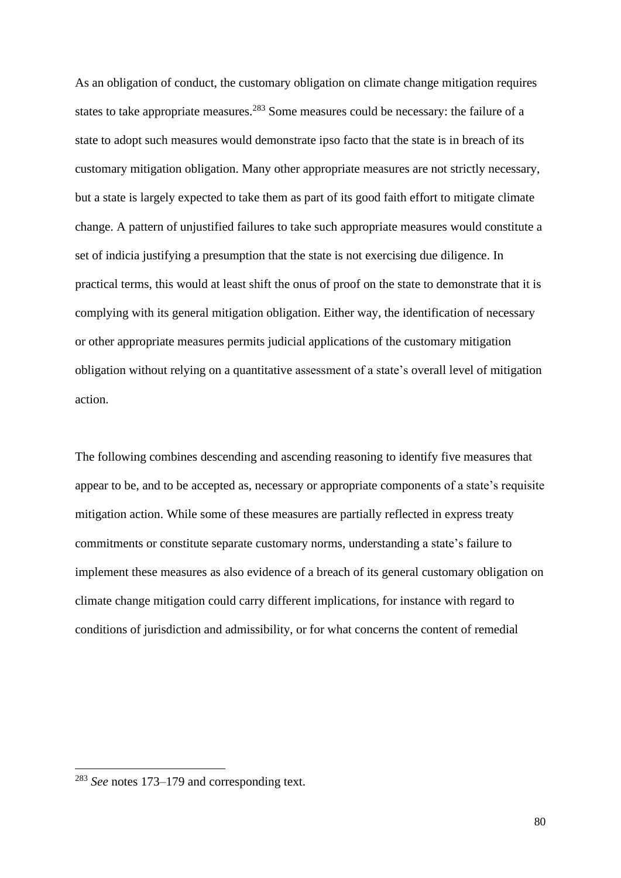As an obligation of conduct, the customary obligation on climate change mitigation requires states to take appropriate measures.[283] Some measures could be necessary: the failure of a state to adopt such measures would demonstrate ipso facto that the state is in breach of its customary mitigation obligation. Many other appropriate measures are not strictly necessary, but a state is largely expected to take them as part of its good faith effort to mitigate climate change. A pattern of unjustified failures to take such appropriate measures would constitute a set of indicia justifying a presumption that the state is not exercising due diligence. In practical terms, this would at least shift the onus of proof on the state to demonstrate that it is complying with its general mitigation obligation. Either way, the identification of necessary or other appropriate measures permits judicial applications of the customary mitigation obligation without relying on a quantitative assessment of a state's overall level of mitigation action.

The following combines descending and ascending reasoning to identify five measures that appear to be, and to be accepted as, necessary or appropriate components of a state's requisite mitigation action. While some of these measures are partially reflected in express treaty commitments or constitute separate customary norms, understanding a state's failure to implement these measures as also evidence of a breach of its general customary obligation on climate change mitigation could carry different implications, for instance with regard to conditions of jurisdiction and admissibility, or for what concerns the content of remedial

[283] *See* notes 173–179 and corresponding text.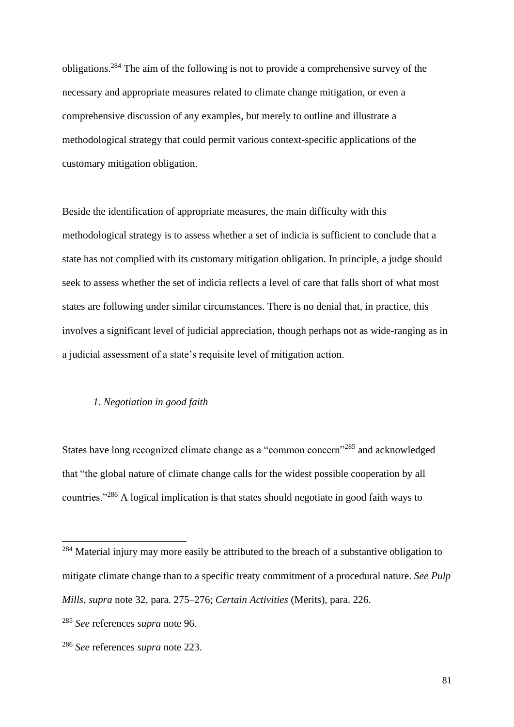obligations.[284] The aim of the following is not to provide a comprehensive survey of the necessary and appropriate measures related to climate change mitigation, or even a comprehensive discussion of any examples, but merely to outline and illustrate a methodological strategy that could permit various context-specific applications of the customary mitigation obligation.

Beside the identification of appropriate measures, the main difficulty with this methodological strategy is to assess whether a set of indicia is sufficient to conclude that a state has not complied with its customary mitigation obligation. In principle, a judge should seek to assess whether the set of indicia reflects a level of care that falls short of what most states are following under similar circumstances. There is no denial that, in practice, this involves a significant level of judicial appreciation, though perhaps not as wide-ranging as in a judicial assessment of a state's requisite level of mitigation action.

#### *1. Negotiation in good faith*

States have long recognized climate change as a "common concern"[285] and acknowledged that "the global nature of climate change calls for the widest possible cooperation by all countries."[286] A logical implication is that states should negotiate in good faith ways to

---

[284] Material injury may more easily be attributed to the breach of a substantive obligation to mitigate climate change than to a specific treaty commitment of a procedural nature. *See Pulp Mills*, *supra* note 32, para. 275–276; *Certain Activities* (Merits), para. 226.

[285] *See* references *supra* note 96.

[286] *See* references *supra* note 223.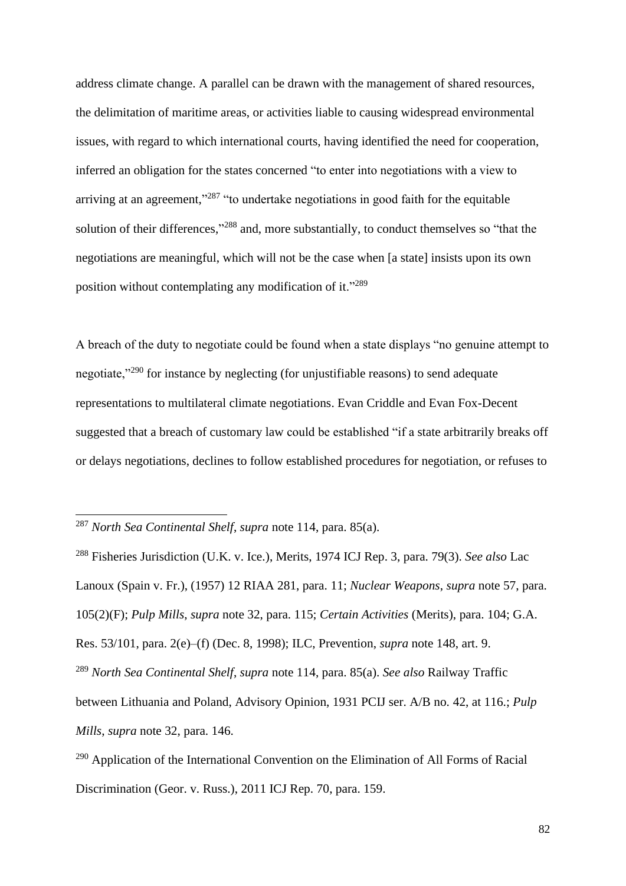address climate change. A parallel can be drawn with the management of shared resources, the delimitation of maritime areas, or activities liable to causing widespread environmental issues, with regard to which international courts, having identified the need for cooperation, inferred an obligation for the states concerned "to enter into negotiations with a view to arriving at an agreement,"[287] "to undertake negotiations in good faith for the equitable solution of their differences,"[288] and, more substantially, to conduct themselves so "that the negotiations are meaningful, which will not be the case when [a state] insists upon its own position without contemplating any modification of it."[289]

A breach of the duty to negotiate could be found when a state displays "no genuine attempt to negotiate,"[290] for instance by neglecting (for unjustifiable reasons) to send adequate representations to multilateral climate negotiations. Evan Criddle and Evan Fox-Decent suggested that a breach of customary law could be established "if a state arbitrarily breaks off or delays negotiations, declines to follow established procedures for negotiation, or refuses to

---

[287] *North Sea Continental Shelf*, *supra* note 114, para. 85(a).

[288] Fisheries Jurisdiction (U.K. v. Ice.), Merits, 1974 ICJ Rep. 3, para. 79(3). *See also* Lac Lanoux (Spain v. Fr.), (1957) 12 RIAA 281, para. 11; *Nuclear Weapons*, *supra* note 57, para. 105(2)(F); *Pulp Mills*, *supra* note 32, para. 115; *Certain Activities* (Merits), para. 104; G.A. Res. 53/101, para. 2(e)–(f) (Dec. 8, 1998); ILC, Prevention, *supra* note 148, art. 9.

[289] *North Sea Continental Shelf*, *supra* note 114, para. 85(a). *See also* Railway Traffic between Lithuania and Poland, Advisory Opinion, 1931 PCIJ ser. A/B no. 42, at 116.; *Pulp Mills*, *supra* note 32, para. 146.

[290] Application of the International Convention on the Elimination of All Forms of Racial Discrimination (Geor. v. Russ.), 2011 ICJ Rep. 70, para. 159.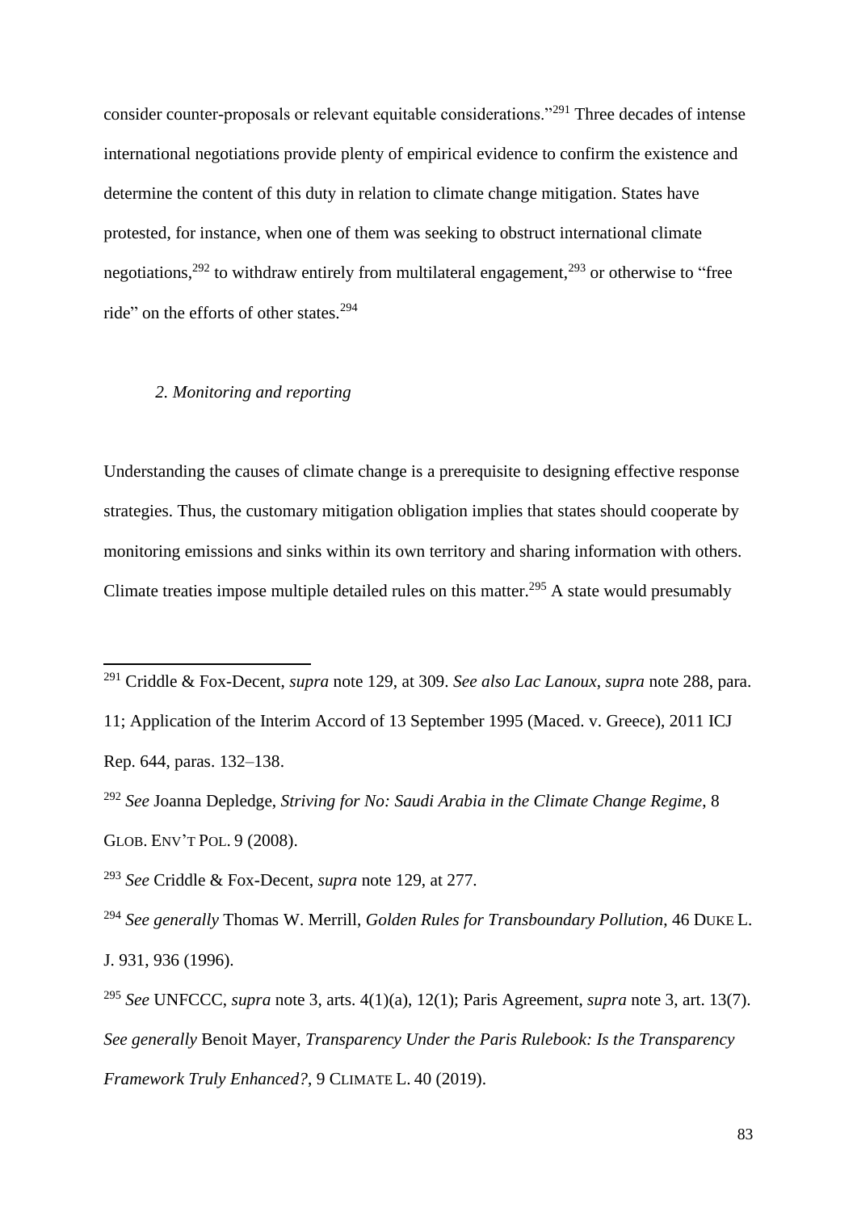consider counter-proposals or relevant equitable considerations."[291] Three decades of intense international negotiations provide plenty of empirical evidence to confirm the existence and determine the content of this duty in relation to climate change mitigation. States have protested, for instance, when one of them was seeking to obstruct international climate negotiations,[292] to withdraw entirely from multilateral engagement,[293] or otherwise to "free ride" on the efforts of other states.[294]

### *2. Monitoring and reporting*

Understanding the causes of climate change is a prerequisite to designing effective response strategies. Thus, the customary mitigation obligation implies that states should cooperate by monitoring emissions and sinks within its own territory and sharing information with others. Climate treaties impose multiple detailed rules on this matter.[295] A state would presumably

---

[291] Criddle & Fox-Decent, *supra* note 129, at 309. *See also Lac Lanoux*, *supra* note 288, para. 11; Application of the Interim Accord of 13 September 1995 (Maced. v. Greece), 2011 ICJ Rep. 644, paras. 132–138.

[292] *See* Joanna Depledge, *Striving for No: Saudi Arabia in the Climate Change Regime*, 8 GLOB. ENV'T POL. 9 (2008).

[293] *See* Criddle & Fox-Decent, *supra* note 129, at 277.

[294] *See generally* Thomas W. Merrill, *Golden Rules for Transboundary Pollution*, 46 DUKE L. J. 931, 936 (1996).

[295] *See* UNFCCC, *supra* note 3, arts. 4(1)(a), 12(1); Paris Agreement, *supra* note 3, art. 13(7). *See generally* Benoit Mayer, *Transparency Under the Paris Rulebook: Is the Transparency Framework Truly Enhanced?*, 9 CLIMATE L. 40 (2019).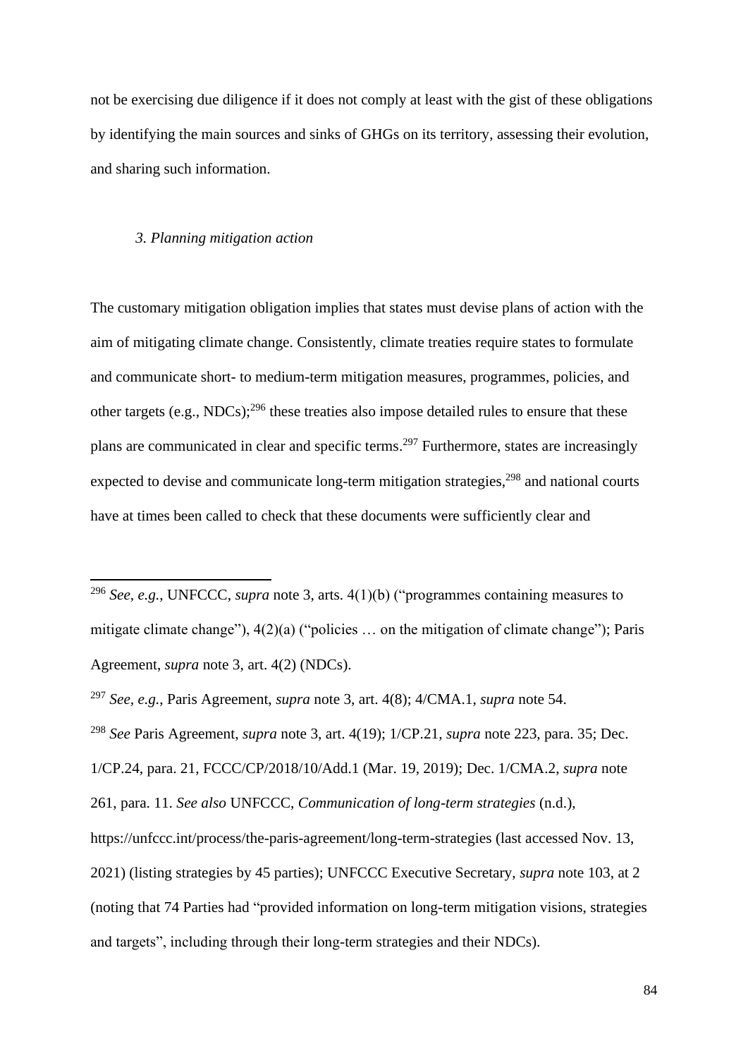not be exercising due diligence if it does not comply at least with the gist of these obligations by identifying the main sources and sinks of GHGs on its territory, assessing their evolution, and sharing such information.

### *3. Planning mitigation action*

The customary mitigation obligation implies that states must devise plans of action with the aim of mitigating climate change. Consistently, climate treaties require states to formulate and communicate short- to medium-term mitigation measures, programmes, policies, and other targets (e.g., NDCs);[296] these treaties also impose detailed rules to ensure that these plans are communicated in clear and specific terms.[297] Furthermore, states are increasingly expected to devise and communicate long-term mitigation strategies,[298] and national courts have at times been called to check that these documents were sufficiently clear and

---

[296] *See*, *e.g.*, UNFCCC, *supra* note 3, arts. 4(1)(b) ("programmes containing measures to mitigate climate change"), 4(2)(a) ("policies … on the mitigation of climate change"); Paris Agreement, *supra* note 3, art. 4(2) (NDCs).

[297] *See*, *e.g.*, Paris Agreement, *supra* note 3, art. 4(8); 4/CMA.1, *supra* note 54.

[298] *See* Paris Agreement, *supra* note 3, art. 4(19); 1/CP.21, *supra* note 223, para. 35; Dec. 1/CP.24, para. 21, FCCC/CP/2018/10/Add.1 (Mar. 19, 2019); Dec. 1/CMA.2, *supra* note 261, para. 11. *See also* UNFCCC, *Communication of long-term strategies* (n.d.), https://unfccc.int/process/the-paris-agreement/long-term-strategies (last accessed Nov. 13, 2021) (listing strategies by 45 parties); UNFCCC Executive Secretary, *supra* note 103, at 2 (noting that 74 Parties had "provided information on long-term mitigation visions, strategies and targets", including through their long-term strategies and their NDCs).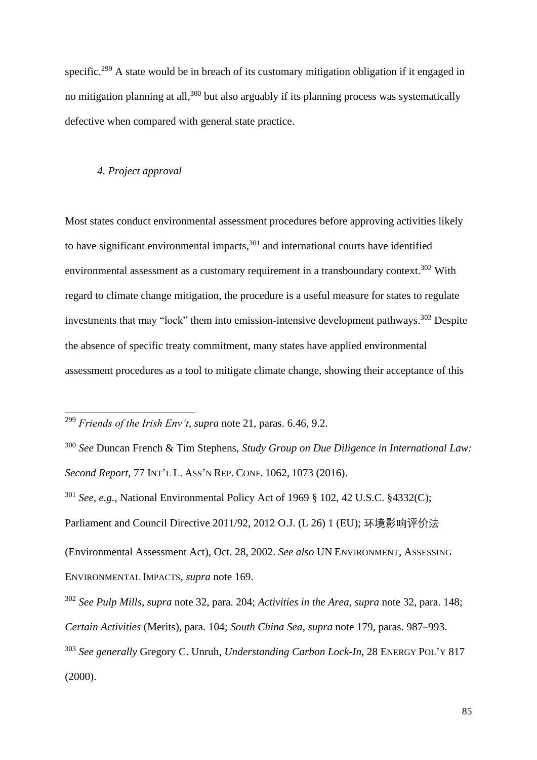specific.[299] A state would be in breach of its customary mitigation obligation if it engaged in no mitigation planning at all,[300] but also arguably if its planning process was systematically defective when compared with general state practice.

### *4. Project approval*

Most states conduct environmental assessment procedures before approving activities likely to have significant environmental impacts,[301] and international courts have identified environmental assessment as a customary requirement in a transboundary context.[302] With regard to climate change mitigation, the procedure is a useful measure for states to regulate investments that may "lock" them into emission-intensive development pathways.[303] Despite the absence of specific treaty commitment, many states have applied environmental assessment procedures as a tool to mitigate climate change, showing their acceptance of this

---

[299] *Friends of the Irish Env't*, *supra* note 21, paras. 6.46, 9.2.

[300] *See* Duncan French & Tim Stephens, *Study Group on Due Diligence in International Law: Second Report*, 77 INT'L L. ASS'N REP. CONF. 1062, 1073 (2016).

[301] *See, e.g.*, National Environmental Policy Act of 1969 § 102, 42 U.S.C. §4332(C); Parliament and Council Directive 2011/92, 2012 O.J. (L 26) 1 (EU); 环境影响评价法 (Environmental Assessment Act), Oct. 28, 2002. *See also* UN ENVIRONMENT, ASSESSING ENVIRONMENTAL IMPACTS, *supra* note 169.

[302] *See Pulp Mills*, *supra* note 32, para. 204; *Activities in the Area*, *supra* note 32, para. 148; *Certain Activities* (Merits), para. 104; *South China Sea*, *supra* note 179, paras. 987–993.

[303] *See generally* Gregory C. Unruh, *Understanding Carbon Lock-In*, 28 ENERGY POL'Y 817 (2000).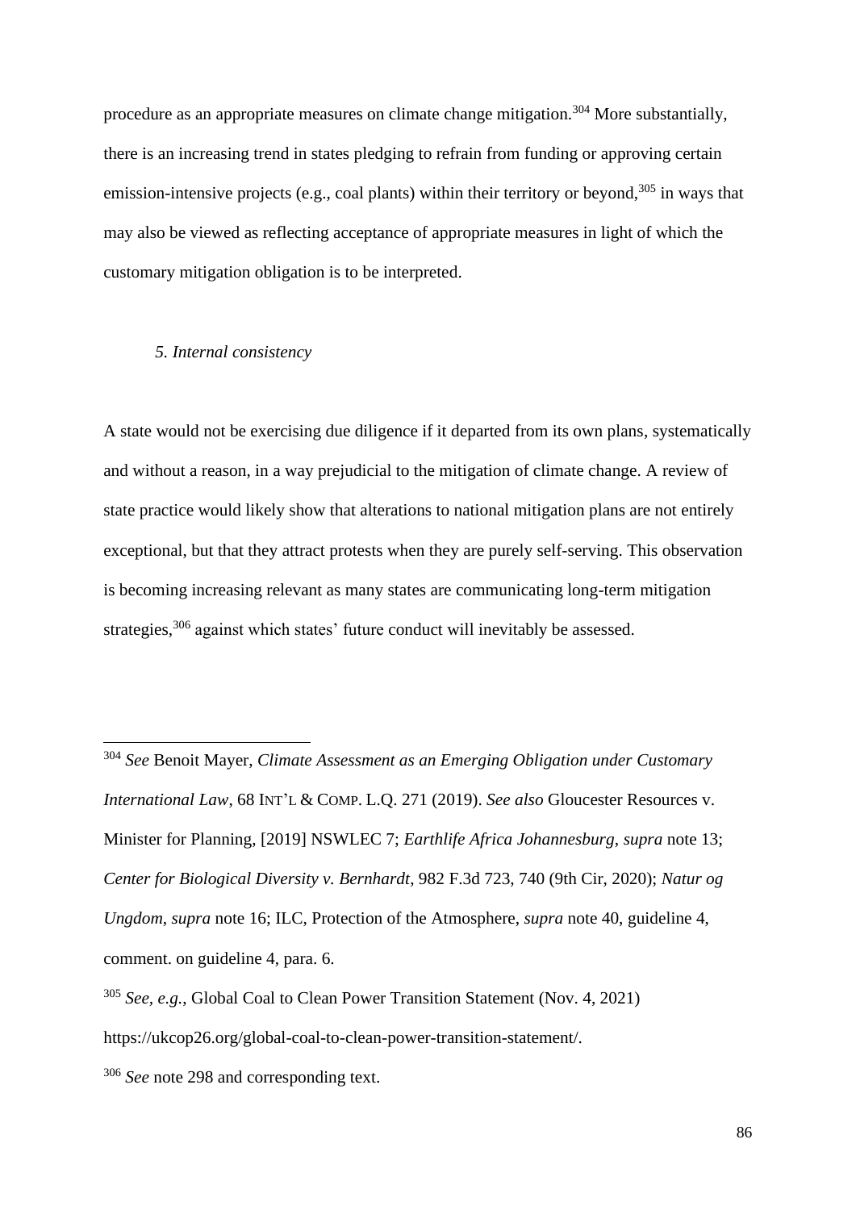procedure as an appropriate measures on climate change mitigation.[304] More substantially, there is an increasing trend in states pledging to refrain from funding or approving certain emission-intensive projects (e.g., coal plants) within their territory or beyond,[305] in ways that may also be viewed as reflecting acceptance of appropriate measures in light of which the customary mitigation obligation is to be interpreted.

*5. Internal consistency*

A state would not be exercising due diligence if it departed from its own plans, systematically and without a reason, in a way prejudicial to the mitigation of climate change. A review of state practice would likely show that alterations to national mitigation plans are not entirely exceptional, but that they attract protests when they are purely self-serving. This observation is becoming increasing relevant as many states are communicating long-term mitigation strategies,[306] against which states' future conduct will inevitably be assessed.

---

[304] *See* Benoit Mayer, *Climate Assessment as an Emerging Obligation under Customary International Law*, 68 INT'L & COMP. L.Q. 271 (2019). *See also* Gloucester Resources v. Minister for Planning, [2019] NSWLEC 7; *Earthlife Africa Johannesburg*, *supra* note 13; *Center for Biological Diversity v. Bernhardt*, 982 F.3d 723, 740 (9th Cir, 2020); *Natur og Ungdom*, *supra* note 16; ILC, Protection of the Atmosphere, *supra* note 40, guideline 4, comment. on guideline 4, para. 6.

[305] *See*, *e.g.*, Global Coal to Clean Power Transition Statement (Nov. 4, 2021) https://ukcop26.org/global-coal-to-clean-power-transition-statement/.

[306] *See* note 298 and corresponding text.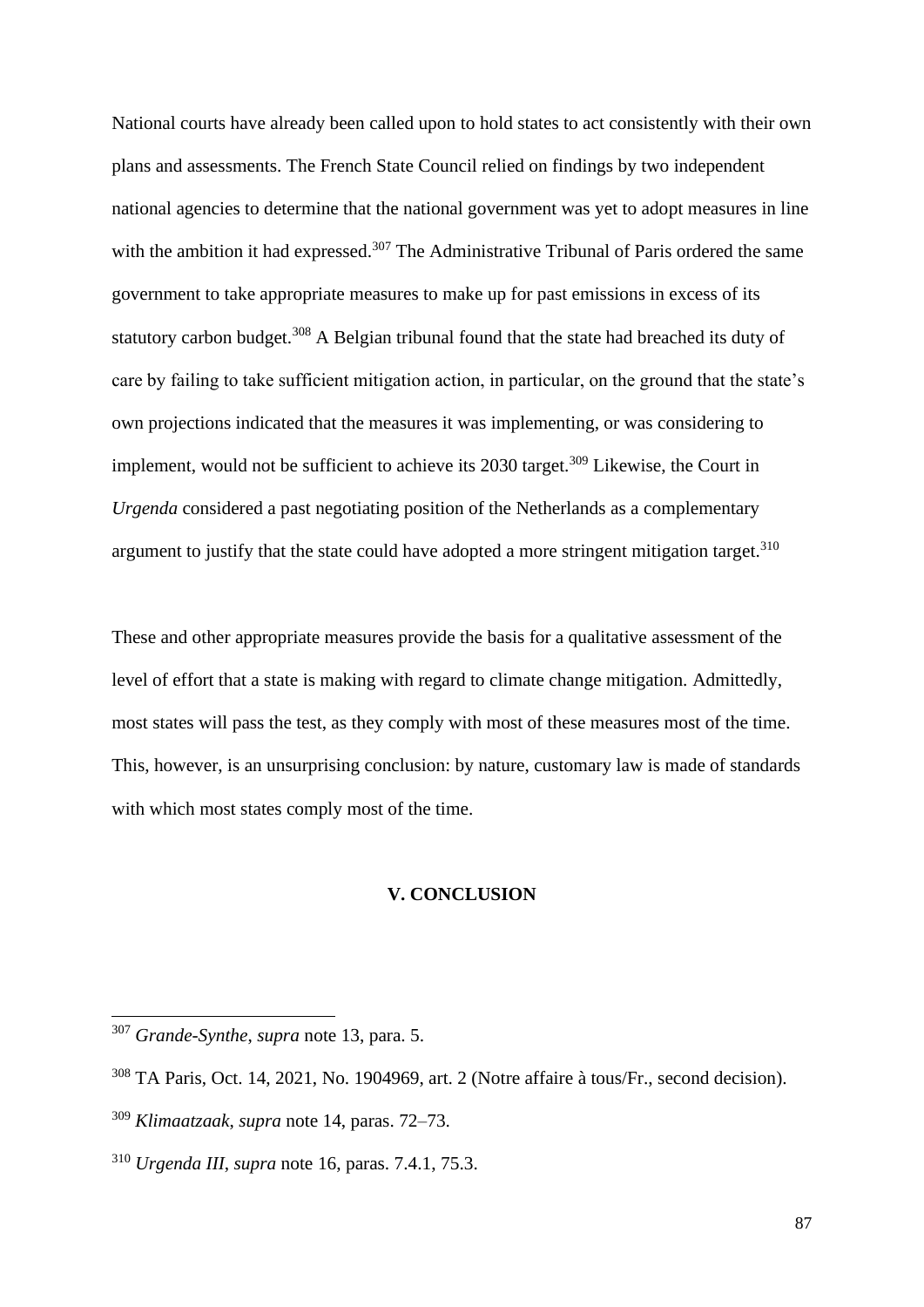National courts have already been called upon to hold states to act consistently with their own plans and assessments. The French State Council relied on findings by two independent national agencies to determine that the national government was yet to adopt measures in line with the ambition it had expressed.[307] The Administrative Tribunal of Paris ordered the same government to take appropriate measures to make up for past emissions in excess of its statutory carbon budget.[308] A Belgian tribunal found that the state had breached its duty of care by failing to take sufficient mitigation action, in particular, on the ground that the state's own projections indicated that the measures it was implementing, or was considering to implement, would not be sufficient to achieve its 2030 target.[309] Likewise, the Court in *Urgenda* considered a past negotiating position of the Netherlands as a complementary argument to justify that the state could have adopted a more stringent mitigation target.[310]

These and other appropriate measures provide the basis for a qualitative assessment of the level of effort that a state is making with regard to climate change mitigation. Admittedly, most states will pass the test, as they comply with most of these measures most of the time. This, however, is an unsurprising conclusion: by nature, customary law is made of standards with which most states comply most of the time.

## V. CONCLUSION

---

[307] *Grande-Synthe*, *supra* note 13, para. 5.

[308] TA Paris, Oct. 14, 2021, No. 1904969, art. 2 (Notre affaire à tous/Fr., second decision).

[309] *Klimaatzaak*, *supra* note 14, paras. 72–73.

[310] *Urgenda III*, *supra* note 16, paras. 7.4.1, 75.3.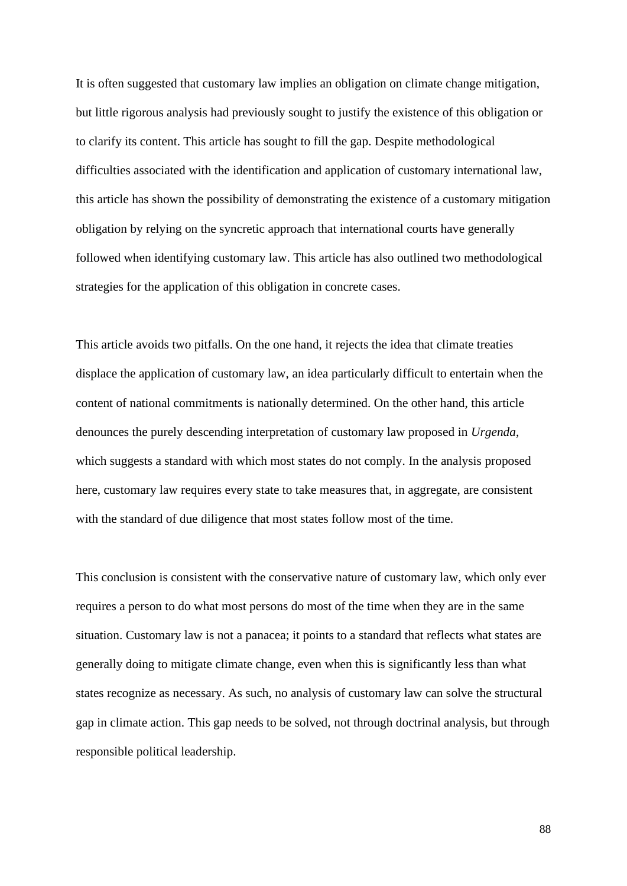It is often suggested that customary law implies an obligation on climate change mitigation, but little rigorous analysis had previously sought to justify the existence of this obligation or to clarify its content. This article has sought to fill the gap. Despite methodological difficulties associated with the identification and application of customary international law, this article has shown the possibility of demonstrating the existence of a customary mitigation obligation by relying on the syncretic approach that international courts have generally followed when identifying customary law. This article has also outlined two methodological strategies for the application of this obligation in concrete cases.

This article avoids two pitfalls. On the one hand, it rejects the idea that climate treaties displace the application of customary law, an idea particularly difficult to entertain when the content of national commitments is nationally determined. On the other hand, this article denounces the purely descending interpretation of customary law proposed in *Urgenda*, which suggests a standard with which most states do not comply. In the analysis proposed here, customary law requires every state to take measures that, in aggregate, are consistent with the standard of due diligence that most states follow most of the time.

This conclusion is consistent with the conservative nature of customary law, which only ever requires a person to do what most persons do most of the time when they are in the same situation. Customary law is not a panacea; it points to a standard that reflects what states are generally doing to mitigate climate change, even when this is significantly less than what states recognize as necessary. As such, no analysis of customary law can solve the structural gap in climate action. This gap needs to be solved, not through doctrinal analysis, but through responsible political leadership.